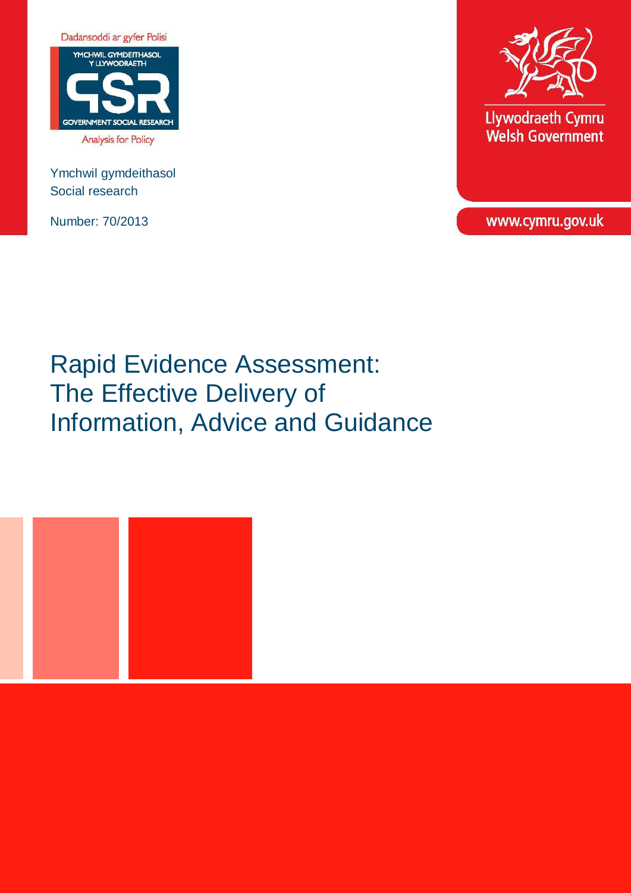Dadansoddi ar gyfer Polisi

YMCHWIL GYMDEITHASOL Y LLYWODRAETH

GOVERNMENT SOCIAL RESEARCH

Analysis for Policy

Ymchwil gymdeithasol
Social research

Number: 70/2013

Llywodraeth Cymru
Welsh Government

www.cymru.gov.uk

# Rapid Evidence Assessment: The Effective Delivery of Information, Advice and Guidance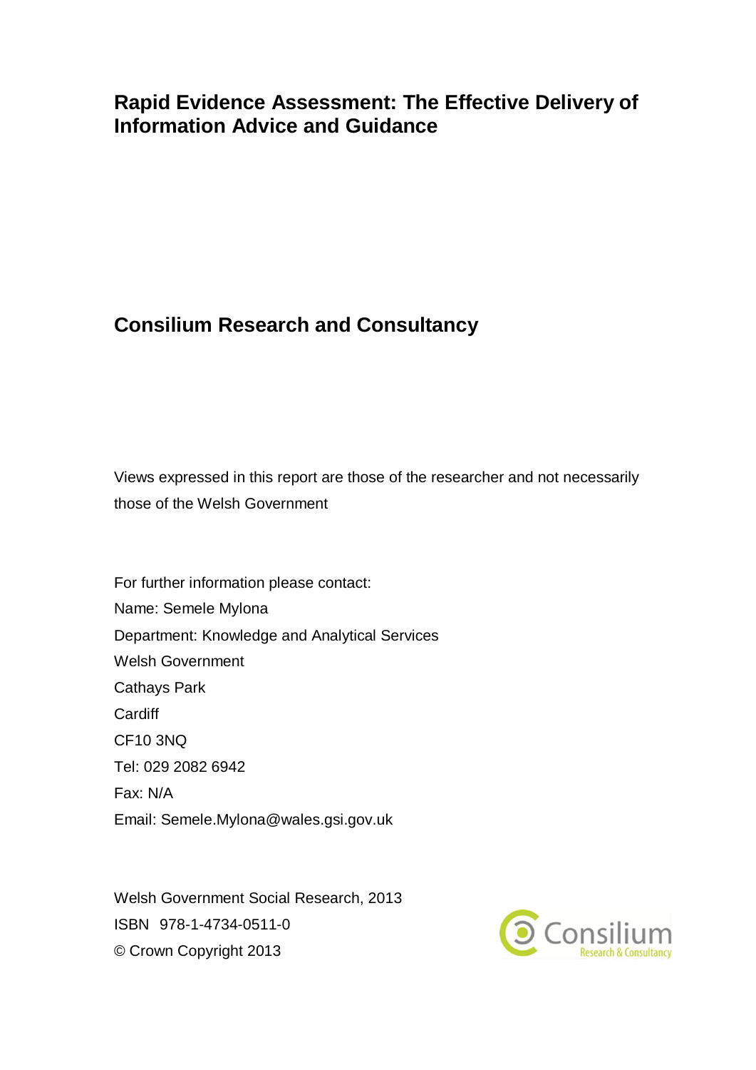# Rapid Evidence Assessment: The Effective Delivery of Information Advice and Guidance

## Consilium Research and Consultancy

Views expressed in this report are those of the researcher and not necessarily those of the Welsh Government

For further information please contact:
Name: Semele Mylona
Department: Knowledge and Analytical Services
Welsh Government
Cathays Park
Cardiff
CF10 3NQ
Tel: 029 2082 6942
Fax: N/A
Email: Semele.Mylona@wales.gsi.gov.uk

Welsh Government Social Research, 2013
ISBN 978-1-4734-0511-0
© Crown Copyright 2013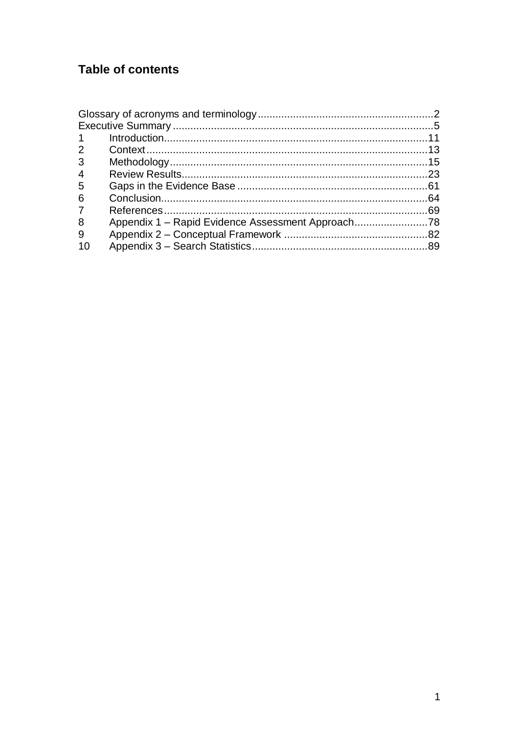## Table of contents

Glossary of acronyms and terminology ........................................................... 2
Executive Summary ........................................................................................ 5
1 Introduction ........................................................................................ 11
2 Context ............................................................................................... 13
3 Methodology ....................................................................................... 15
4 Review Results ................................................................................... 23
5 Gaps in the Evidence Base ................................................................ 61
6 Conclusion .......................................................................................... 64
7 References .......................................................................................... 69
8 Appendix 1 – Rapid Evidence Assessment Approach ......................... 78
9 Appendix 2 – Conceptual Framework ................................................. 82
10 Appendix 3 – Search Statistics ............................................................ 89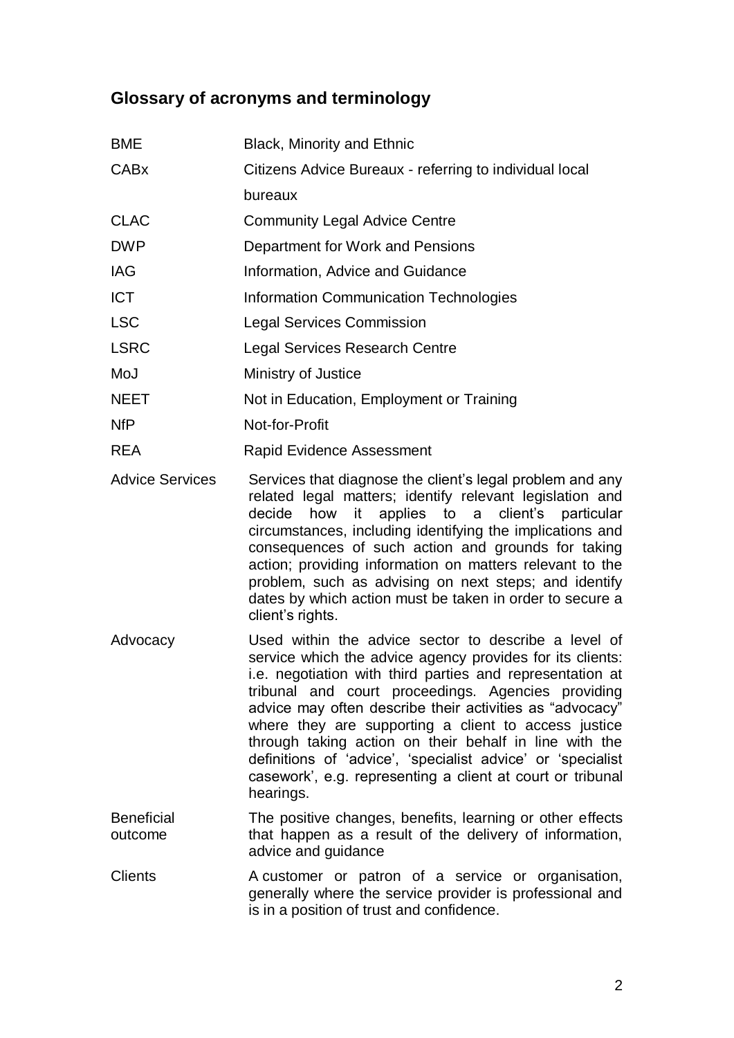## Glossary of acronyms and terminology

| | |
|---|---|
| BME | Black, Minority and Ethnic |
| CABx | Citizens Advice Bureaux - referring to individual local bureaux |
| CLAC | Community Legal Advice Centre |
| DWP | Department for Work and Pensions |
| IAG | Information, Advice and Guidance |
| ICT | Information Communication Technologies |
| LSC | Legal Services Commission |
| LSRC | Legal Services Research Centre |
| MoJ | Ministry of Justice |
| NEET | Not in Education, Employment or Training |
| NfP | Not-for-Profit |
| REA | Rapid Evidence Assessment |
| Advice Services | Services that diagnose the client's legal problem and any related legal matters; identify relevant legislation and decide how it applies to a client's particular circumstances, including identifying the implications and consequences of such action and grounds for taking action; providing information on matters relevant to the problem, such as advising on next steps; and identify dates by which action must be taken in order to secure a client's rights. |
| Advocacy | Used within the advice sector to describe a level of service which the advice agency provides for its clients: i.e. negotiation with third parties and representation at tribunal and court proceedings. Agencies providing advice may often describe their activities as "advocacy" where they are supporting a client to access justice through taking action on their behalf in line with the definitions of 'advice', 'specialist advice' or 'specialist casework', e.g. representing a client at court or tribunal hearings. |
| Beneficial outcome | The positive changes, benefits, learning or other effects that happen as a result of the delivery of information, advice and guidance |
| Clients | A customer or patron of a service or organisation, generally where the service provider is professional and is in a position of trust and confidence. |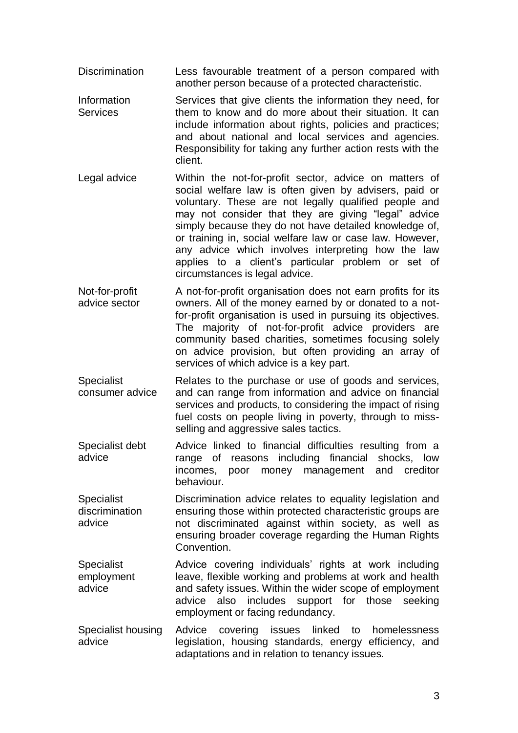| | |
|---|---|
| Discrimination | Less favourable treatment of a person compared with another person because of a protected characteristic. |
| Information Services | Services that give clients the information they need, for them to know and do more about their situation. It can include information about rights, policies and practices; and about national and local services and agencies. Responsibility for taking any further action rests with the client. |
| Legal advice | Within the not-for-profit sector, advice on matters of social welfare law is often given by advisers, paid or voluntary. These are not legally qualified people and may not consider that they are giving "legal" advice simply because they do not have detailed knowledge of, or training in, social welfare law or case law. However, any advice which involves interpreting how the law applies to a client's particular problem or set of circumstances is legal advice. |
| Not-for-profit advice sector | A not-for-profit organisation does not earn profits for its owners. All of the money earned by or donated to a not-for-profit organisation is used in pursuing its objectives. The majority of not-for-profit advice providers are community based charities, sometimes focusing solely on advice provision, but often providing an array of services of which advice is a key part. |
| Specialist consumer advice | Relates to the purchase or use of goods and services, and can range from information and advice on financial services and products, to considering the impact of rising fuel costs on people living in poverty, through to miss-selling and aggressive sales tactics. |
| Specialist debt advice | Advice linked to financial difficulties resulting from a range of reasons including financial shocks, low incomes, poor money management and creditor behaviour. |
| Specialist discrimination advice | Discrimination advice relates to equality legislation and ensuring those within protected characteristic groups are not discriminated against within society, as well as ensuring broader coverage regarding the Human Rights Convention. |
| Specialist employment advice | Advice covering individuals' rights at work including leave, flexible working and problems at work and health and safety issues. Within the wider scope of employment advice also includes support for those seeking employment or facing redundancy. |
| Specialist housing advice | Advice covering issues linked to homelessness legislation, housing standards, energy efficiency, and adaptations and in relation to tenancy issues. |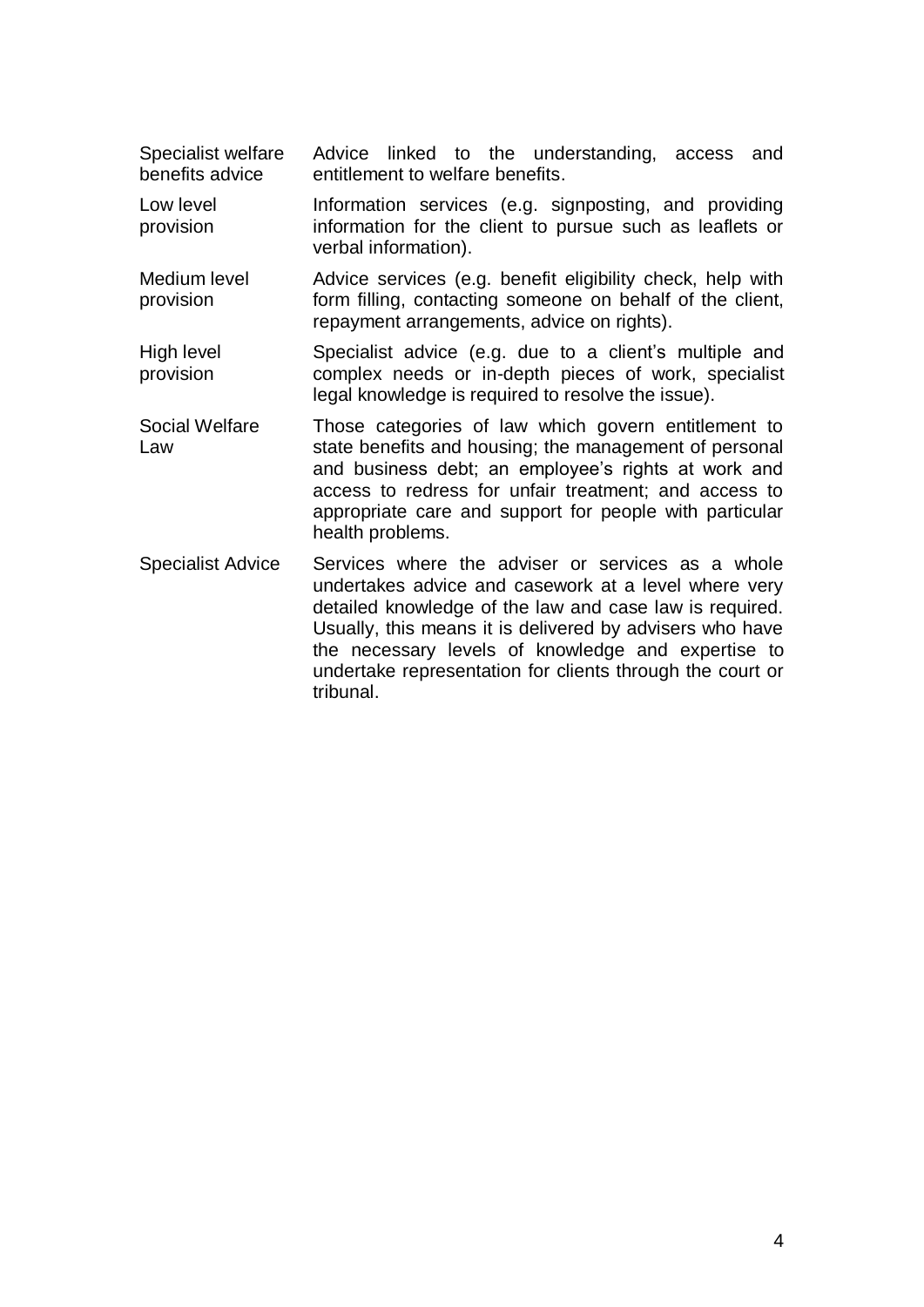| | |
|---|---|
| Specialist welfare benefits advice | Advice linked to the understanding, access and entitlement to welfare benefits. |
| Low level provision | Information services (e.g. signposting, and providing information for the client to pursue such as leaflets or verbal information). |
| Medium level provision | Advice services (e.g. benefit eligibility check, help with form filling, contacting someone on behalf of the client, repayment arrangements, advice on rights). |
| High level provision | Specialist advice (e.g. due to a client's multiple and complex needs or in-depth pieces of work, specialist legal knowledge is required to resolve the issue). |
| Social Welfare Law | Those categories of law which govern entitlement to state benefits and housing; the management of personal and business debt; an employee's rights at work and access to redress for unfair treatment; and access to appropriate care and support for people with particular health problems. |
| Specialist Advice | Services where the adviser or services as a whole undertakes advice and casework at a level where very detailed knowledge of the law and case law is required. Usually, this means it is delivered by advisers who have the necessary levels of knowledge and expertise to undertake representation for clients through the court or tribunal. |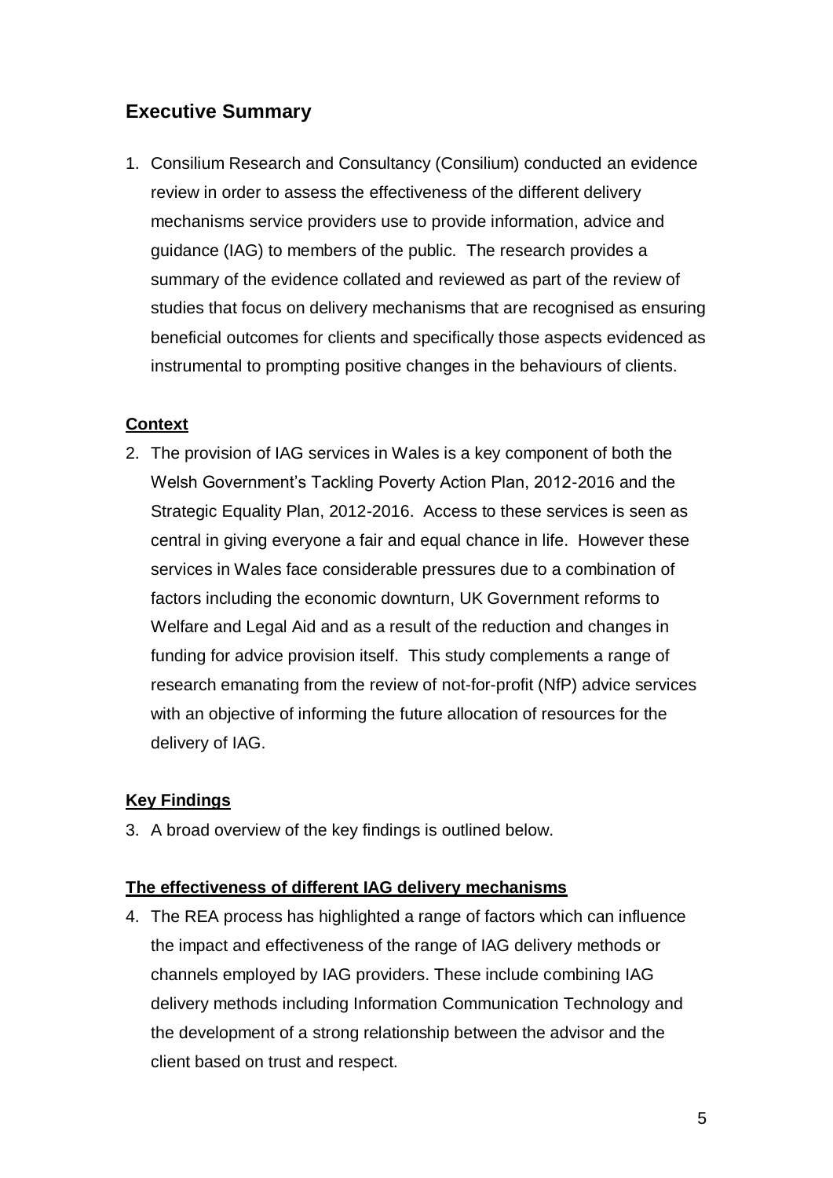## Executive Summary

1. Consilium Research and Consultancy (Consilium) conducted an evidence review in order to assess the effectiveness of the different delivery mechanisms service providers use to provide information, advice and guidance (IAG) to members of the public. The research provides a summary of the evidence collated and reviewed as part of the review of studies that focus on delivery mechanisms that are recognised as ensuring beneficial outcomes for clients and specifically those aspects evidenced as instrumental to prompting positive changes in the behaviours of clients.

**Context**

2. The provision of IAG services in Wales is a key component of both the Welsh Government's Tackling Poverty Action Plan, 2012-2016 and the Strategic Equality Plan, 2012-2016. Access to these services is seen as central in giving everyone a fair and equal chance in life. However these services in Wales face considerable pressures due to a combination of factors including the economic downturn, UK Government reforms to Welfare and Legal Aid and as a result of the reduction and changes in funding for advice provision itself. This study complements a range of research emanating from the review of not-for-profit (NfP) advice services with an objective of informing the future allocation of resources for the delivery of IAG.

**Key Findings**

3. A broad overview of the key findings is outlined below.

**The effectiveness of different IAG delivery mechanisms**

4. The REA process has highlighted a range of factors which can influence the impact and effectiveness of the range of IAG delivery methods or channels employed by IAG providers. These include combining IAG delivery methods including Information Communication Technology and the development of a strong relationship between the advisor and the client based on trust and respect.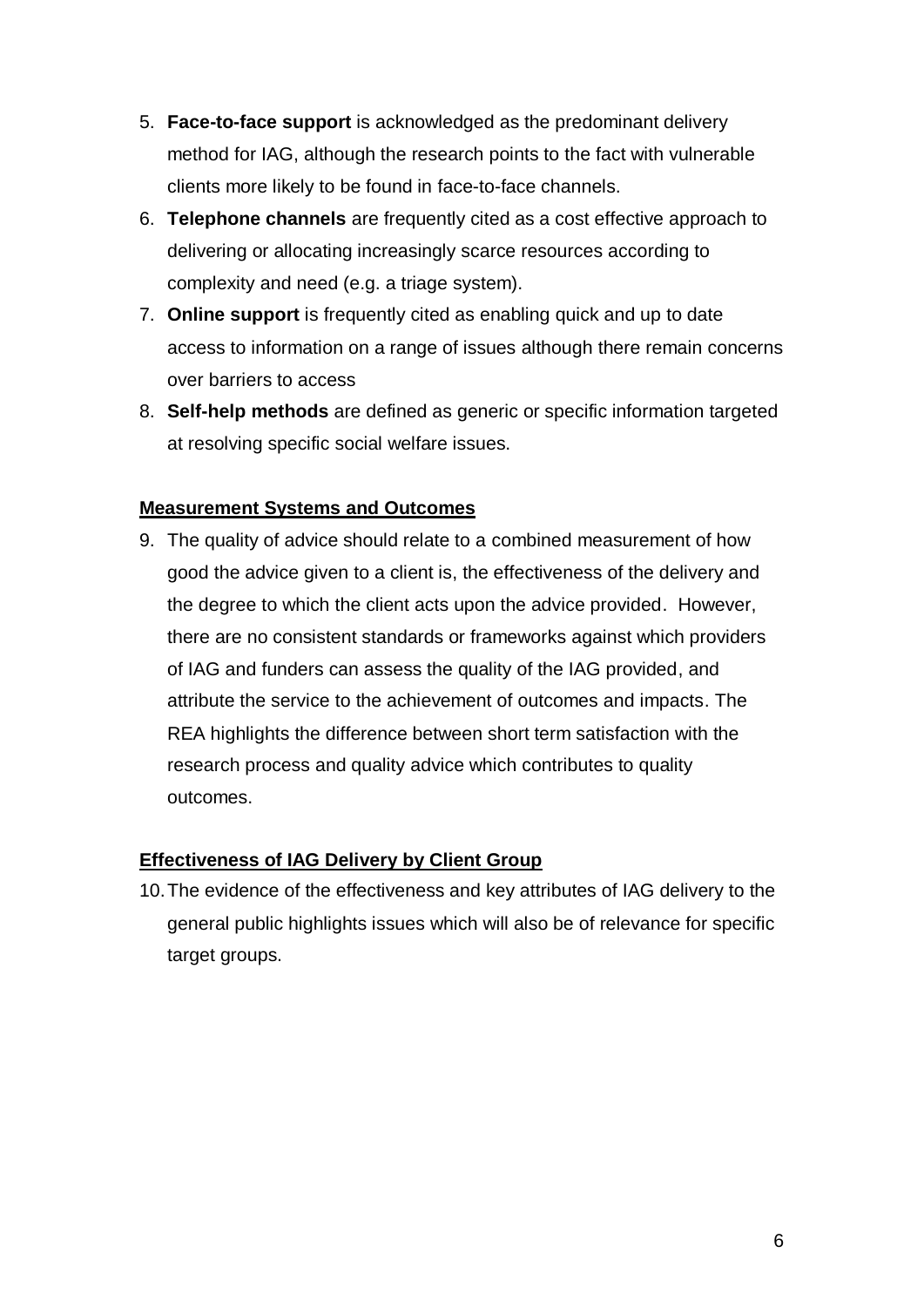5. **Face-to-face support** is acknowledged as the predominant delivery method for IAG, although the research points to the fact with vulnerable clients more likely to be found in face-to-face channels.
6. **Telephone channels** are frequently cited as a cost effective approach to delivering or allocating increasingly scarce resources according to complexity and need (e.g. a triage system).
7. **Online support** is frequently cited as enabling quick and up to date access to information on a range of issues although there remain concerns over barriers to access
8. **Self-help methods** are defined as generic or specific information targeted at resolving specific social welfare issues.

**Measurement Systems and Outcomes**

9. The quality of advice should relate to a combined measurement of how good the advice given to a client is, the effectiveness of the delivery and the degree to which the client acts upon the advice provided. However, there are no consistent standards or frameworks against which providers of IAG and funders can assess the quality of the IAG provided, and attribute the service to the achievement of outcomes and impacts. The REA highlights the difference between short term satisfaction with the research process and quality advice which contributes to quality outcomes.

**Effectiveness of IAG Delivery by Client Group**

10. The evidence of the effectiveness and key attributes of IAG delivery to the general public highlights issues which will also be of relevance for specific target groups.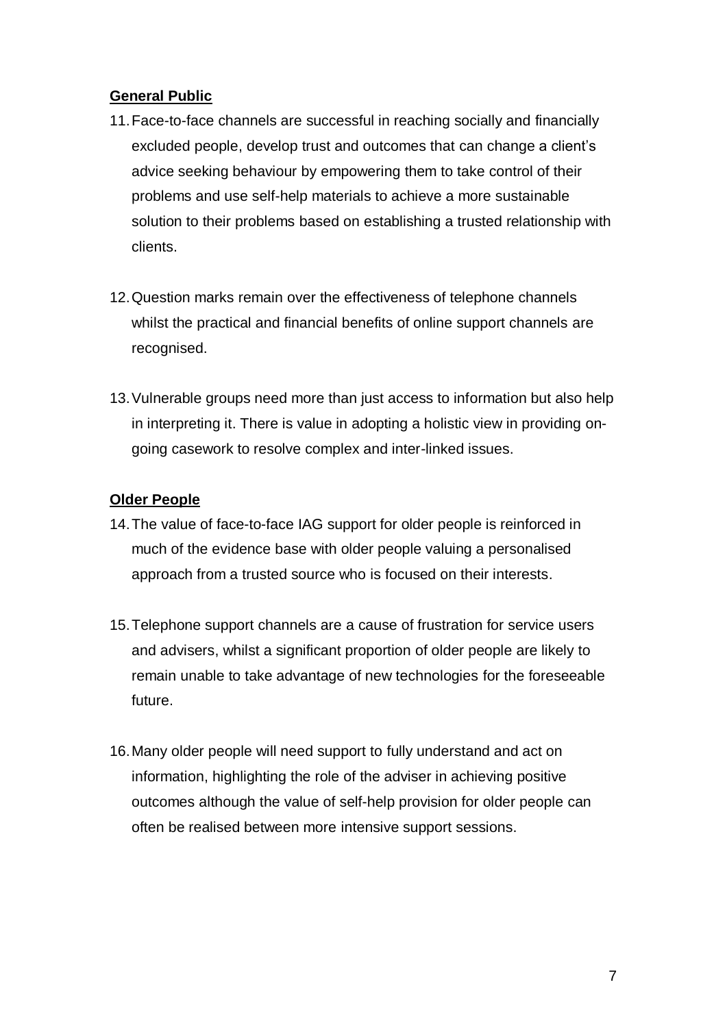**General Public**

11. Face-to-face channels are successful in reaching socially and financially excluded people, develop trust and outcomes that can change a client's advice seeking behaviour by empowering them to take control of their problems and use self-help materials to achieve a more sustainable solution to their problems based on establishing a trusted relationship with clients.

12. Question marks remain over the effectiveness of telephone channels whilst the practical and financial benefits of online support channels are recognised.

13. Vulnerable groups need more than just access to information but also help in interpreting it. There is value in adopting a holistic view in providing on-going casework to resolve complex and inter-linked issues.

**Older People**

14. The value of face-to-face IAG support for older people is reinforced in much of the evidence base with older people valuing a personalised approach from a trusted source who is focused on their interests.

15. Telephone support channels are a cause of frustration for service users and advisers, whilst a significant proportion of older people are likely to remain unable to take advantage of new technologies for the foreseeable future.

16. Many older people will need support to fully understand and act on information, highlighting the role of the adviser in achieving positive outcomes although the value of self-help provision for older people can often be realised between more intensive support sessions.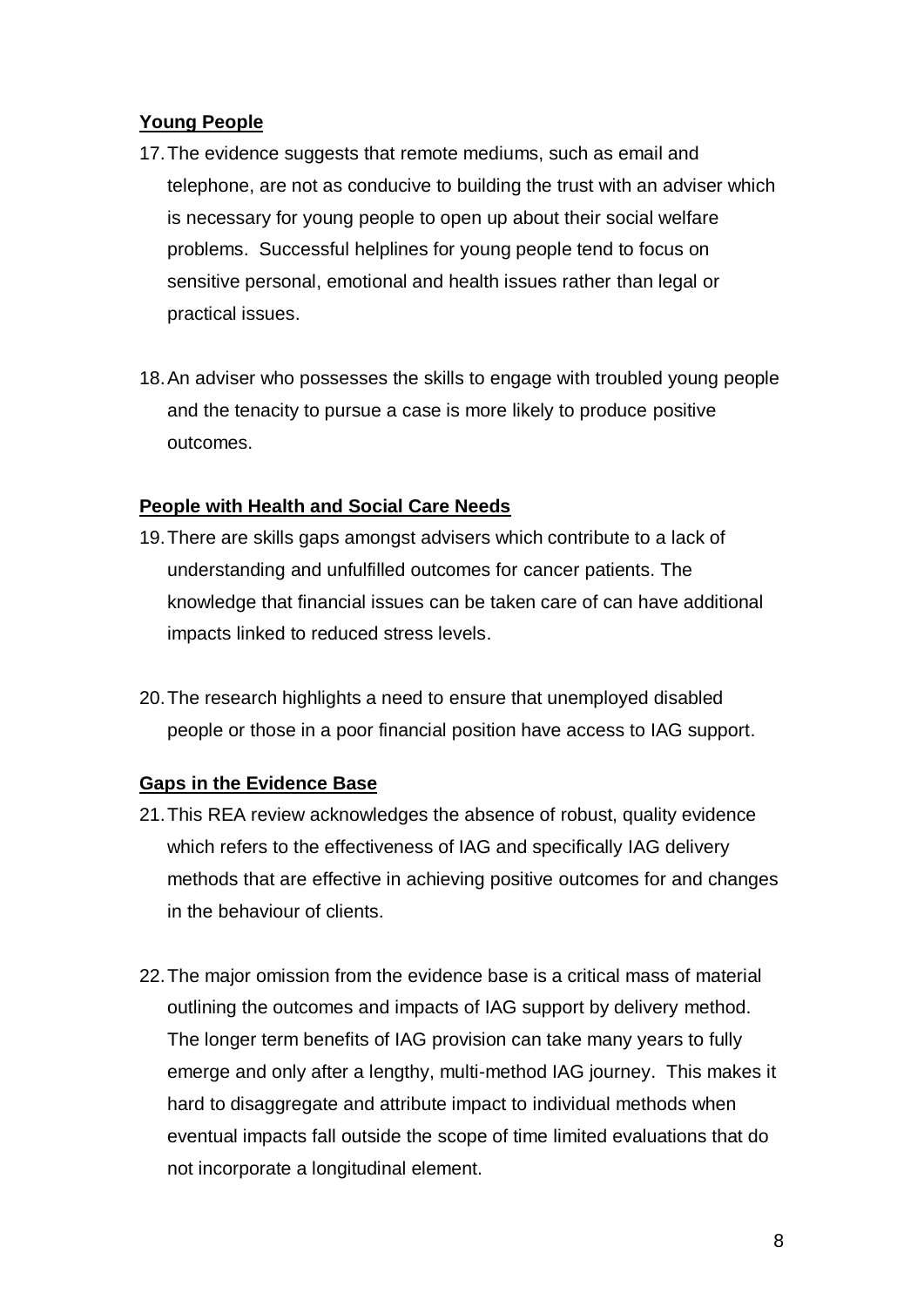**Young People**

17. The evidence suggests that remote mediums, such as email and telephone, are not as conducive to building the trust with an adviser which is necessary for young people to open up about their social welfare problems. Successful helplines for young people tend to focus on sensitive personal, emotional and health issues rather than legal or practical issues.

18. An adviser who possesses the skills to engage with troubled young people and the tenacity to pursue a case is more likely to produce positive outcomes.

**People with Health and Social Care Needs**

19. There are skills gaps amongst advisers which contribute to a lack of understanding and unfulfilled outcomes for cancer patients. The knowledge that financial issues can be taken care of can have additional impacts linked to reduced stress levels.

20. The research highlights a need to ensure that unemployed disabled people or those in a poor financial position have access to IAG support.

**Gaps in the Evidence Base**

21. This REA review acknowledges the absence of robust, quality evidence which refers to the effectiveness of IAG and specifically IAG delivery methods that are effective in achieving positive outcomes for and changes in the behaviour of clients.

22. The major omission from the evidence base is a critical mass of material outlining the outcomes and impacts of IAG support by delivery method. The longer term benefits of IAG provision can take many years to fully emerge and only after a lengthy, multi-method IAG journey. This makes it hard to disaggregate and attribute impact to individual methods when eventual impacts fall outside the scope of time limited evaluations that do not incorporate a longitudinal element.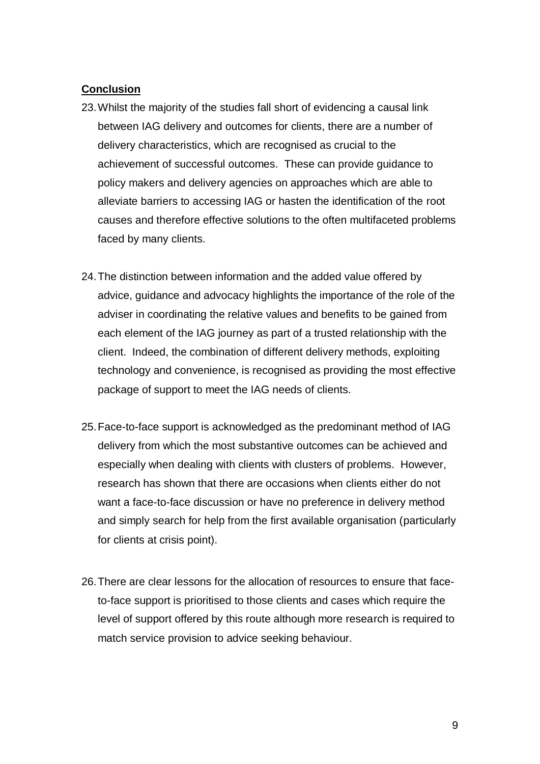**Conclusion**

23. Whilst the majority of the studies fall short of evidencing a causal link between IAG delivery and outcomes for clients, there are a number of delivery characteristics, which are recognised as crucial to the achievement of successful outcomes. These can provide guidance to policy makers and delivery agencies on approaches which are able to alleviate barriers to accessing IAG or hasten the identification of the root causes and therefore effective solutions to the often multifaceted problems faced by many clients.

24. The distinction between information and the added value offered by advice, guidance and advocacy highlights the importance of the role of the adviser in coordinating the relative values and benefits to be gained from each element of the IAG journey as part of a trusted relationship with the client. Indeed, the combination of different delivery methods, exploiting technology and convenience, is recognised as providing the most effective package of support to meet the IAG needs of clients.

25. Face-to-face support is acknowledged as the predominant method of IAG delivery from which the most substantive outcomes can be achieved and especially when dealing with clients with clusters of problems. However, research has shown that there are occasions when clients either do not want a face-to-face discussion or have no preference in delivery method and simply search for help from the first available organisation (particularly for clients at crisis point).

26. There are clear lessons for the allocation of resources to ensure that face-to-face support is prioritised to those clients and cases which require the level of support offered by this route although more research is required to match service provision to advice seeking behaviour.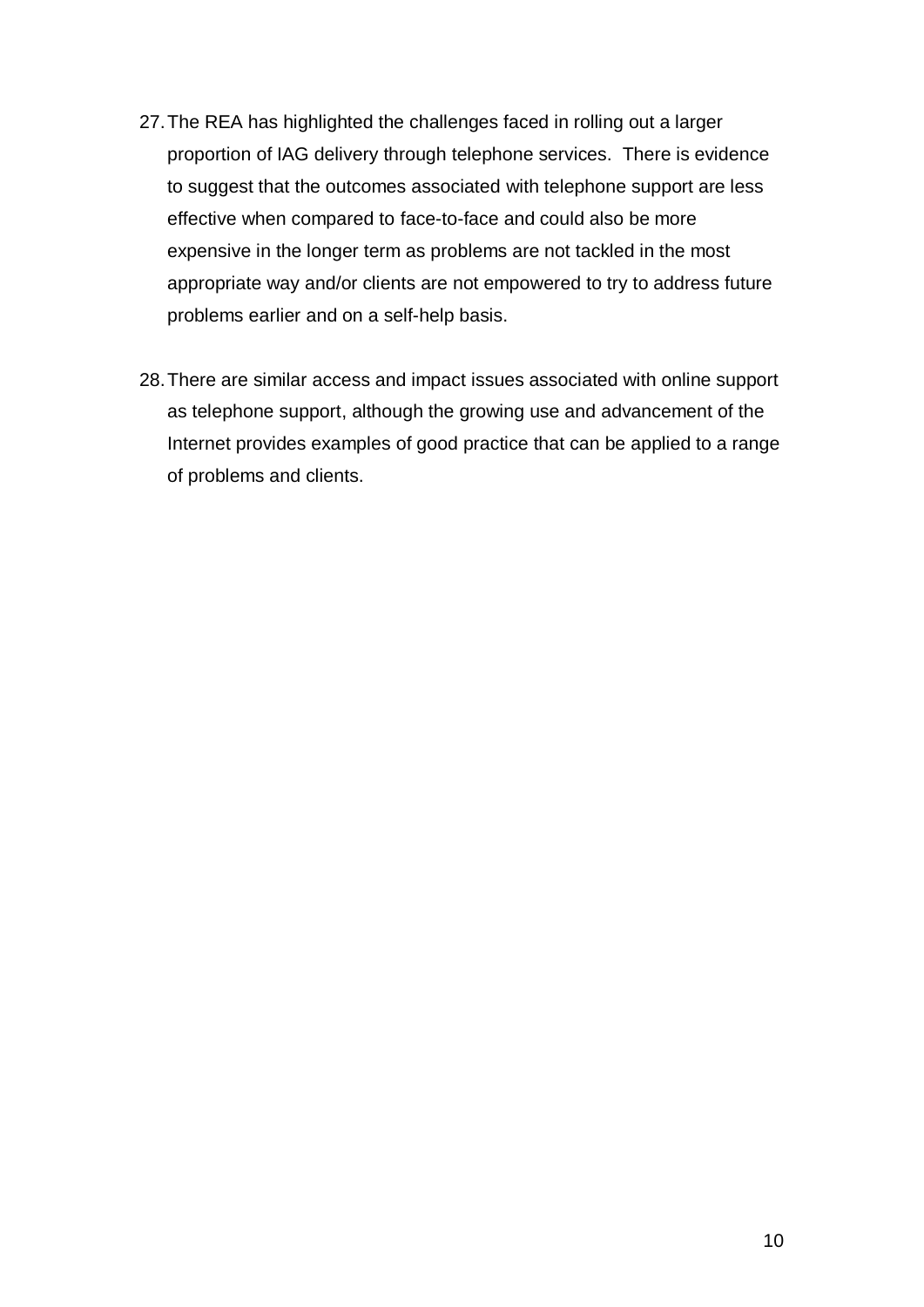27. The REA has highlighted the challenges faced in rolling out a larger proportion of IAG delivery through telephone services. There is evidence to suggest that the outcomes associated with telephone support are less effective when compared to face-to-face and could also be more expensive in the longer term as problems are not tackled in the most appropriate way and/or clients are not empowered to try to address future problems earlier and on a self-help basis.

28. There are similar access and impact issues associated with online support as telephone support, although the growing use and advancement of the Internet provides examples of good practice that can be applied to a range of problems and clients.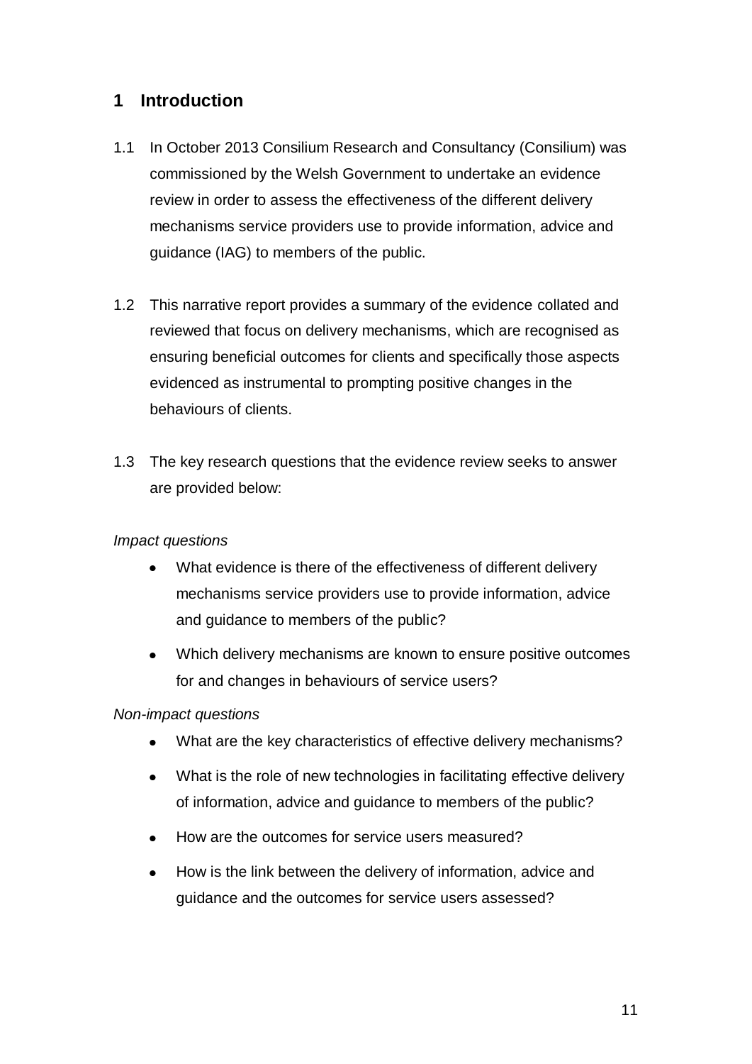# 1 Introduction

1.1 In October 2013 Consilium Research and Consultancy (Consilium) was commissioned by the Welsh Government to undertake an evidence review in order to assess the effectiveness of the different delivery mechanisms service providers use to provide information, advice and guidance (IAG) to members of the public.

1.2 This narrative report provides a summary of the evidence collated and reviewed that focus on delivery mechanisms, which are recognised as ensuring beneficial outcomes for clients and specifically those aspects evidenced as instrumental to prompting positive changes in the behaviours of clients.

1.3 The key research questions that the evidence review seeks to answer are provided below:

*Impact questions*

- What evidence is there of the effectiveness of different delivery mechanisms service providers use to provide information, advice and guidance to members of the public?
- Which delivery mechanisms are known to ensure positive outcomes for and changes in behaviours of service users?

*Non-impact questions*

- What are the key characteristics of effective delivery mechanisms?
- What is the role of new technologies in facilitating effective delivery of information, advice and guidance to members of the public?
- How are the outcomes for service users measured?
- How is the link between the delivery of information, advice and guidance and the outcomes for service users assessed?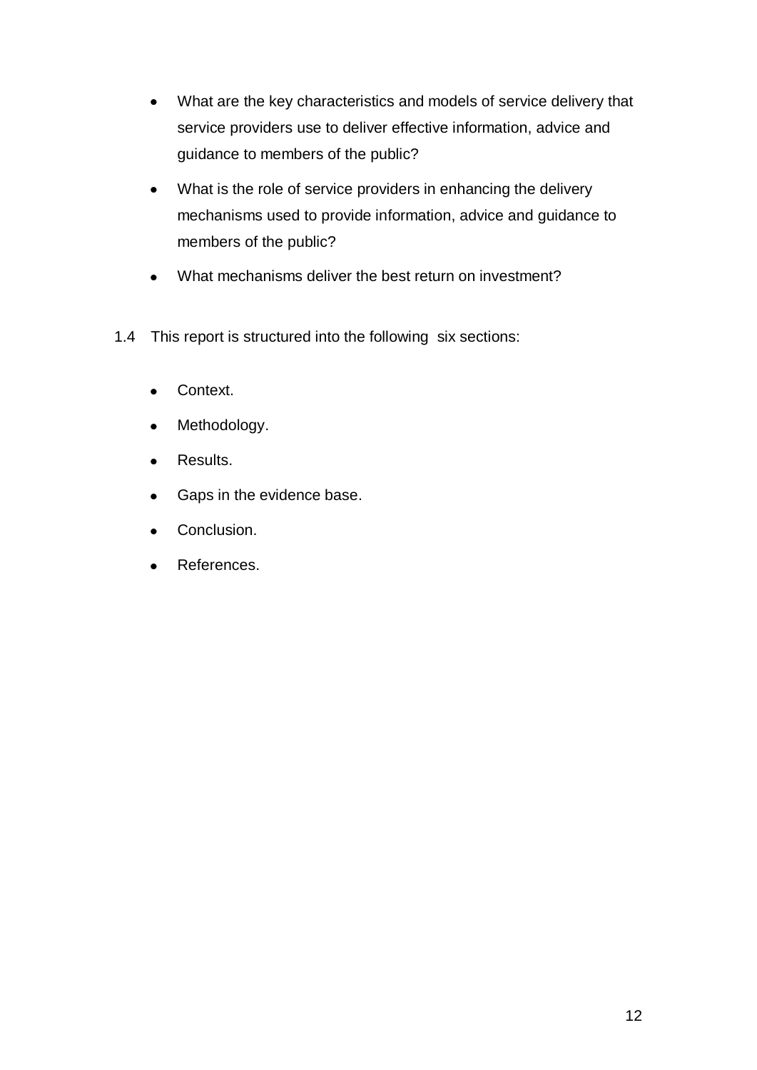- What are the key characteristics and models of service delivery that service providers use to deliver effective information, advice and guidance to members of the public?
- What is the role of service providers in enhancing the delivery mechanisms used to provide information, advice and guidance to members of the public?
- What mechanisms deliver the best return on investment?

1.4 This report is structured into the following six sections:

- Context.
- Methodology.
- Results.
- Gaps in the evidence base.
- Conclusion.
- References.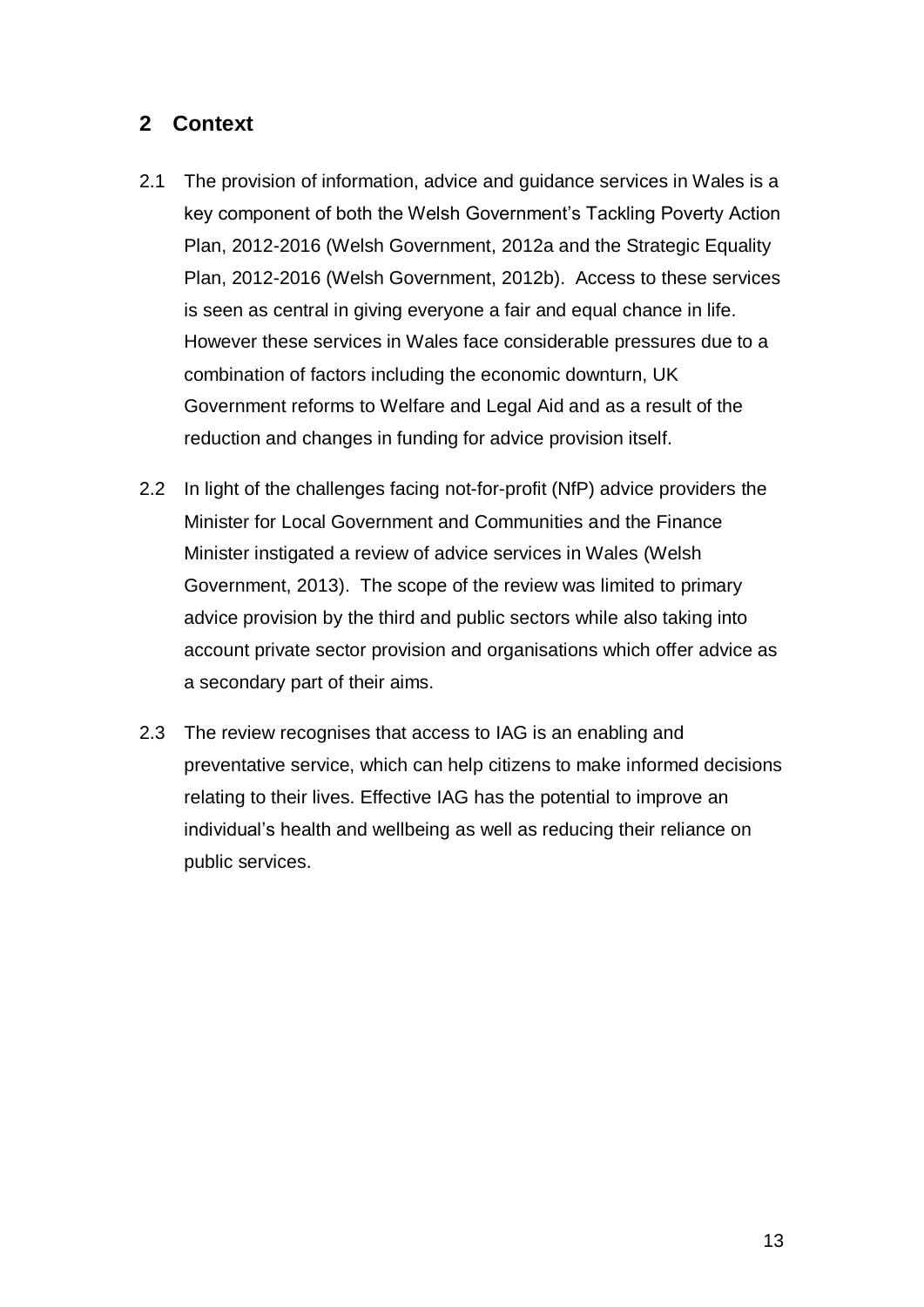## 2 Context

2.1 The provision of information, advice and guidance services in Wales is a key component of both the Welsh Government's Tackling Poverty Action Plan, 2012-2016 (Welsh Government, 2012a and the Strategic Equality Plan, 2012-2016 (Welsh Government, 2012b). Access to these services is seen as central in giving everyone a fair and equal chance in life. However these services in Wales face considerable pressures due to a combination of factors including the economic downturn, UK Government reforms to Welfare and Legal Aid and as a result of the reduction and changes in funding for advice provision itself.

2.2 In light of the challenges facing not-for-profit (NfP) advice providers the Minister for Local Government and Communities and the Finance Minister instigated a review of advice services in Wales (Welsh Government, 2013). The scope of the review was limited to primary advice provision by the third and public sectors while also taking into account private sector provision and organisations which offer advice as a secondary part of their aims.

2.3 The review recognises that access to IAG is an enabling and preventative service, which can help citizens to make informed decisions relating to their lives. Effective IAG has the potential to improve an individual's health and wellbeing as well as reducing their reliance on public services.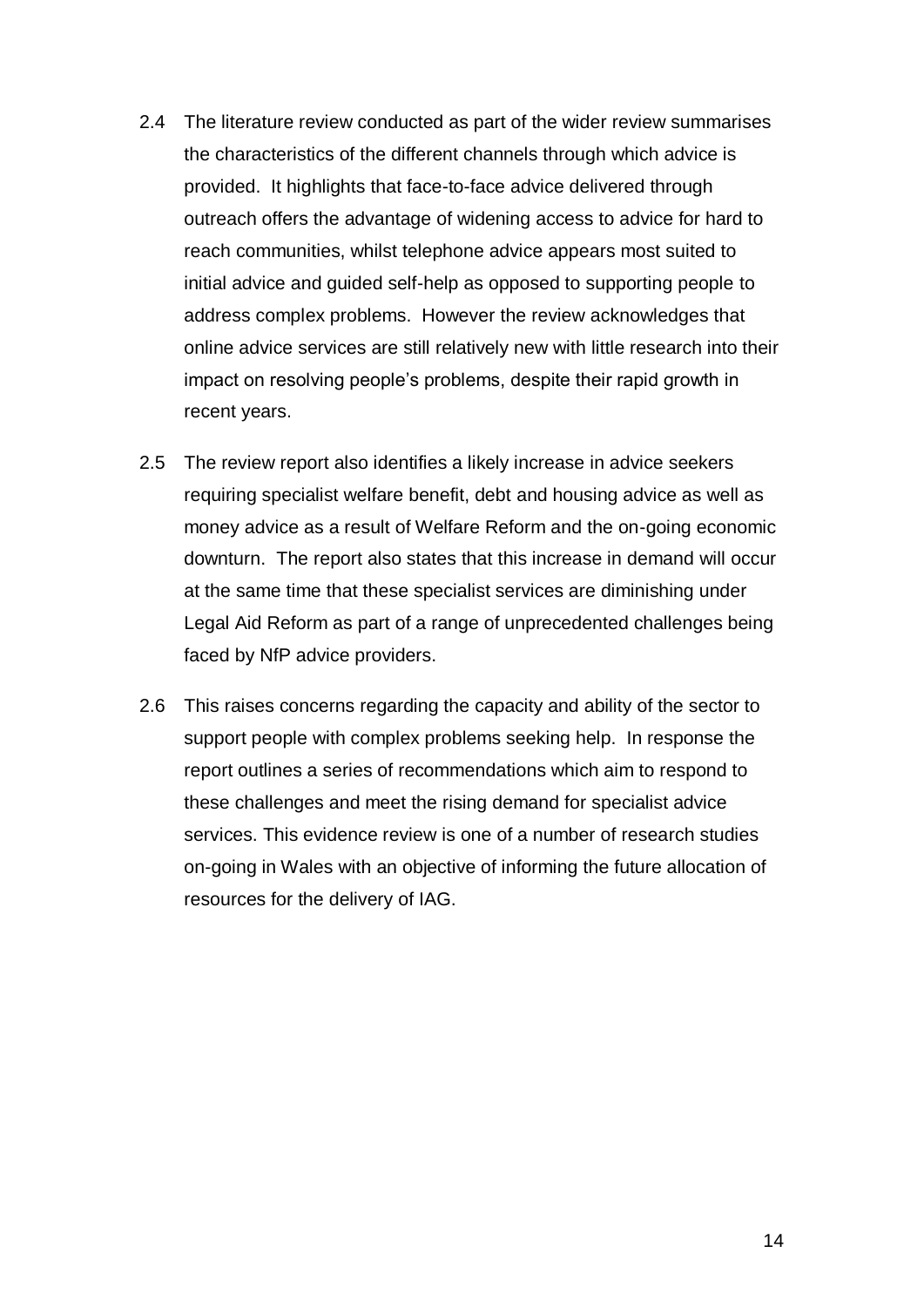2.4 The literature review conducted as part of the wider review summarises the characteristics of the different channels through which advice is provided. It highlights that face-to-face advice delivered through outreach offers the advantage of widening access to advice for hard to reach communities, whilst telephone advice appears most suited to initial advice and guided self-help as opposed to supporting people to address complex problems. However the review acknowledges that online advice services are still relatively new with little research into their impact on resolving people's problems, despite their rapid growth in recent years.

2.5 The review report also identifies a likely increase in advice seekers requiring specialist welfare benefit, debt and housing advice as well as money advice as a result of Welfare Reform and the on-going economic downturn. The report also states that this increase in demand will occur at the same time that these specialist services are diminishing under Legal Aid Reform as part of a range of unprecedented challenges being faced by NfP advice providers.

2.6 This raises concerns regarding the capacity and ability of the sector to support people with complex problems seeking help. In response the report outlines a series of recommendations which aim to respond to these challenges and meet the rising demand for specialist advice services. This evidence review is one of a number of research studies on-going in Wales with an objective of informing the future allocation of resources for the delivery of IAG.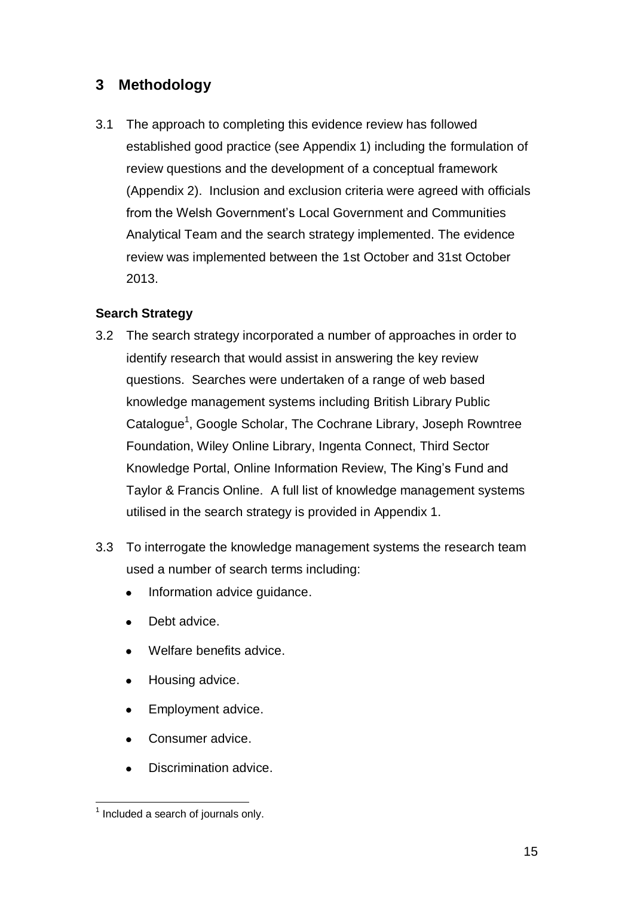## 3 Methodology

3.1 The approach to completing this evidence review has followed established good practice (see Appendix 1) including the formulation of review questions and the development of a conceptual framework (Appendix 2). Inclusion and exclusion criteria were agreed with officials from the Welsh Government's Local Government and Communities Analytical Team and the search strategy implemented. The evidence review was implemented between the 1st October and 31st October 2013.

### Search Strategy

3.2 The search strategy incorporated a number of approaches in order to identify research that would assist in answering the key review questions. Searches were undertaken of a range of web based knowledge management systems including British Library Public Catalogue[1], Google Scholar, The Cochrane Library, Joseph Rowntree Foundation, Wiley Online Library, Ingenta Connect, Third Sector Knowledge Portal, Online Information Review, The King's Fund and Taylor & Francis Online. A full list of knowledge management systems utilised in the search strategy is provided in Appendix 1.

3.3 To interrogate the knowledge management systems the research team used a number of search terms including:

- Information advice guidance.
- Debt advice.
- Welfare benefits advice.
- Housing advice.
- Employment advice.
- Consumer advice.
- Discrimination advice.

[1] Included a search of journals only.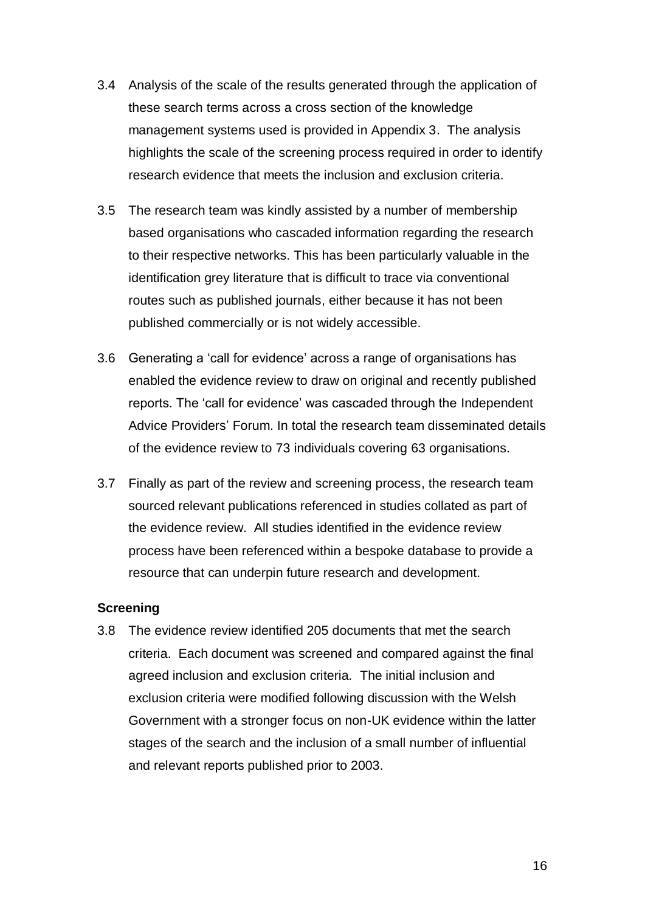3.4 Analysis of the scale of the results generated through the application of these search terms across a cross section of the knowledge management systems used is provided in Appendix 3. The analysis highlights the scale of the screening process required in order to identify research evidence that meets the inclusion and exclusion criteria.

3.5 The research team was kindly assisted by a number of membership based organisations who cascaded information regarding the research to their respective networks. This has been particularly valuable in the identification grey literature that is difficult to trace via conventional routes such as published journals, either because it has not been published commercially or is not widely accessible.

3.6 Generating a 'call for evidence' across a range of organisations has enabled the evidence review to draw on original and recently published reports. The 'call for evidence' was cascaded through the Independent Advice Providers' Forum. In total the research team disseminated details of the evidence review to 73 individuals covering 63 organisations.

3.7 Finally as part of the review and screening process, the research team sourced relevant publications referenced in studies collated as part of the evidence review. All studies identified in the evidence review process have been referenced within a bespoke database to provide a resource that can underpin future research and development.

**Screening**

3.8 The evidence review identified 205 documents that met the search criteria. Each document was screened and compared against the final agreed inclusion and exclusion criteria. The initial inclusion and exclusion criteria were modified following discussion with the Welsh Government with a stronger focus on non-UK evidence within the latter stages of the search and the inclusion of a small number of influential and relevant reports published prior to 2003.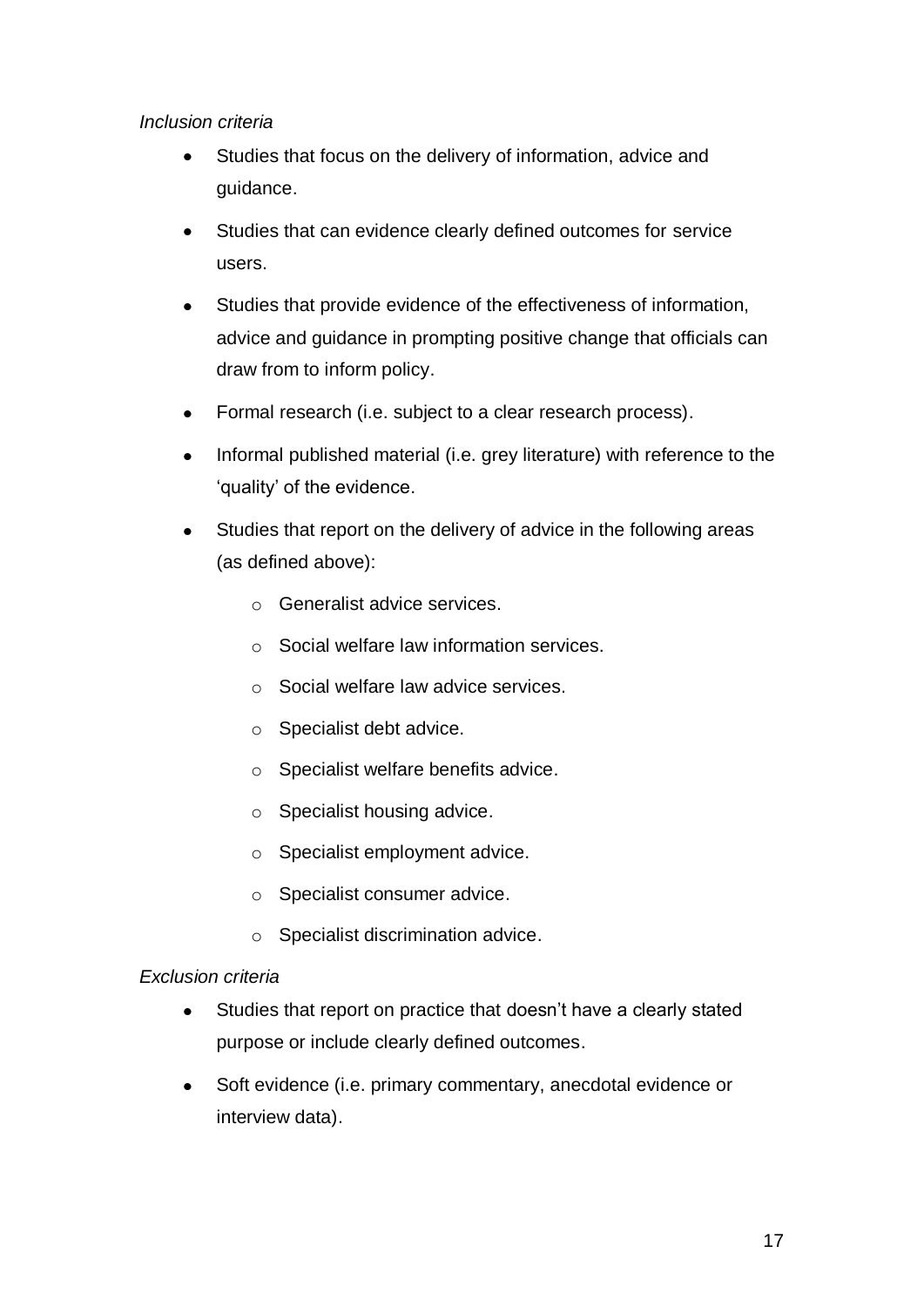*Inclusion criteria*

- Studies that focus on the delivery of information, advice and guidance.
- Studies that can evidence clearly defined outcomes for service users.
- Studies that provide evidence of the effectiveness of information, advice and guidance in prompting positive change that officials can draw from to inform policy.
- Formal research (i.e. subject to a clear research process).
- Informal published material (i.e. grey literature) with reference to the 'quality' of the evidence.
- Studies that report on the delivery of advice in the following areas (as defined above):
    - Generalist advice services.
    - Social welfare law information services.
    - Social welfare law advice services.
    - Specialist debt advice.
    - Specialist welfare benefits advice.
    - Specialist housing advice.
    - Specialist employment advice.
    - Specialist consumer advice.
    - Specialist discrimination advice.

*Exclusion criteria*

- Studies that report on practice that doesn't have a clearly stated purpose or include clearly defined outcomes.
- Soft evidence (i.e. primary commentary, anecdotal evidence or interview data).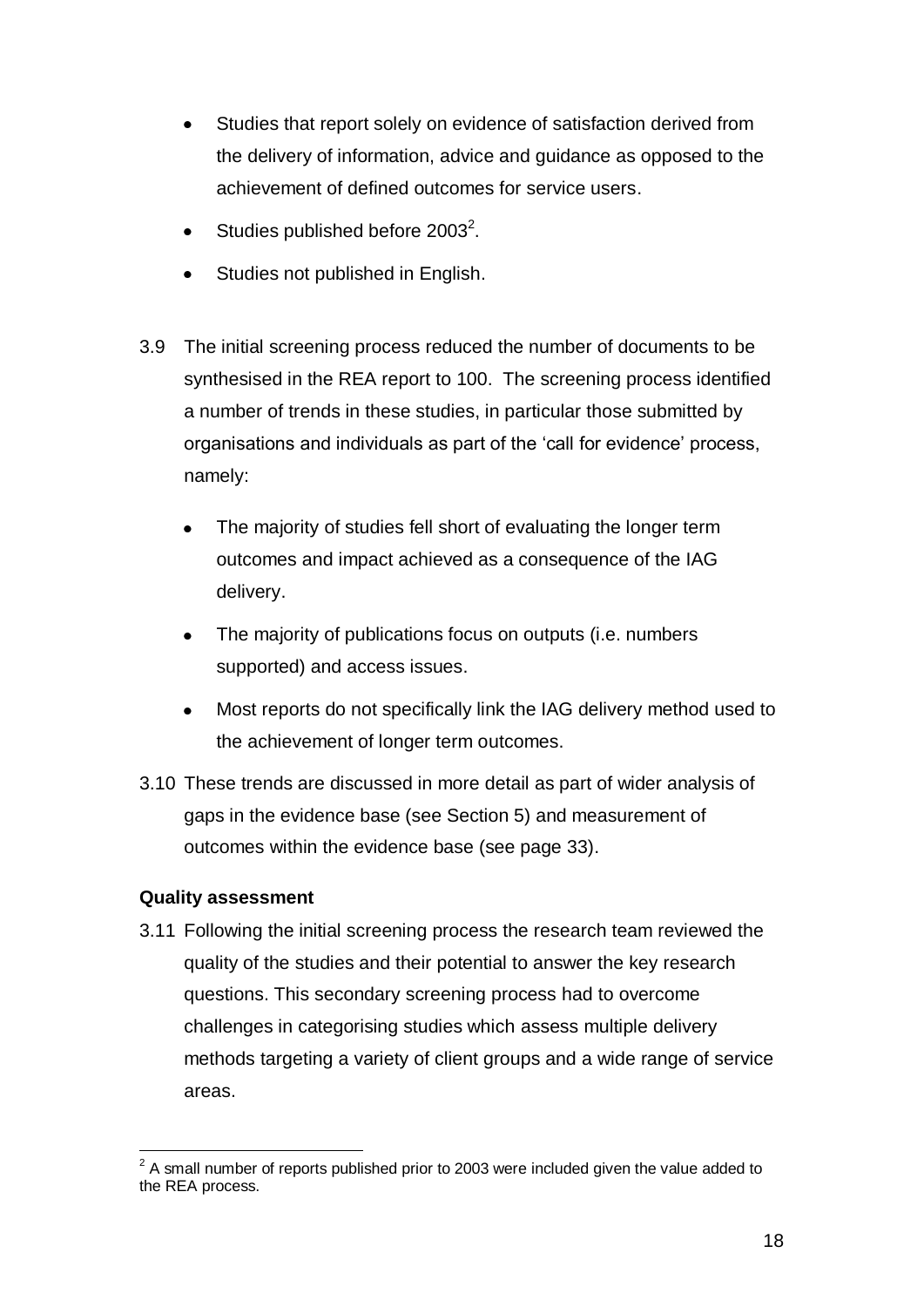- Studies that report solely on evidence of satisfaction derived from the delivery of information, advice and guidance as opposed to the achievement of defined outcomes for service users.
- Studies published before 2003[2].
- Studies not published in English.

3.9 The initial screening process reduced the number of documents to be synthesised in the REA report to 100. The screening process identified a number of trends in these studies, in particular those submitted by organisations and individuals as part of the 'call for evidence' process, namely:

- The majority of studies fell short of evaluating the longer term outcomes and impact achieved as a consequence of the IAG delivery.
- The majority of publications focus on outputs (i.e. numbers supported) and access issues.
- Most reports do not specifically link the IAG delivery method used to the achievement of longer term outcomes.

3.10 These trends are discussed in more detail as part of wider analysis of gaps in the evidence base (see Section 5) and measurement of outcomes within the evidence base (see page 33).

**Quality assessment**

3.11 Following the initial screening process the research team reviewed the quality of the studies and their potential to answer the key research questions. This secondary screening process had to overcome challenges in categorising studies which assess multiple delivery methods targeting a variety of client groups and a wide range of service areas.

[2] A small number of reports published prior to 2003 were included given the value added to the REA process.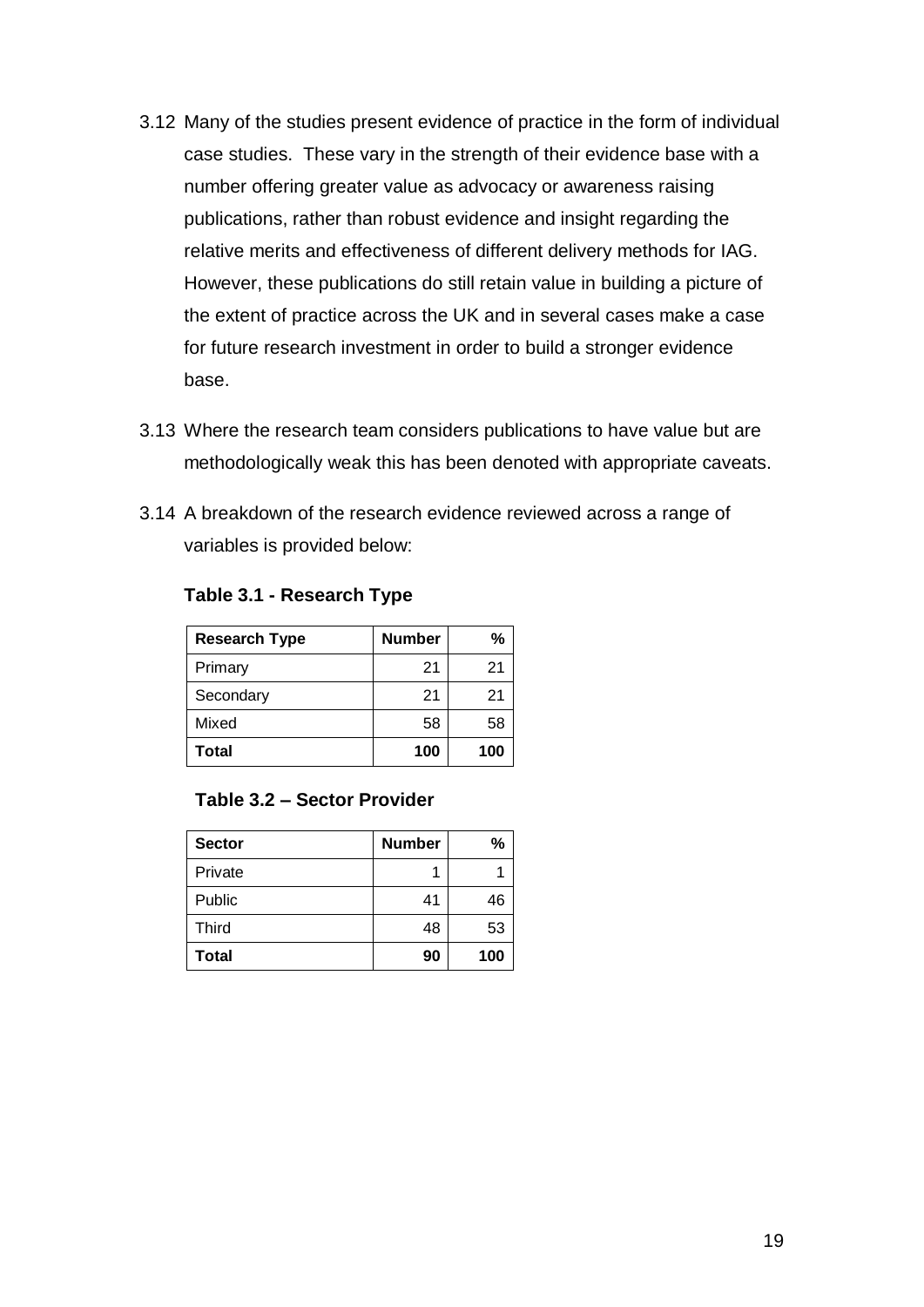3.12 Many of the studies present evidence of practice in the form of individual case studies. These vary in the strength of their evidence base with a number offering greater value as advocacy or awareness raising publications, rather than robust evidence and insight regarding the relative merits and effectiveness of different delivery methods for IAG. However, these publications do still retain value in building a picture of the extent of practice across the UK and in several cases make a case for future research investment in order to build a stronger evidence base.

3.13 Where the research team considers publications to have value but are methodologically weak this has been denoted with appropriate caveats.

3.14 A breakdown of the research evidence reviewed across a range of variables is provided below:

**Table 3.1 - Research Type**

| Research Type | Number | % |
|---|---|---|
| Primary | 21 | 21 |
| Secondary | 21 | 21 |
| Mixed | 58 | 58 |
| **Total** | **100** | **100** |

**Table 3.2 – Sector Provider**

| Sector | Number | % |
|---|---|---|
| Private | 1 | 1 |
| Public | 41 | 46 |
| Third | 48 | 53 |
| **Total** | **90** | **100** |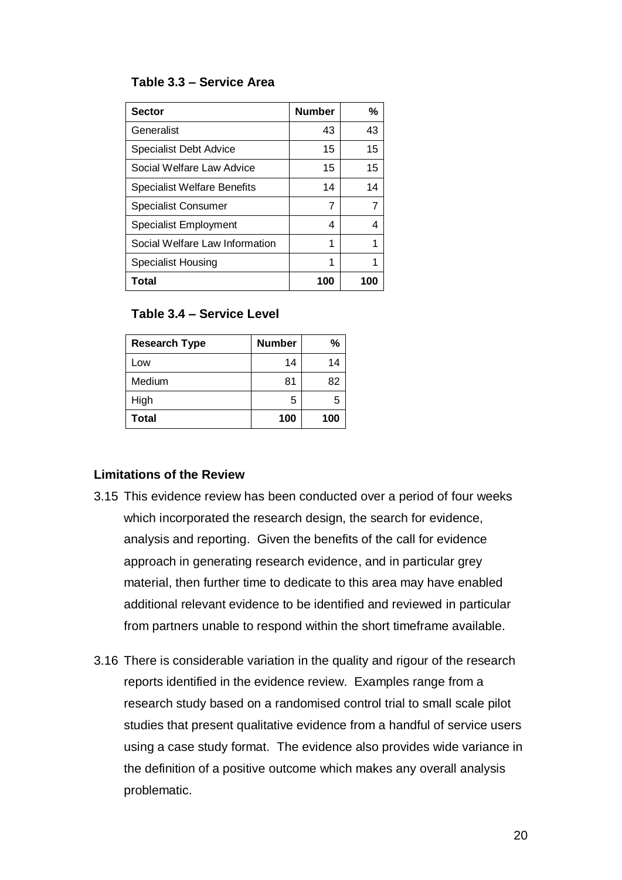**Table 3.3 – Service Area**

| Sector | Number | % |
|---|---|---|
| Generalist | 43 | 43 |
| Specialist Debt Advice | 15 | 15 |
| Social Welfare Law Advice | 15 | 15 |
| Specialist Welfare Benefits | 14 | 14 |
| Specialist Consumer | 7 | 7 |
| Specialist Employment | 4 | 4 |
| Social Welfare Law Information | 1 | 1 |
| Specialist Housing | 1 | 1 |
| **Total** | **100** | **100** |

**Table 3.4 – Service Level**

| Research Type | Number | % |
|---|---|---|
| Low | 14 | 14 |
| Medium | 81 | 82 |
| High | 5 | 5 |
| **Total** | **100** | **100** |

### Limitations of the Review

3.15 This evidence review has been conducted over a period of four weeks which incorporated the research design, the search for evidence, analysis and reporting. Given the benefits of the call for evidence approach in generating research evidence, and in particular grey material, then further time to dedicate to this area may have enabled additional relevant evidence to be identified and reviewed in particular from partners unable to respond within the short timeframe available.

3.16 There is considerable variation in the quality and rigour of the research reports identified in the evidence review. Examples range from a research study based on a randomised control trial to small scale pilot studies that present qualitative evidence from a handful of service users using a case study format. The evidence also provides wide variance in the definition of a positive outcome which makes any overall analysis problematic.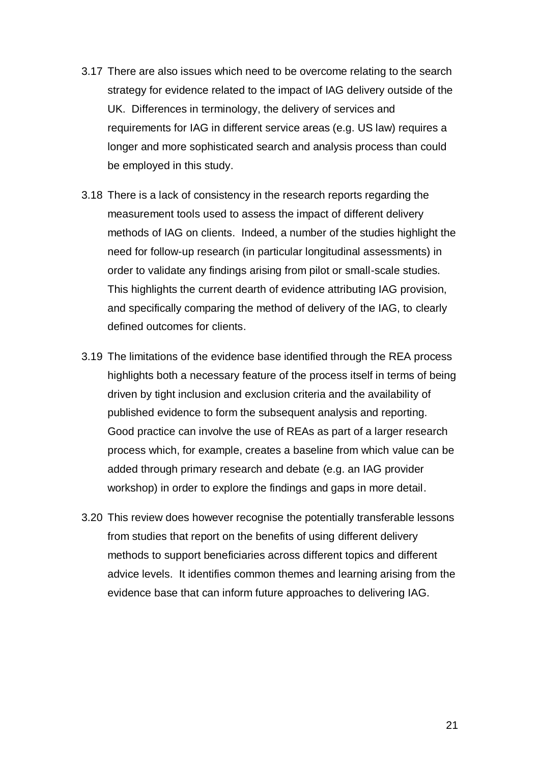3.17 There are also issues which need to be overcome relating to the search strategy for evidence related to the impact of IAG delivery outside of the UK. Differences in terminology, the delivery of services and requirements for IAG in different service areas (e.g. US law) requires a longer and more sophisticated search and analysis process than could be employed in this study.

3.18 There is a lack of consistency in the research reports regarding the measurement tools used to assess the impact of different delivery methods of IAG on clients. Indeed, a number of the studies highlight the need for follow-up research (in particular longitudinal assessments) in order to validate any findings arising from pilot or small-scale studies. This highlights the current dearth of evidence attributing IAG provision, and specifically comparing the method of delivery of the IAG, to clearly defined outcomes for clients.

3.19 The limitations of the evidence base identified through the REA process highlights both a necessary feature of the process itself in terms of being driven by tight inclusion and exclusion criteria and the availability of published evidence to form the subsequent analysis and reporting. Good practice can involve the use of REAs as part of a larger research process which, for example, creates a baseline from which value can be added through primary research and debate (e.g. an IAG provider workshop) in order to explore the findings and gaps in more detail.

3.20 This review does however recognise the potentially transferable lessons from studies that report on the benefits of using different delivery methods to support beneficiaries across different topics and different advice levels. It identifies common themes and learning arising from the evidence base that can inform future approaches to delivering IAG.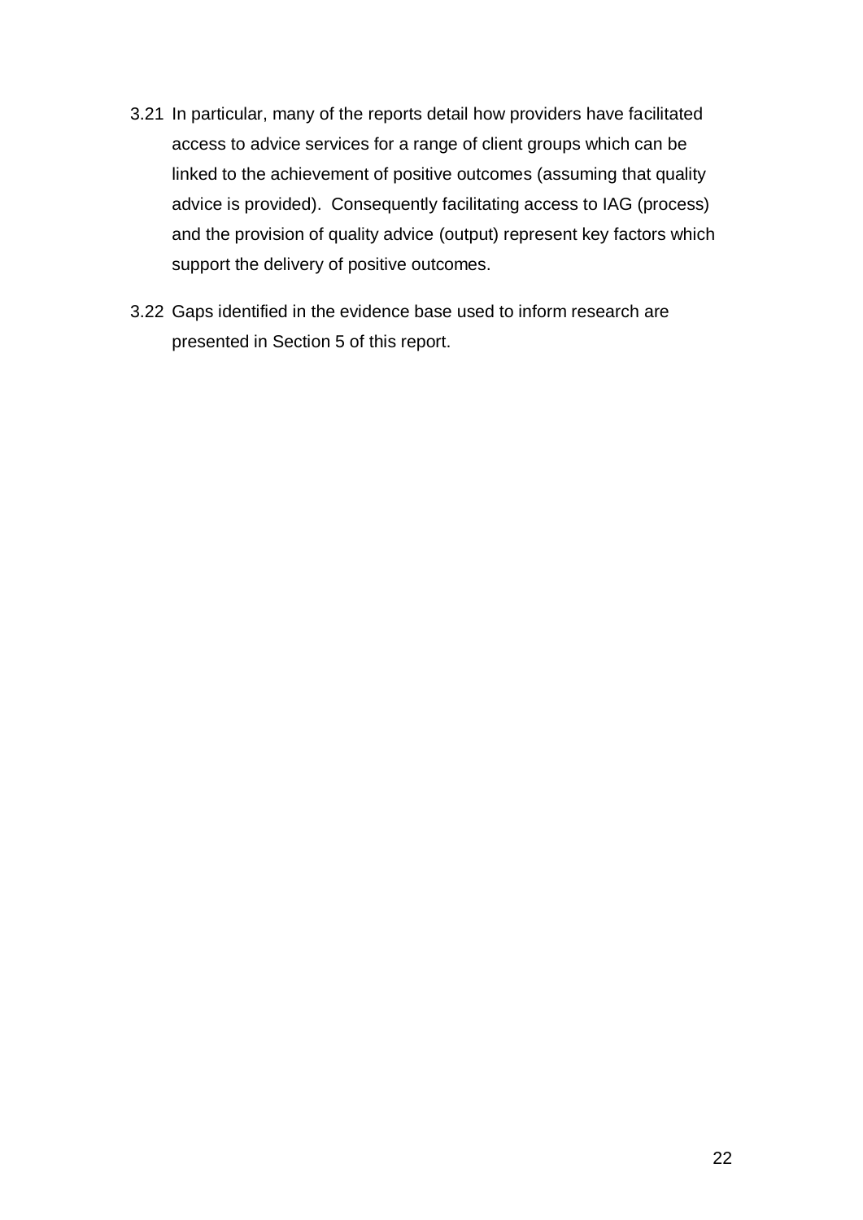3.21 In particular, many of the reports detail how providers have facilitated access to advice services for a range of client groups which can be linked to the achievement of positive outcomes (assuming that quality advice is provided). Consequently facilitating access to IAG (process) and the provision of quality advice (output) represent key factors which support the delivery of positive outcomes.

3.22 Gaps identified in the evidence base used to inform research are presented in Section 5 of this report.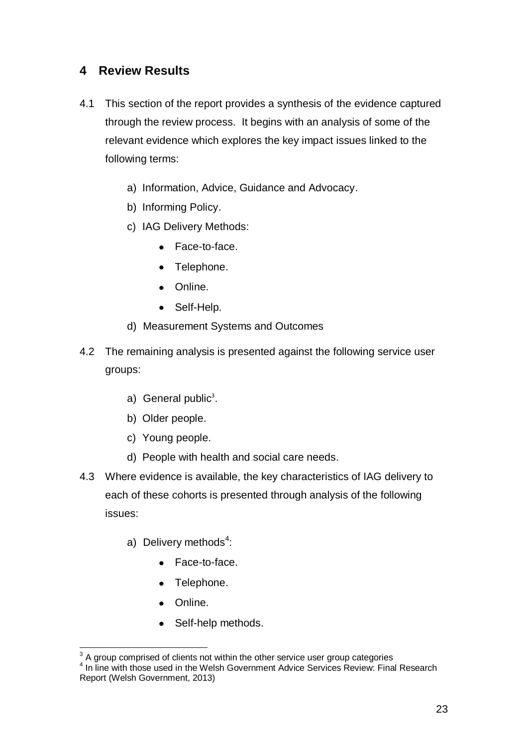## 4 Review Results

4.1 This section of the report provides a synthesis of the evidence captured through the review process. It begins with an analysis of some of the relevant evidence which explores the key impact issues linked to the following terms:

a) Information, Advice, Guidance and Advocacy.

b) Informing Policy.

c) IAG Delivery Methods:

- Face-to-face.
- Telephone.
- Online.
- Self-Help.

d) Measurement Systems and Outcomes

4.2 The remaining analysis is presented against the following service user groups:

a) General public[3].

b) Older people.

c) Young people.

d) People with health and social care needs.

4.3 Where evidence is available, the key characteristics of IAG delivery to each of these cohorts is presented through analysis of the following issues:

a) Delivery methods[4]:

- Face-to-face.
- Telephone.
- Online.
- Self-help methods.

---

[3] A group comprised of clients not within the other service user group categories

[4] In line with those used in the Welsh Government Advice Services Review: Final Research Report (Welsh Government, 2013)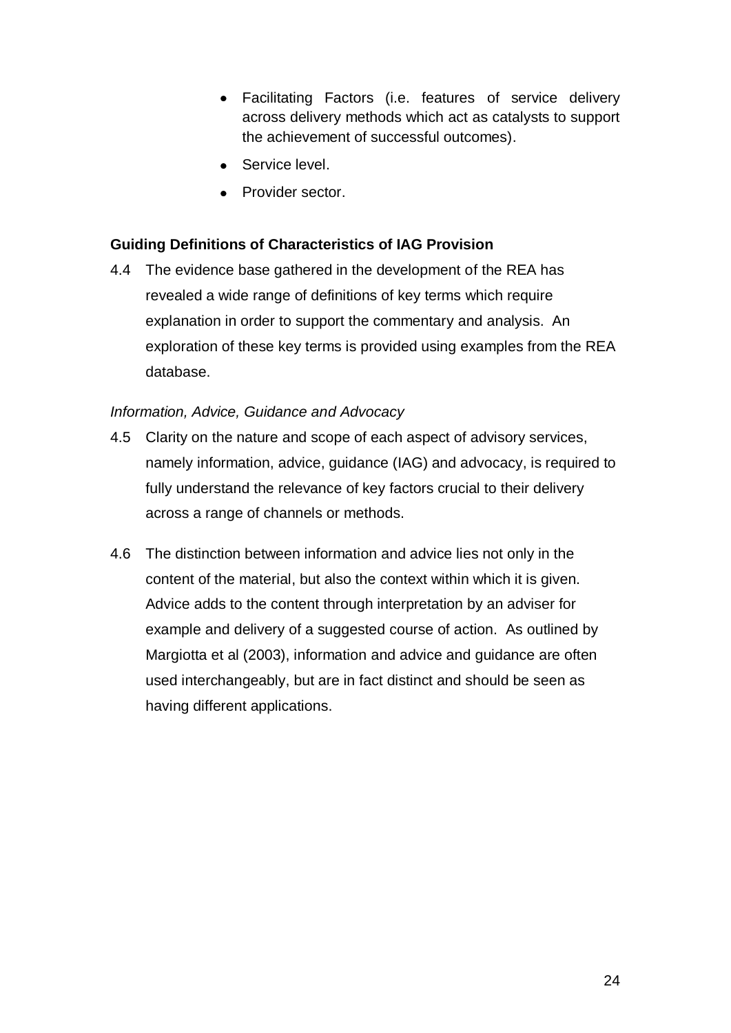- Facilitating Factors (i.e. features of service delivery across delivery methods which act as catalysts to support the achievement of successful outcomes).
- Service level.
- Provider sector.

**Guiding Definitions of Characteristics of IAG Provision**

4.4 The evidence base gathered in the development of the REA has revealed a wide range of definitions of key terms which require explanation in order to support the commentary and analysis. An exploration of these key terms is provided using examples from the REA database.

*Information, Advice, Guidance and Advocacy*

4.5 Clarity on the nature and scope of each aspect of advisory services, namely information, advice, guidance (IAG) and advocacy, is required to fully understand the relevance of key factors crucial to their delivery across a range of channels or methods.

4.6 The distinction between information and advice lies not only in the content of the material, but also the context within which it is given. Advice adds to the content through interpretation by an adviser for example and delivery of a suggested course of action. As outlined by Margiotta et al (2003), information and advice and guidance are often used interchangeably, but are in fact distinct and should be seen as having different applications.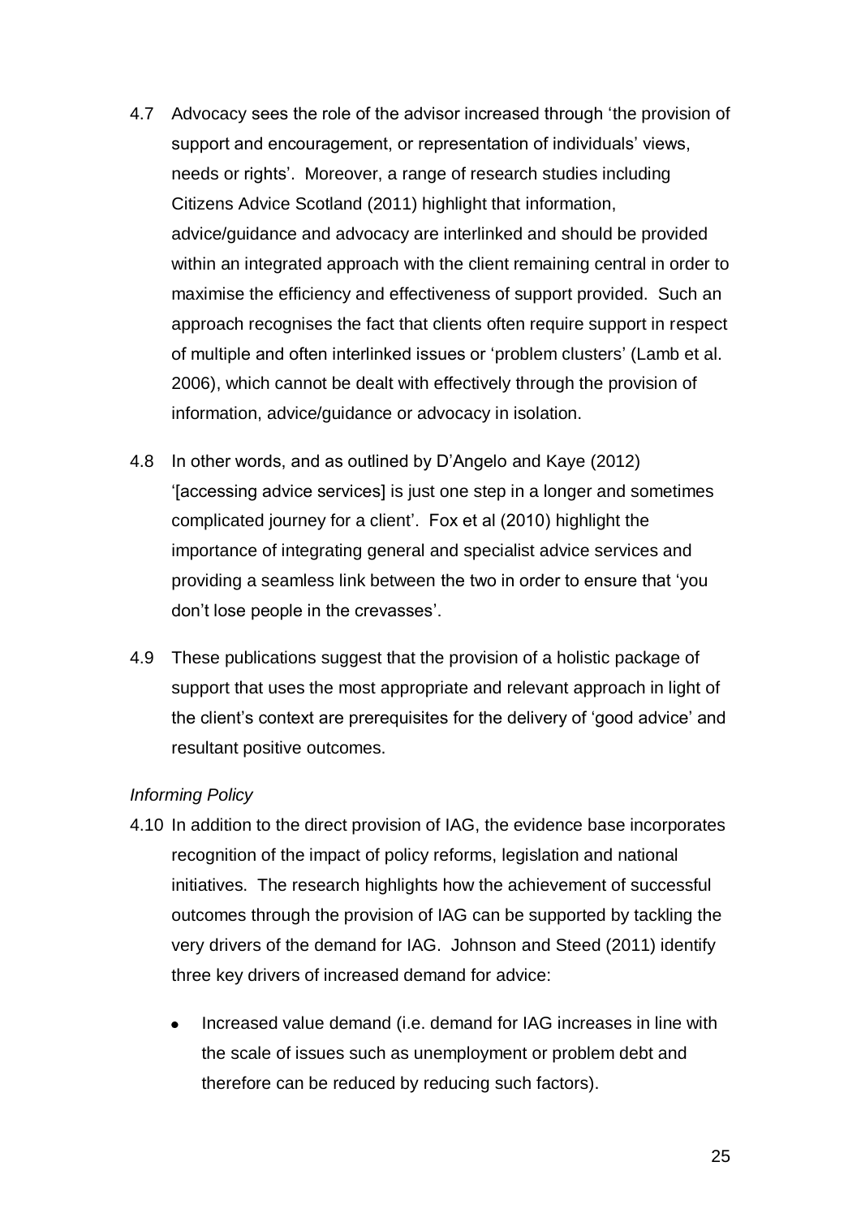4.7 Advocacy sees the role of the advisor increased through 'the provision of support and encouragement, or representation of individuals' views, needs or rights'. Moreover, a range of research studies including Citizens Advice Scotland (2011) highlight that information, advice/guidance and advocacy are interlinked and should be provided within an integrated approach with the client remaining central in order to maximise the efficiency and effectiveness of support provided. Such an approach recognises the fact that clients often require support in respect of multiple and often interlinked issues or 'problem clusters' (Lamb et al. 2006), which cannot be dealt with effectively through the provision of information, advice/guidance or advocacy in isolation.

4.8 In other words, and as outlined by D'Angelo and Kaye (2012) '[accessing advice services] is just one step in a longer and sometimes complicated journey for a client'. Fox et al (2010) highlight the importance of integrating general and specialist advice services and providing a seamless link between the two in order to ensure that 'you don't lose people in the crevasses'.

4.9 These publications suggest that the provision of a holistic package of support that uses the most appropriate and relevant approach in light of the client's context are prerequisites for the delivery of 'good advice' and resultant positive outcomes.

*Informing Policy*

4.10 In addition to the direct provision of IAG, the evidence base incorporates recognition of the impact of policy reforms, legislation and national initiatives. The research highlights how the achievement of successful outcomes through the provision of IAG can be supported by tackling the very drivers of the demand for IAG. Johnson and Steed (2011) identify three key drivers of increased demand for advice:

- Increased value demand (i.e. demand for IAG increases in line with the scale of issues such as unemployment or problem debt and therefore can be reduced by reducing such factors).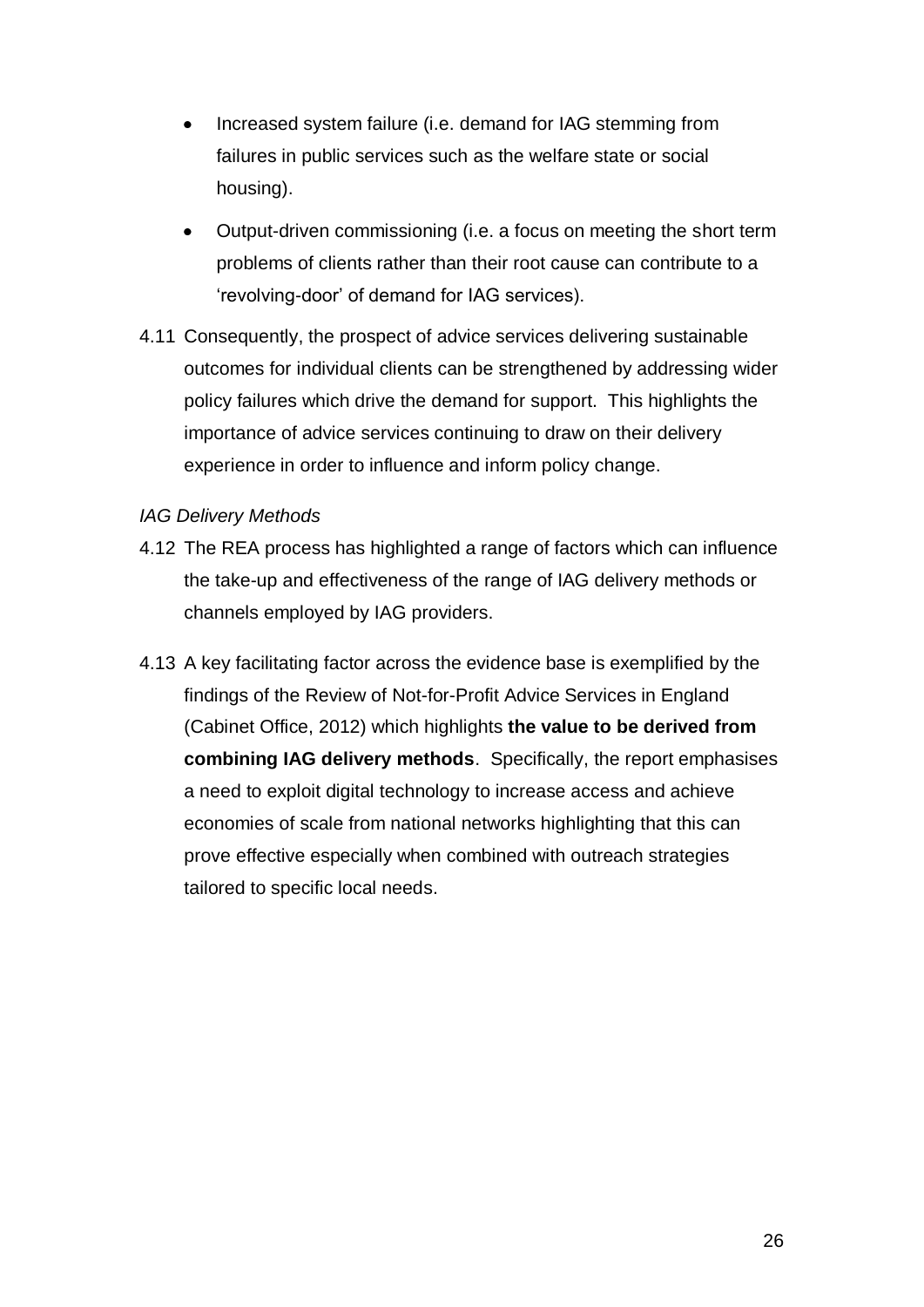- Increased system failure (i.e. demand for IAG stemming from failures in public services such as the welfare state or social housing).

- Output-driven commissioning (i.e. a focus on meeting the short term problems of clients rather than their root cause can contribute to a 'revolving-door' of demand for IAG services).

4.11 Consequently, the prospect of advice services delivering sustainable outcomes for individual clients can be strengthened by addressing wider policy failures which drive the demand for support. This highlights the importance of advice services continuing to draw on their delivery experience in order to influence and inform policy change.

*IAG Delivery Methods*

4.12 The REA process has highlighted a range of factors which can influence the take-up and effectiveness of the range of IAG delivery methods or channels employed by IAG providers.

4.13 A key facilitating factor across the evidence base is exemplified by the findings of the Review of Not-for-Profit Advice Services in England (Cabinet Office, 2012) which highlights **the value to be derived from combining IAG delivery methods**. Specifically, the report emphasises a need to exploit digital technology to increase access and achieve economies of scale from national networks highlighting that this can prove effective especially when combined with outreach strategies tailored to specific local needs.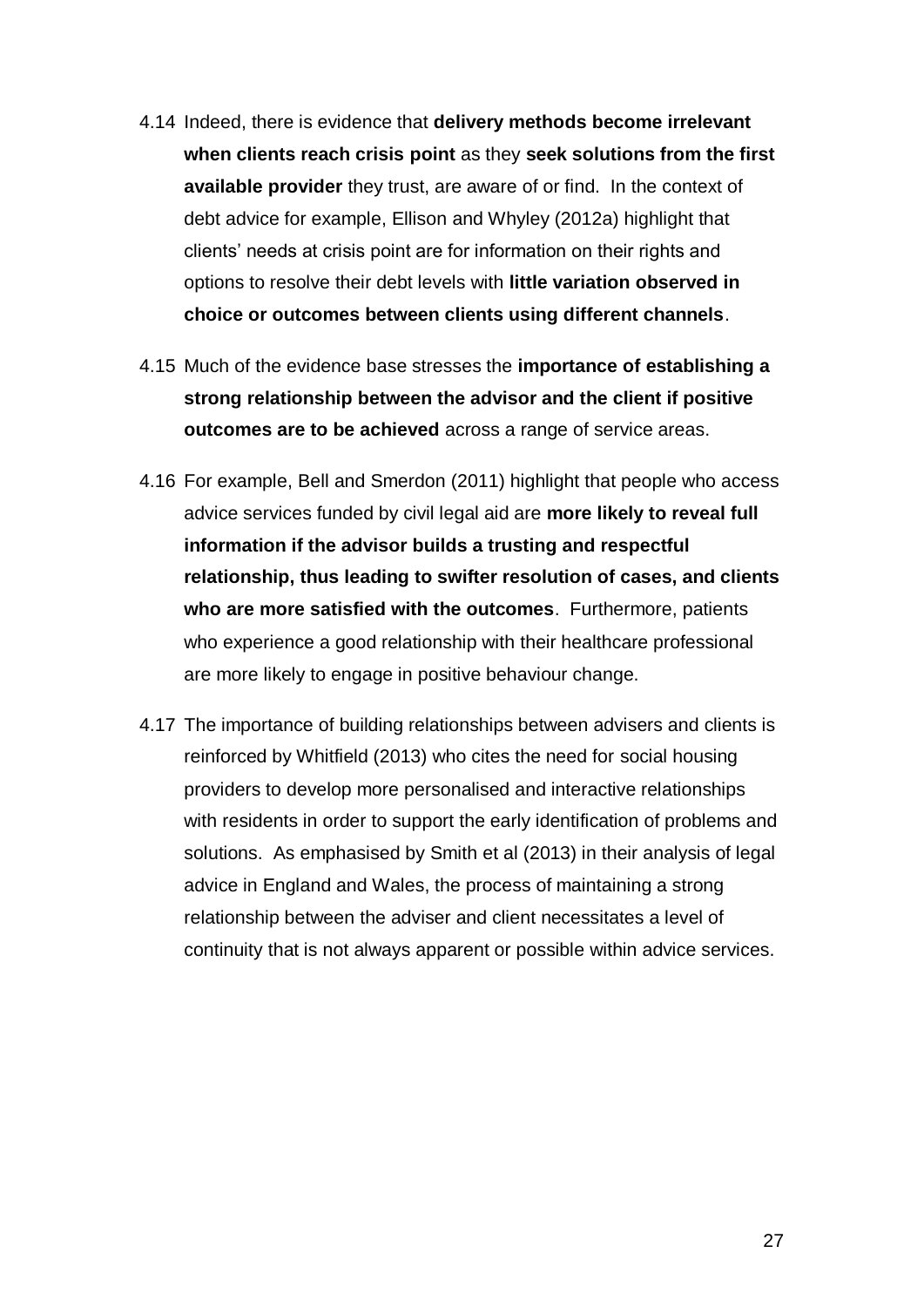4.14 Indeed, there is evidence that **delivery methods become irrelevant when clients reach crisis point** as they **seek solutions from the first available provider** they trust, are aware of or find. In the context of debt advice for example, Ellison and Whyley (2012a) highlight that clients' needs at crisis point are for information on their rights and options to resolve their debt levels with **little variation observed in choice or outcomes between clients using different channels**.

4.15 Much of the evidence base stresses the **importance of establishing a strong relationship between the advisor and the client if positive outcomes are to be achieved** across a range of service areas.

4.16 For example, Bell and Smerdon (2011) highlight that people who access advice services funded by civil legal aid are **more likely to reveal full information if the advisor builds a trusting and respectful relationship, thus leading to swifter resolution of cases, and clients who are more satisfied with the outcomes**. Furthermore, patients who experience a good relationship with their healthcare professional are more likely to engage in positive behaviour change.

4.17 The importance of building relationships between advisers and clients is reinforced by Whitfield (2013) who cites the need for social housing providers to develop more personalised and interactive relationships with residents in order to support the early identification of problems and solutions. As emphasised by Smith et al (2013) in their analysis of legal advice in England and Wales, the process of maintaining a strong relationship between the adviser and client necessitates a level of continuity that is not always apparent or possible within advice services.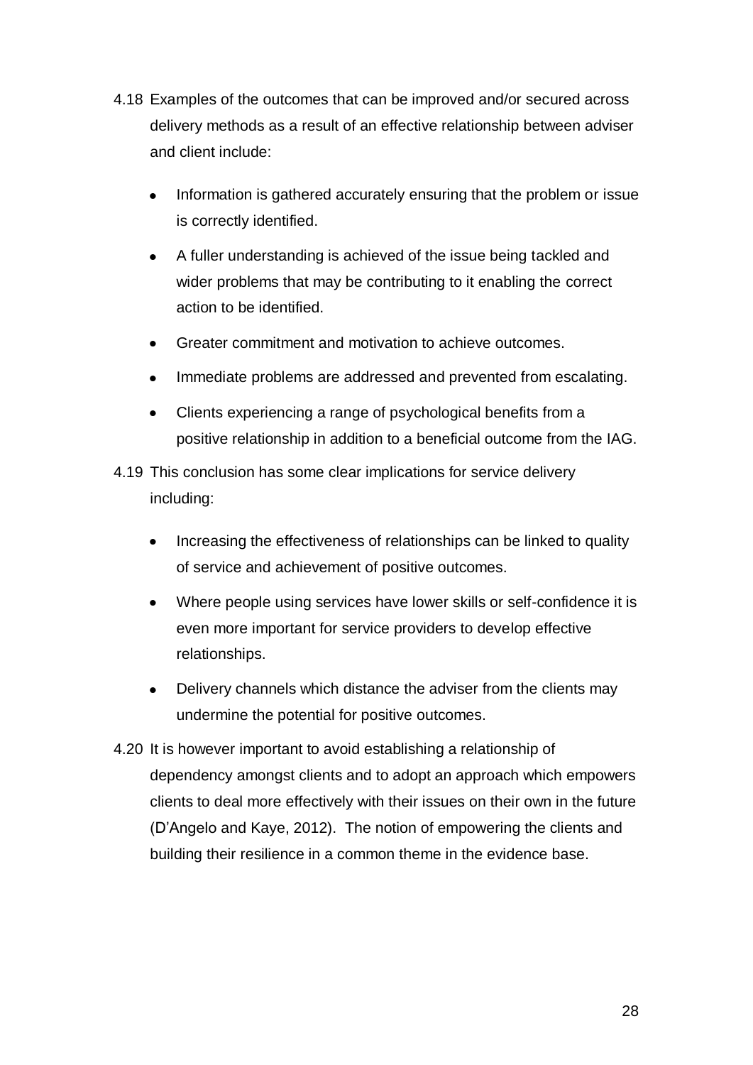4.18 Examples of the outcomes that can be improved and/or secured across delivery methods as a result of an effective relationship between adviser and client include:

- Information is gathered accurately ensuring that the problem or issue is correctly identified.
- A fuller understanding is achieved of the issue being tackled and wider problems that may be contributing to it enabling the correct action to be identified.
- Greater commitment and motivation to achieve outcomes.
- Immediate problems are addressed and prevented from escalating.
- Clients experiencing a range of psychological benefits from a positive relationship in addition to a beneficial outcome from the IAG.

4.19 This conclusion has some clear implications for service delivery including:

- Increasing the effectiveness of relationships can be linked to quality of service and achievement of positive outcomes.
- Where people using services have lower skills or self-confidence it is even more important for service providers to develop effective relationships.
- Delivery channels which distance the adviser from the clients may undermine the potential for positive outcomes.

4.20 It is however important to avoid establishing a relationship of dependency amongst clients and to adopt an approach which empowers clients to deal more effectively with their issues on their own in the future (D'Angelo and Kaye, 2012). The notion of empowering the clients and building their resilience in a common theme in the evidence base.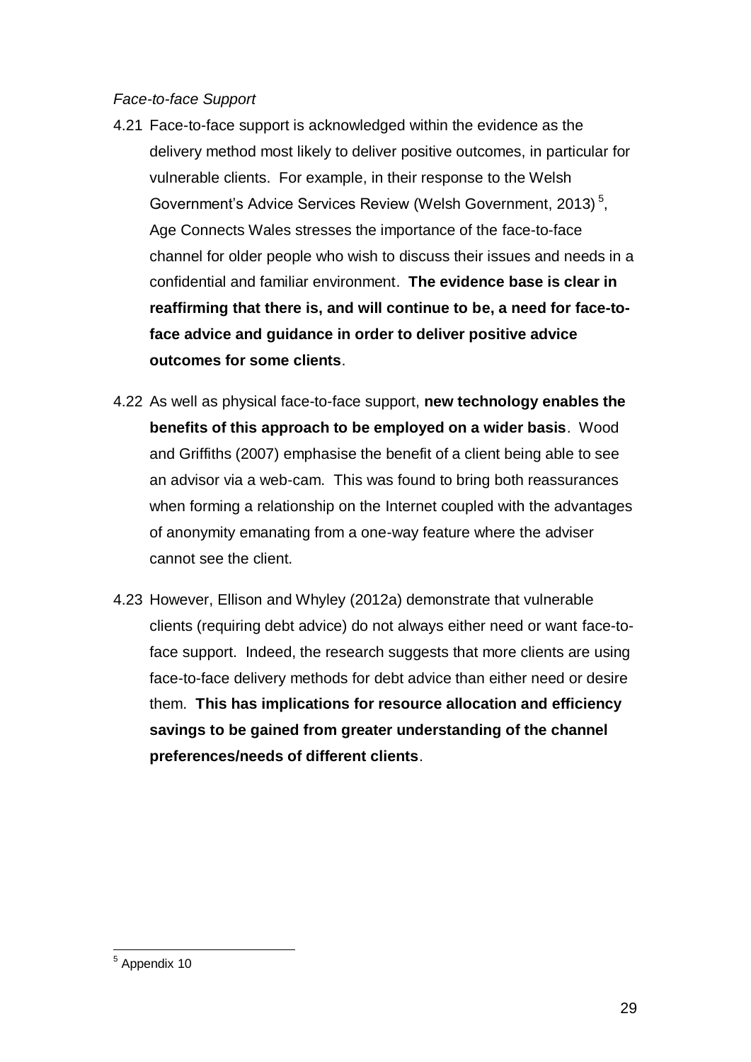*Face-to-face Support*

4.21 Face-to-face support is acknowledged within the evidence as the delivery method most likely to deliver positive outcomes, in particular for vulnerable clients. For example, in their response to the Welsh Government's Advice Services Review (Welsh Government, 2013) [5], Age Connects Wales stresses the importance of the face-to-face channel for older people who wish to discuss their issues and needs in a confidential and familiar environment. **The evidence base is clear in reaffirming that there is, and will continue to be, a need for face-to-face advice and guidance in order to deliver positive advice outcomes for some clients**.

4.22 As well as physical face-to-face support, **new technology enables the benefits of this approach to be employed on a wider basis**. Wood and Griffiths (2007) emphasise the benefit of a client being able to see an advisor via a web-cam. This was found to bring both reassurances when forming a relationship on the Internet coupled with the advantages of anonymity emanating from a one-way feature where the adviser cannot see the client.

4.23 However, Ellison and Whyley (2012a) demonstrate that vulnerable clients (requiring debt advice) do not always either need or want face-to-face support. Indeed, the research suggests that more clients are using face-to-face delivery methods for debt advice than either need or desire them. **This has implications for resource allocation and efficiency savings to be gained from greater understanding of the channel preferences/needs of different clients**.

[5] Appendix 10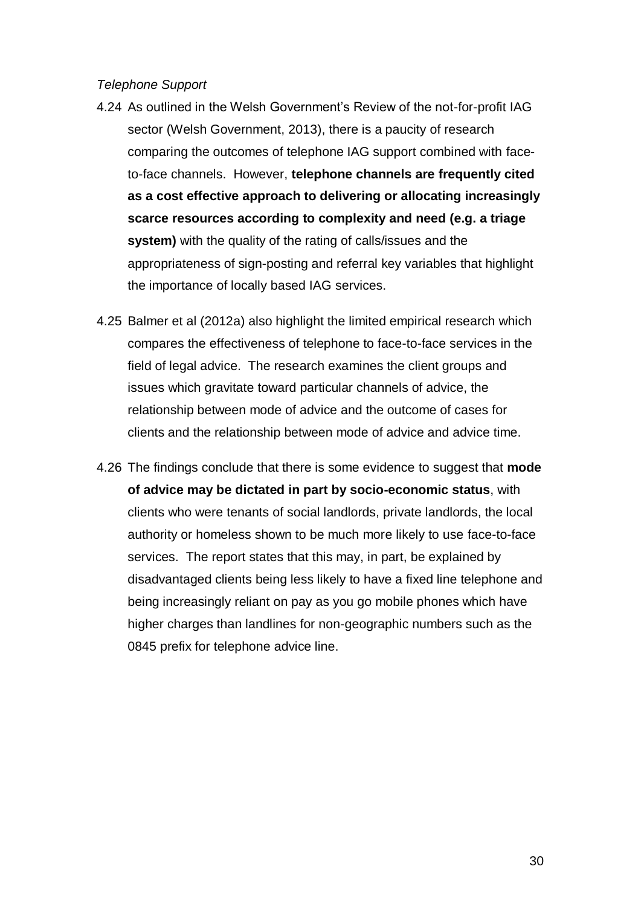*Telephone Support*

4.24 As outlined in the Welsh Government's Review of the not-for-profit IAG sector (Welsh Government, 2013), there is a paucity of research comparing the outcomes of telephone IAG support combined with face-to-face channels. However, **telephone channels are frequently cited as a cost effective approach to delivering or allocating increasingly scarce resources according to complexity and need (e.g. a triage system)** with the quality of the rating of calls/issues and the appropriateness of sign-posting and referral key variables that highlight the importance of locally based IAG services.

4.25 Balmer et al (2012a) also highlight the limited empirical research which compares the effectiveness of telephone to face-to-face services in the field of legal advice. The research examines the client groups and issues which gravitate toward particular channels of advice, the relationship between mode of advice and the outcome of cases for clients and the relationship between mode of advice and advice time.

4.26 The findings conclude that there is some evidence to suggest that **mode of advice may be dictated in part by socio-economic status**, with clients who were tenants of social landlords, private landlords, the local authority or homeless shown to be much more likely to use face-to-face services. The report states that this may, in part, be explained by disadvantaged clients being less likely to have a fixed line telephone and being increasingly reliant on pay as you go mobile phones which have higher charges than landlines for non-geographic numbers such as the 0845 prefix for telephone advice line.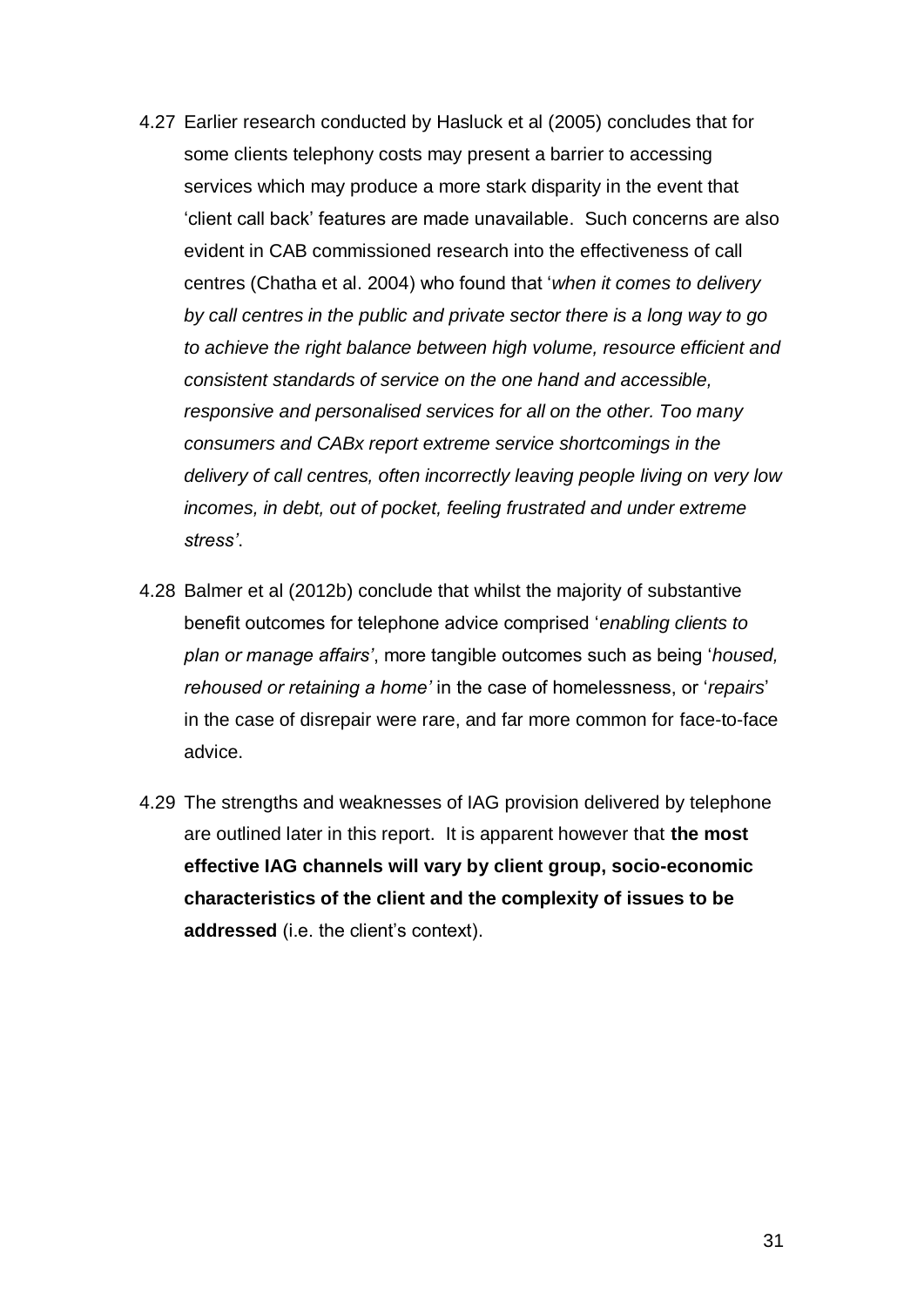4.27 Earlier research conducted by Hasluck et al (2005) concludes that for some clients telephony costs may present a barrier to accessing services which may produce a more stark disparity in the event that 'client call back' features are made unavailable. Such concerns are also evident in CAB commissioned research into the effectiveness of call centres (Chatha et al. 2004) who found that '*when it comes to delivery by call centres in the public and private sector there is a long way to go to achieve the right balance between high volume, resource efficient and consistent standards of service on the one hand and accessible, responsive and personalised services for all on the other. Too many consumers and CABx report extreme service shortcomings in the delivery of call centres, often incorrectly leaving people living on very low incomes, in debt, out of pocket, feeling frustrated and under extreme stress'*.

4.28 Balmer et al (2012b) conclude that whilst the majority of substantive benefit outcomes for telephone advice comprised '*enabling clients to plan or manage affairs'*, more tangible outcomes such as being '*housed, rehoused or retaining a home'* in the case of homelessness, or '*repairs*' in the case of disrepair were rare, and far more common for face-to-face advice.

4.29 The strengths and weaknesses of IAG provision delivered by telephone are outlined later in this report. It is apparent however that **the most effective IAG channels will vary by client group, socio-economic characteristics of the client and the complexity of issues to be addressed** (i.e. the client's context).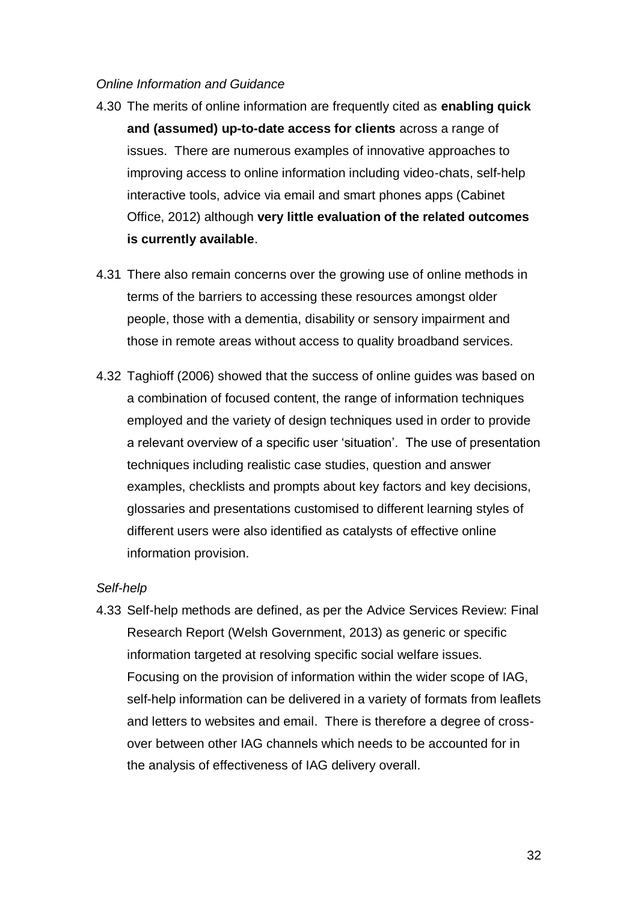*Online Information and Guidance*

4.30 The merits of online information are frequently cited as **enabling quick and (assumed) up-to-date access for clients** across a range of issues. There are numerous examples of innovative approaches to improving access to online information including video-chats, self-help interactive tools, advice via email and smart phones apps (Cabinet Office, 2012) although **very little evaluation of the related outcomes is currently available**.

4.31 There also remain concerns over the growing use of online methods in terms of the barriers to accessing these resources amongst older people, those with a dementia, disability or sensory impairment and those in remote areas without access to quality broadband services.

4.32 Taghioff (2006) showed that the success of online guides was based on a combination of focused content, the range of information techniques employed and the variety of design techniques used in order to provide a relevant overview of a specific user 'situation'. The use of presentation techniques including realistic case studies, question and answer examples, checklists and prompts about key factors and key decisions, glossaries and presentations customised to different learning styles of different users were also identified as catalysts of effective online information provision.

*Self-help*

4.33 Self-help methods are defined, as per the Advice Services Review: Final Research Report (Welsh Government, 2013) as generic or specific information targeted at resolving specific social welfare issues. Focusing on the provision of information within the wider scope of IAG, self-help information can be delivered in a variety of formats from leaflets and letters to websites and email. There is therefore a degree of cross-over between other IAG channels which needs to be accounted for in the analysis of effectiveness of IAG delivery overall.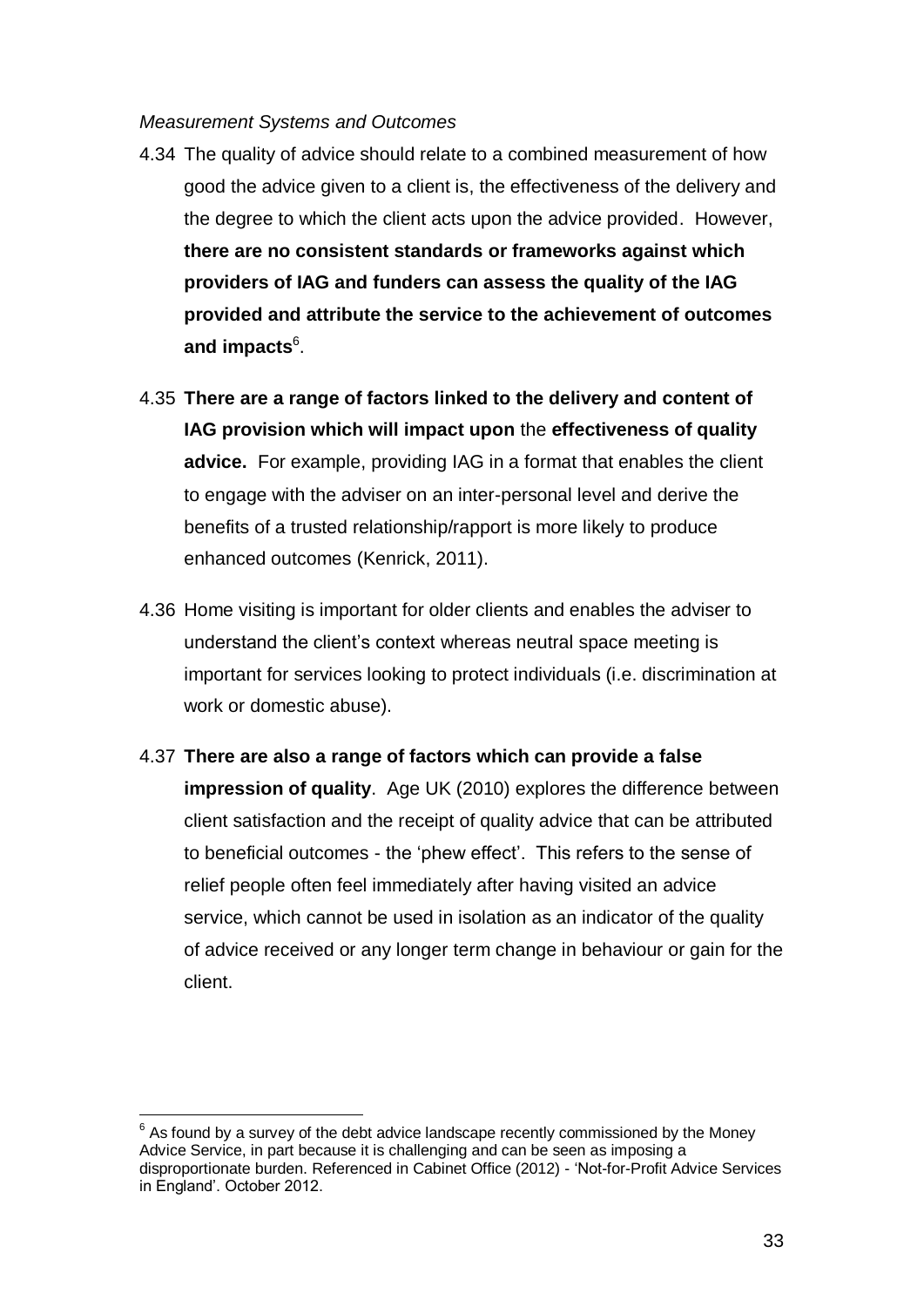*Measurement Systems and Outcomes*

4.34 The quality of advice should relate to a combined measurement of how good the advice given to a client is, the effectiveness of the delivery and the degree to which the client acts upon the advice provided. However, **there are no consistent standards or frameworks against which providers of IAG and funders can assess the quality of the IAG provided and attribute the service to the achievement of outcomes and impacts**[6].

4.35 **There are a range of factors linked to the delivery and content of IAG provision which will impact upon** the **effectiveness of quality advice.** For example, providing IAG in a format that enables the client to engage with the adviser on an inter-personal level and derive the benefits of a trusted relationship/rapport is more likely to produce enhanced outcomes (Kenrick, 2011).

4.36 Home visiting is important for older clients and enables the adviser to understand the client's context whereas neutral space meeting is important for services looking to protect individuals (i.e. discrimination at work or domestic abuse).

4.37 **There are also a range of factors which can provide a false impression of quality**. Age UK (2010) explores the difference between client satisfaction and the receipt of quality advice that can be attributed to beneficial outcomes - the 'phew effect'. This refers to the sense of relief people often feel immediately after having visited an advice service, which cannot be used in isolation as an indicator of the quality of advice received or any longer term change in behaviour or gain for the client.

---

[6] As found by a survey of the debt advice landscape recently commissioned by the Money Advice Service, in part because it is challenging and can be seen as imposing a disproportionate burden. Referenced in Cabinet Office (2012) - 'Not-for-Profit Advice Services in England'. October 2012.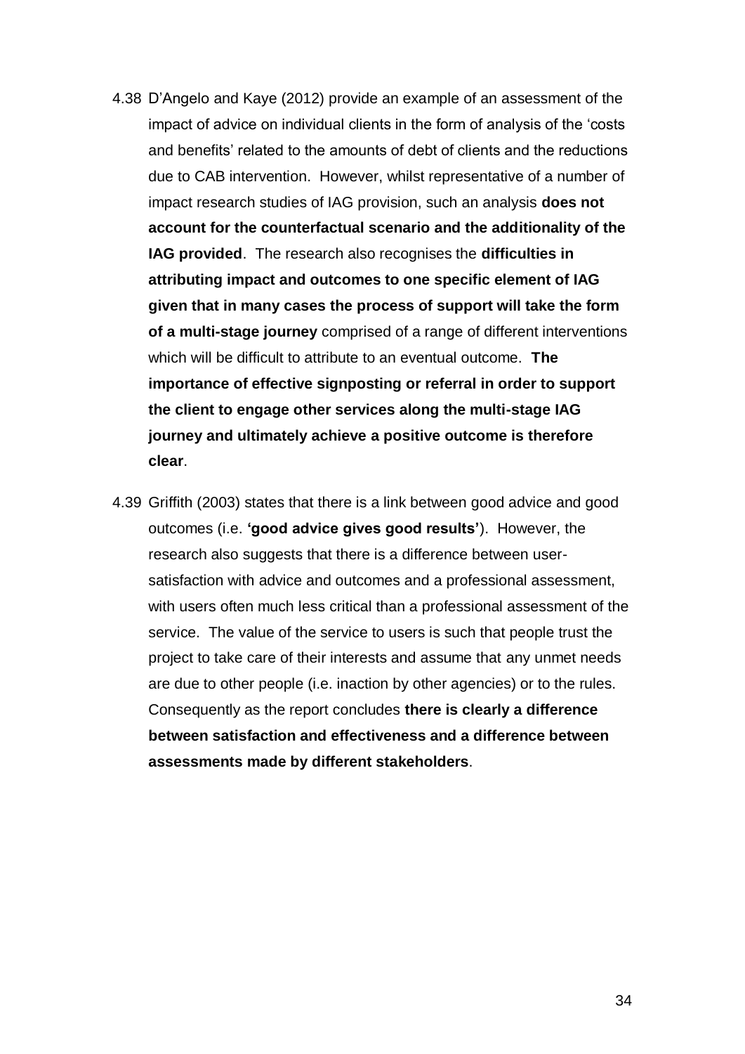4.38 D'Angelo and Kaye (2012) provide an example of an assessment of the impact of advice on individual clients in the form of analysis of the 'costs and benefits' related to the amounts of debt of clients and the reductions due to CAB intervention. However, whilst representative of a number of impact research studies of IAG provision, such an analysis **does not account for the counterfactual scenario and the additionality of the IAG provided**. The research also recognises the **difficulties in attributing impact and outcomes to one specific element of IAG given that in many cases the process of support will take the form of a multi-stage journey** comprised of a range of different interventions which will be difficult to attribute to an eventual outcome. **The importance of effective signposting or referral in order to support the client to engage other services along the multi-stage IAG journey and ultimately achieve a positive outcome is therefore clear**.

4.39 Griffith (2003) states that there is a link between good advice and good outcomes (i.e. **'good advice gives good results'**). However, the research also suggests that there is a difference between user-satisfaction with advice and outcomes and a professional assessment, with users often much less critical than a professional assessment of the service. The value of the service to users is such that people trust the project to take care of their interests and assume that any unmet needs are due to other people (i.e. inaction by other agencies) or to the rules. Consequently as the report concludes **there is clearly a difference between satisfaction and effectiveness and a difference between assessments made by different stakeholders**.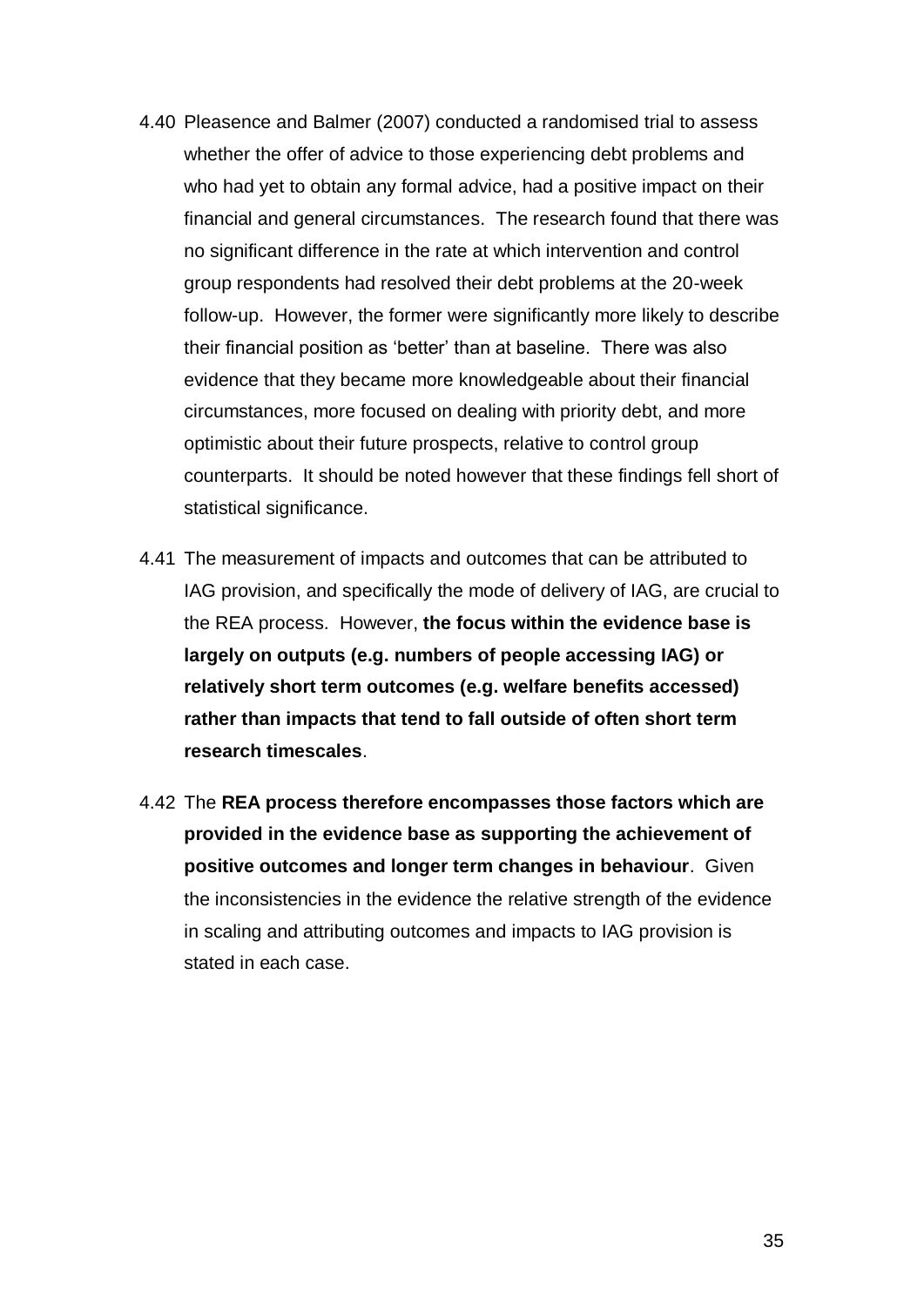4.40 Pleasence and Balmer (2007) conducted a randomised trial to assess whether the offer of advice to those experiencing debt problems and who had yet to obtain any formal advice, had a positive impact on their financial and general circumstances. The research found that there was no significant difference in the rate at which intervention and control group respondents had resolved their debt problems at the 20-week follow-up. However, the former were significantly more likely to describe their financial position as 'better' than at baseline. There was also evidence that they became more knowledgeable about their financial circumstances, more focused on dealing with priority debt, and more optimistic about their future prospects, relative to control group counterparts. It should be noted however that these findings fell short of statistical significance.

4.41 The measurement of impacts and outcomes that can be attributed to IAG provision, and specifically the mode of delivery of IAG, are crucial to the REA process. However, **the focus within the evidence base is largely on outputs (e.g. numbers of people accessing IAG) or relatively short term outcomes (e.g. welfare benefits accessed) rather than impacts that tend to fall outside of often short term research timescales**.

4.42 The **REA process therefore encompasses those factors which are provided in the evidence base as supporting the achievement of positive outcomes and longer term changes in behaviour**. Given the inconsistencies in the evidence the relative strength of the evidence in scaling and attributing outcomes and impacts to IAG provision is stated in each case.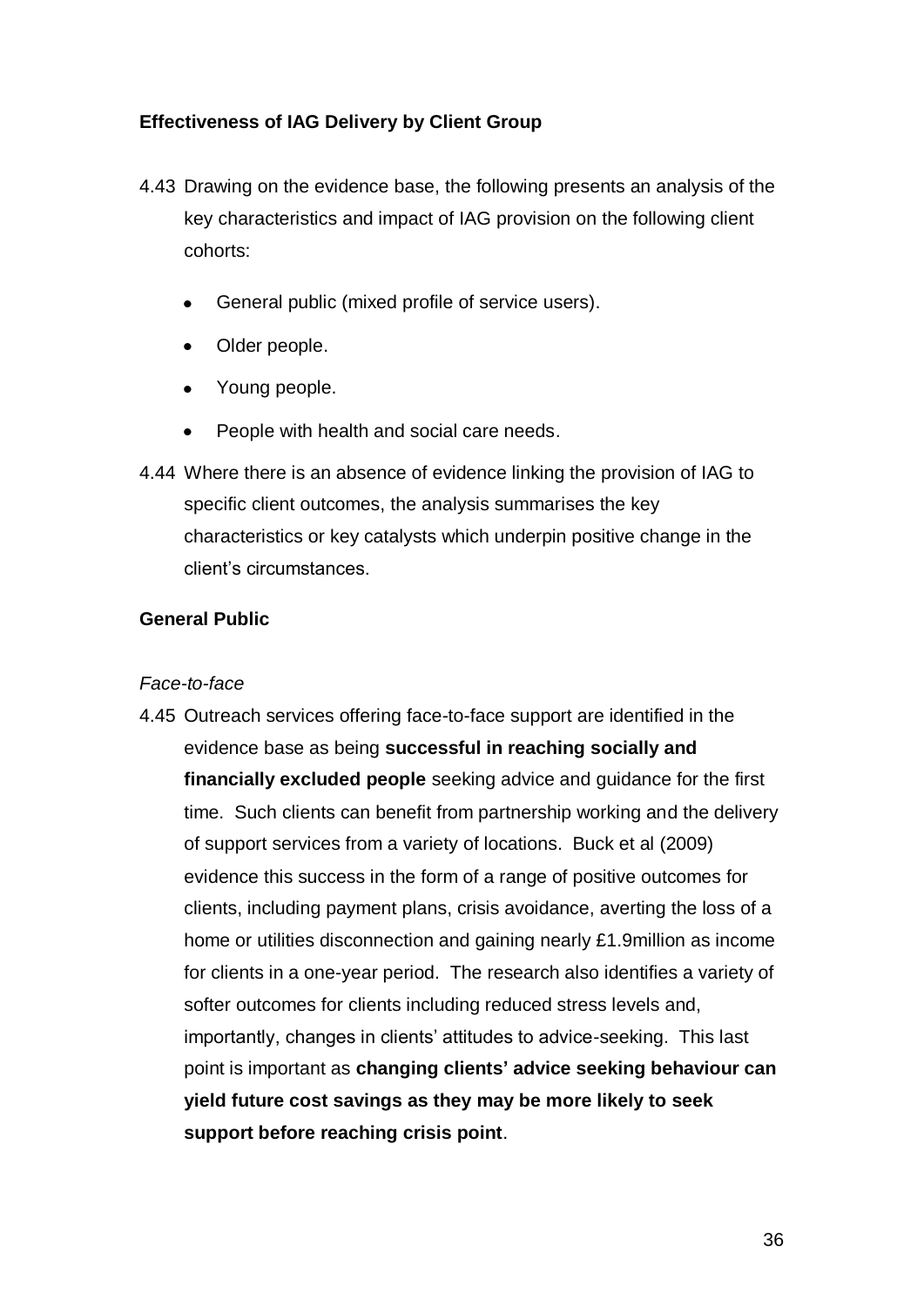### Effectiveness of IAG Delivery by Client Group

4.43 Drawing on the evidence base, the following presents an analysis of the key characteristics and impact of IAG provision on the following client cohorts:

- General public (mixed profile of service users).
- Older people.
- Young people.
- People with health and social care needs.

4.44 Where there is an absence of evidence linking the provision of IAG to specific client outcomes, the analysis summarises the key characteristics or key catalysts which underpin positive change in the client's circumstances.

### General Public

*Face-to-face*

4.45 Outreach services offering face-to-face support are identified in the evidence base as being **successful in reaching socially and financially excluded people** seeking advice and guidance for the first time. Such clients can benefit from partnership working and the delivery of support services from a variety of locations. Buck et al (2009) evidence this success in the form of a range of positive outcomes for clients, including payment plans, crisis avoidance, averting the loss of a home or utilities disconnection and gaining nearly £1.9million as income for clients in a one-year period. The research also identifies a variety of softer outcomes for clients including reduced stress levels and, importantly, changes in clients' attitudes to advice-seeking. This last point is important as **changing clients' advice seeking behaviour can yield future cost savings as they may be more likely to seek support before reaching crisis point**.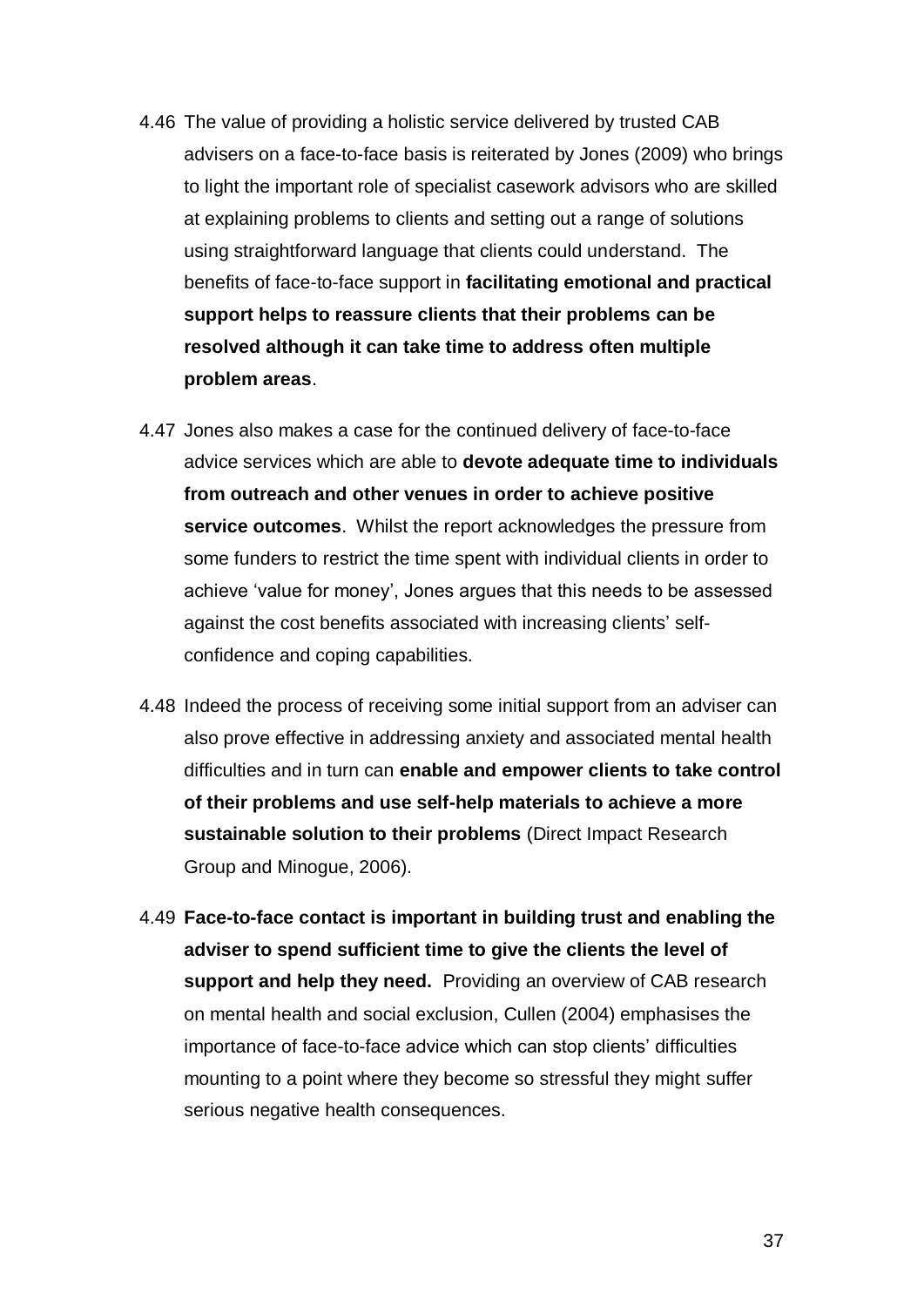4.46 The value of providing a holistic service delivered by trusted CAB advisers on a face-to-face basis is reiterated by Jones (2009) who brings to light the important role of specialist casework advisors who are skilled at explaining problems to clients and setting out a range of solutions using straightforward language that clients could understand. The benefits of face-to-face support in **facilitating emotional and practical support helps to reassure clients that their problems can be resolved although it can take time to address often multiple problem areas**.

4.47 Jones also makes a case for the continued delivery of face-to-face advice services which are able to **devote adequate time to individuals from outreach and other venues in order to achieve positive service outcomes**. Whilst the report acknowledges the pressure from some funders to restrict the time spent with individual clients in order to achieve 'value for money', Jones argues that this needs to be assessed against the cost benefits associated with increasing clients' self-confidence and coping capabilities.

4.48 Indeed the process of receiving some initial support from an adviser can also prove effective in addressing anxiety and associated mental health difficulties and in turn can **enable and empower clients to take control of their problems and use self-help materials to achieve a more sustainable solution to their problems** (Direct Impact Research Group and Minogue, 2006).

4.49 **Face-to-face contact is important in building trust and enabling the adviser to spend sufficient time to give the clients the level of support and help they need.** Providing an overview of CAB research on mental health and social exclusion, Cullen (2004) emphasises the importance of face-to-face advice which can stop clients' difficulties mounting to a point where they become so stressful they might suffer serious negative health consequences.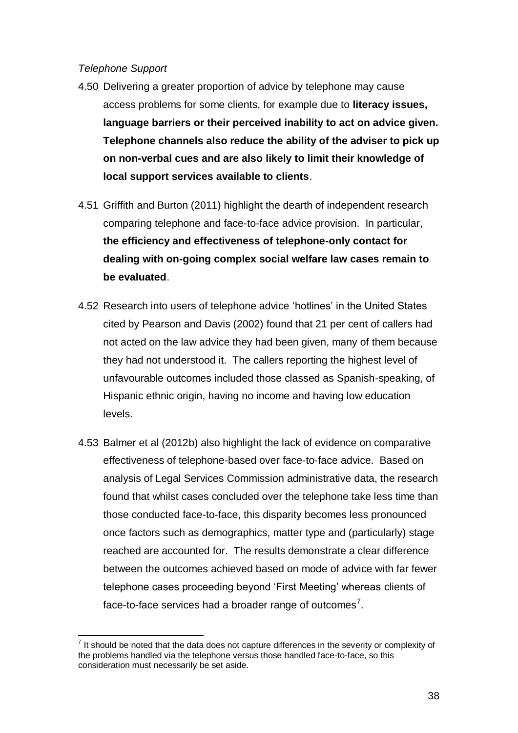*Telephone Support*

4.50 Delivering a greater proportion of advice by telephone may cause access problems for some clients, for example due to **literacy issues, language barriers or their perceived inability to act on advice given. Telephone channels also reduce the ability of the adviser to pick up on non-verbal cues and are also likely to limit their knowledge of local support services available to clients**.

4.51 Griffith and Burton (2011) highlight the dearth of independent research comparing telephone and face-to-face advice provision. In particular, **the efficiency and effectiveness of telephone-only contact for dealing with on-going complex social welfare law cases remain to be evaluated**.

4.52 Research into users of telephone advice 'hotlines' in the United States cited by Pearson and Davis (2002) found that 21 per cent of callers had not acted on the law advice they had been given, many of them because they had not understood it. The callers reporting the highest level of unfavourable outcomes included those classed as Spanish-speaking, of Hispanic ethnic origin, having no income and having low education levels.

4.53 Balmer et al (2012b) also highlight the lack of evidence on comparative effectiveness of telephone-based over face-to-face advice. Based on analysis of Legal Services Commission administrative data, the research found that whilst cases concluded over the telephone take less time than those conducted face-to-face, this disparity becomes less pronounced once factors such as demographics, matter type and (particularly) stage reached are accounted for. The results demonstrate a clear difference between the outcomes achieved based on mode of advice with far fewer telephone cases proceeding beyond 'First Meeting' whereas clients of face-to-face services had a broader range of outcomes[7].

[7] It should be noted that the data does not capture differences in the severity or complexity of the problems handled via the telephone versus those handled face-to-face, so this consideration must necessarily be set aside.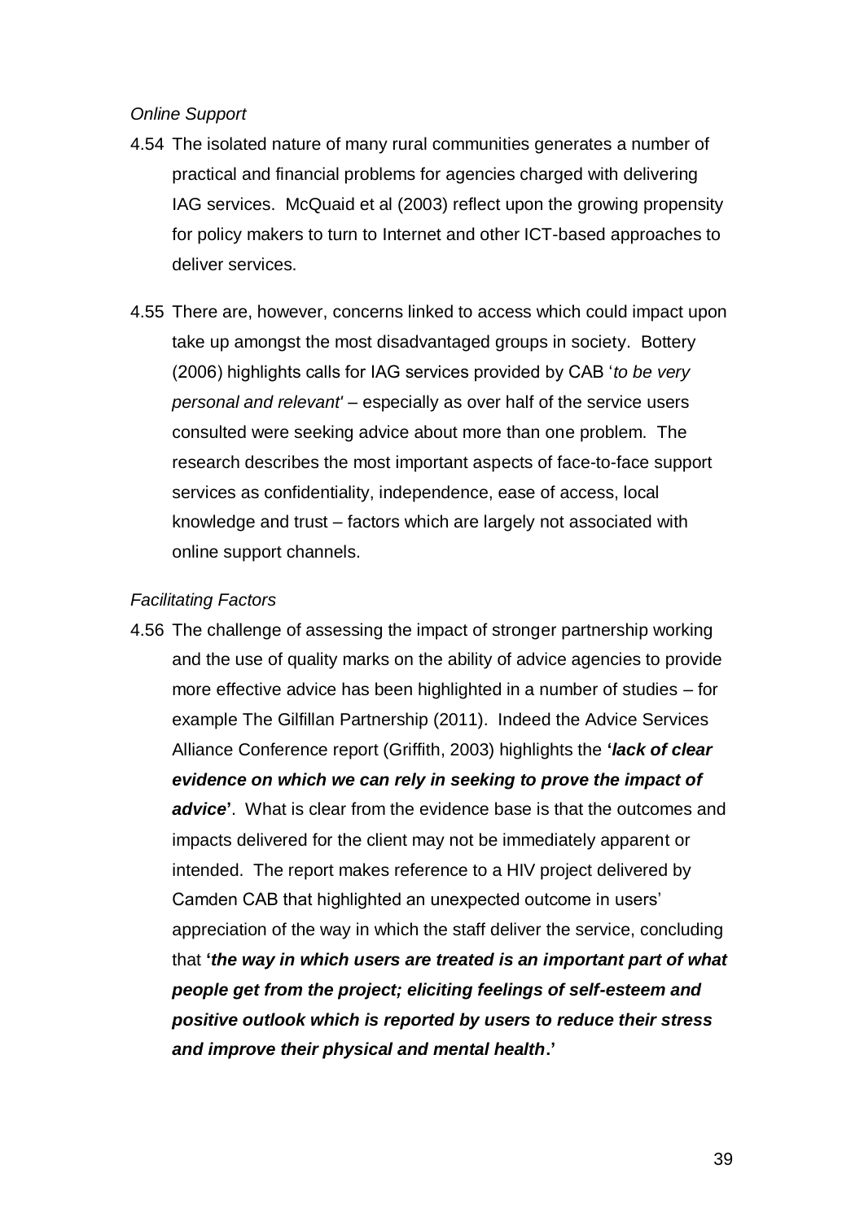*Online Support*

4.54 The isolated nature of many rural communities generates a number of practical and financial problems for agencies charged with delivering IAG services. McQuaid et al (2003) reflect upon the growing propensity for policy makers to turn to Internet and other ICT-based approaches to deliver services.

4.55 There are, however, concerns linked to access which could impact upon take up amongst the most disadvantaged groups in society. Bottery (2006) highlights calls for IAG services provided by CAB '*to be very personal and relevant*' – especially as over half of the service users consulted were seeking advice about more than one problem. The research describes the most important aspects of face-to-face support services as confidentiality, independence, ease of access, local knowledge and trust – factors which are largely not associated with online support channels.

*Facilitating Factors*

4.56 The challenge of assessing the impact of stronger partnership working and the use of quality marks on the ability of advice agencies to provide more effective advice has been highlighted in a number of studies – for example The Gilfillan Partnership (2011). Indeed the Advice Services Alliance Conference report (Griffith, 2003) highlights the **'*lack of clear evidence on which we can rely in seeking to prove the impact of advice*'**. What is clear from the evidence base is that the outcomes and impacts delivered for the client may not be immediately apparent or intended. The report makes reference to a HIV project delivered by Camden CAB that highlighted an unexpected outcome in users' appreciation of the way in which the staff deliver the service, concluding that **'*the way in which users are treated is an important part of what people get from the project; eliciting feelings of self-esteem and positive outlook which is reported by users to reduce their stress and improve their physical and mental health*.'**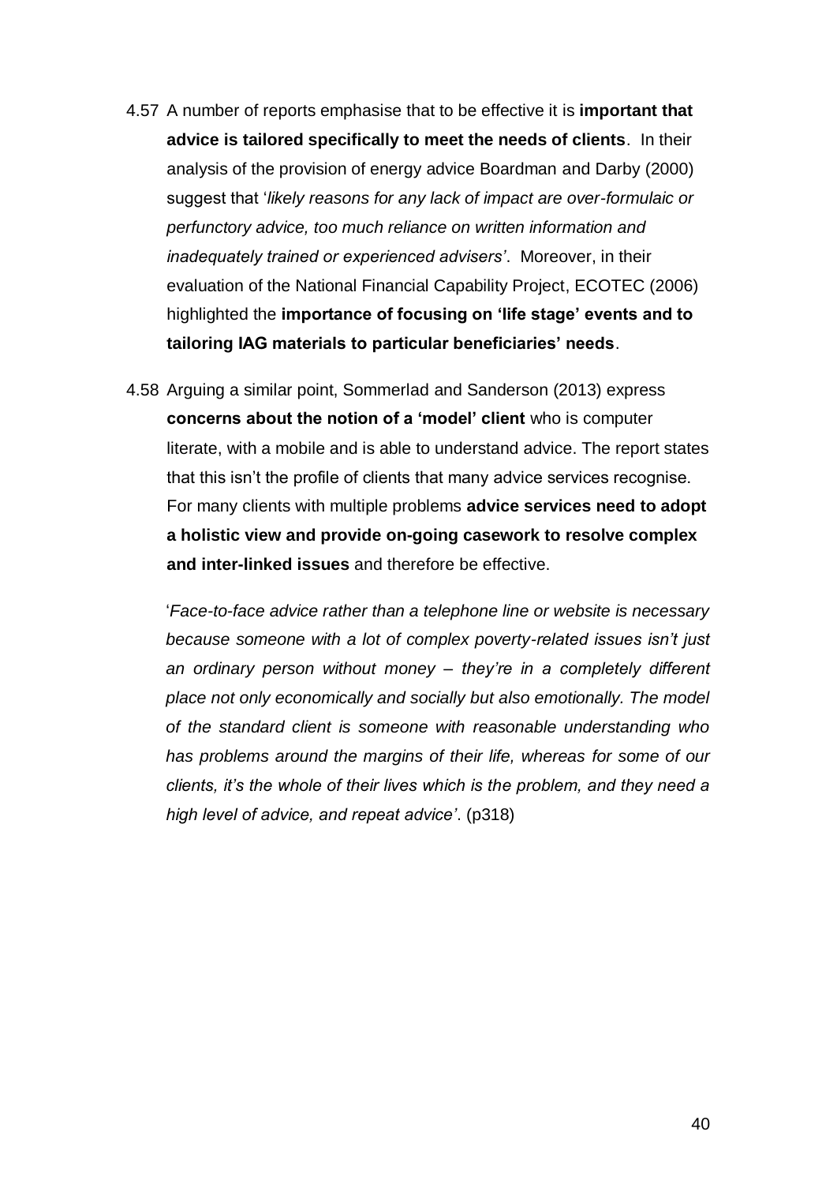4.57 A number of reports emphasise that to be effective it is **important that advice is tailored specifically to meet the needs of clients**. In their analysis of the provision of energy advice Boardman and Darby (2000) suggest that '*likely reasons for any lack of impact are over-formulaic or perfunctory advice, too much reliance on written information and inadequately trained or experienced advisers'*. Moreover, in their evaluation of the National Financial Capability Project, ECOTEC (2006) highlighted the **importance of focusing on 'life stage' events and to tailoring IAG materials to particular beneficiaries' needs**.

4.58 Arguing a similar point, Sommerlad and Sanderson (2013) express **concerns about the notion of a 'model' client** who is computer literate, with a mobile and is able to understand advice. The report states that this isn't the profile of clients that many advice services recognise. For many clients with multiple problems **advice services need to adopt a holistic view and provide on-going casework to resolve complex and inter-linked issues** and therefore be effective.

> '*Face-to-face advice rather than a telephone line or website is necessary because someone with a lot of complex poverty-related issues isn't just an ordinary person without money – they're in a completely different place not only economically and socially but also emotionally. The model of the standard client is someone with reasonable understanding who has problems around the margins of their life, whereas for some of our clients, it's the whole of their lives which is the problem, and they need a high level of advice, and repeat advice'*. (p318)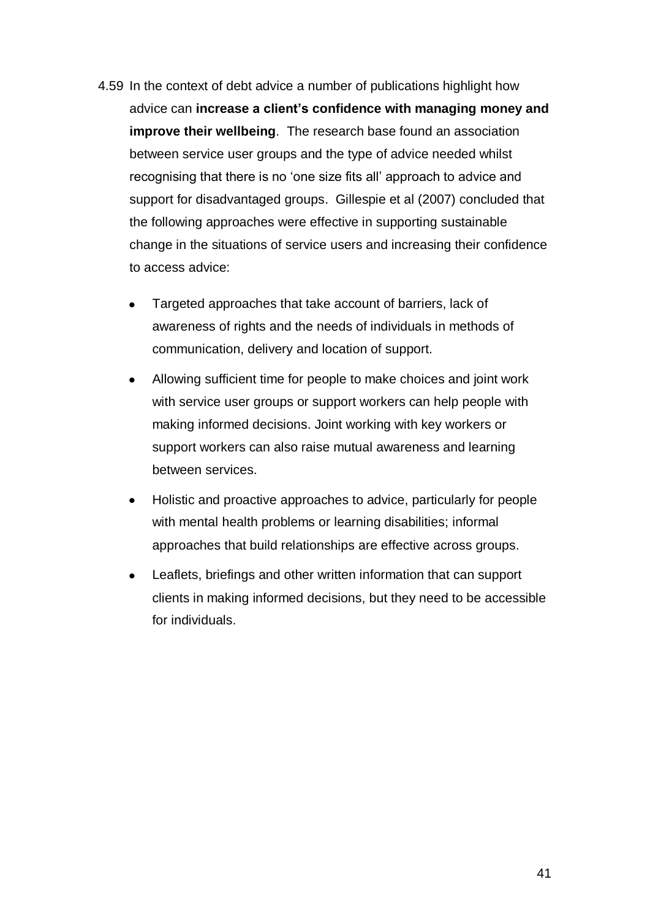4.59 In the context of debt advice a number of publications highlight how advice can **increase a client's confidence with managing money and improve their wellbeing**. The research base found an association between service user groups and the type of advice needed whilst recognising that there is no 'one size fits all' approach to advice and support for disadvantaged groups. Gillespie et al (2007) concluded that the following approaches were effective in supporting sustainable change in the situations of service users and increasing their confidence to access advice:

- Targeted approaches that take account of barriers, lack of awareness of rights and the needs of individuals in methods of communication, delivery and location of support.
- Allowing sufficient time for people to make choices and joint work with service user groups or support workers can help people with making informed decisions. Joint working with key workers or support workers can also raise mutual awareness and learning between services.
- Holistic and proactive approaches to advice, particularly for people with mental health problems or learning disabilities; informal approaches that build relationships are effective across groups.
- Leaflets, briefings and other written information that can support clients in making informed decisions, but they need to be accessible for individuals.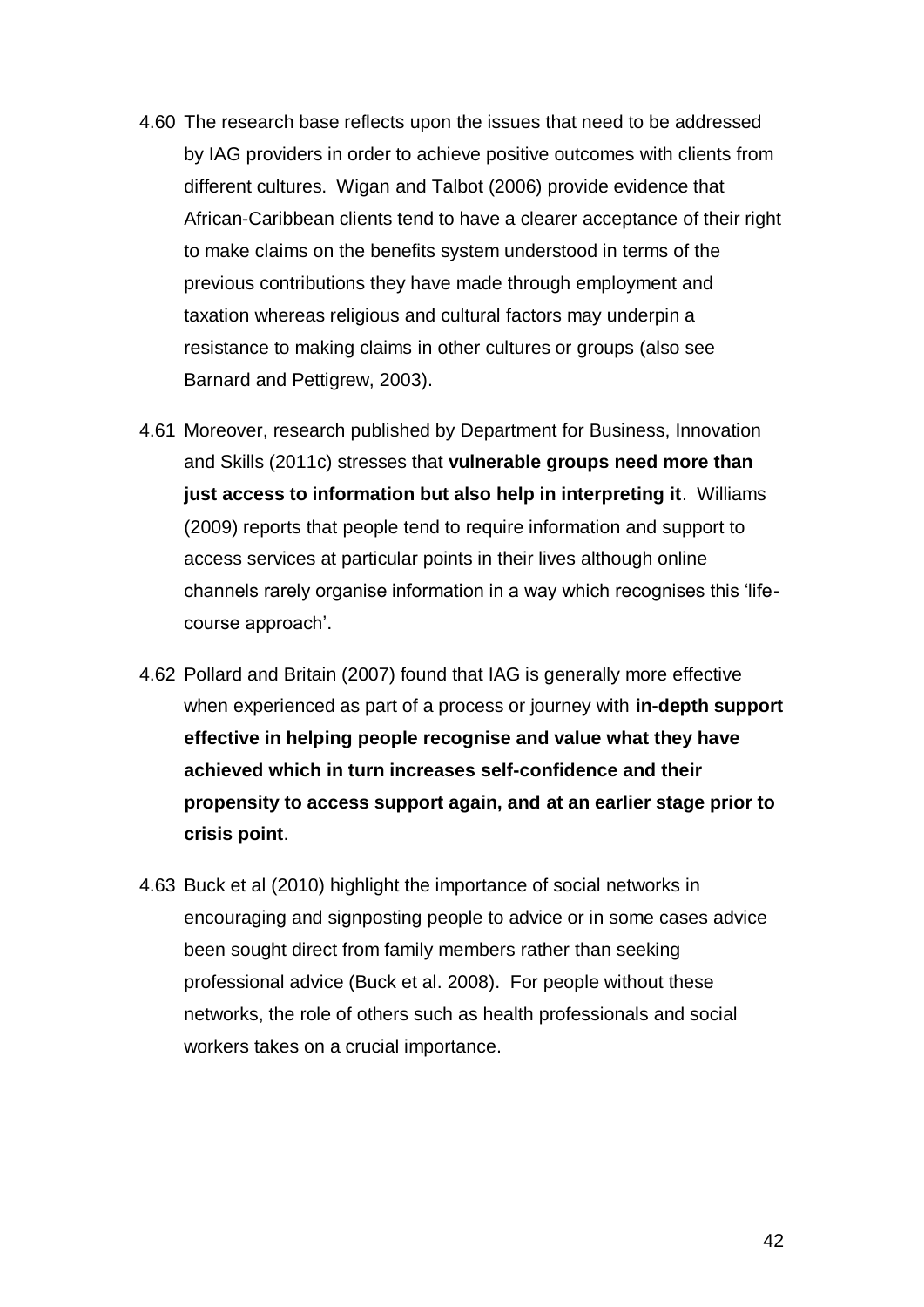4.60 The research base reflects upon the issues that need to be addressed by IAG providers in order to achieve positive outcomes with clients from different cultures. Wigan and Talbot (2006) provide evidence that African-Caribbean clients tend to have a clearer acceptance of their right to make claims on the benefits system understood in terms of the previous contributions they have made through employment and taxation whereas religious and cultural factors may underpin a resistance to making claims in other cultures or groups (also see Barnard and Pettigrew, 2003).

4.61 Moreover, research published by Department for Business, Innovation and Skills (2011c) stresses that **vulnerable groups need more than just access to information but also help in interpreting it**. Williams (2009) reports that people tend to require information and support to access services at particular points in their lives although online channels rarely organise information in a way which recognises this 'life-course approach'.

4.62 Pollard and Britain (2007) found that IAG is generally more effective when experienced as part of a process or journey with **in-depth support effective in helping people recognise and value what they have achieved which in turn increases self-confidence and their propensity to access support again, and at an earlier stage prior to crisis point**.

4.63 Buck et al (2010) highlight the importance of social networks in encouraging and signposting people to advice or in some cases advice been sought direct from family members rather than seeking professional advice (Buck et al. 2008). For people without these networks, the role of others such as health professionals and social workers takes on a crucial importance.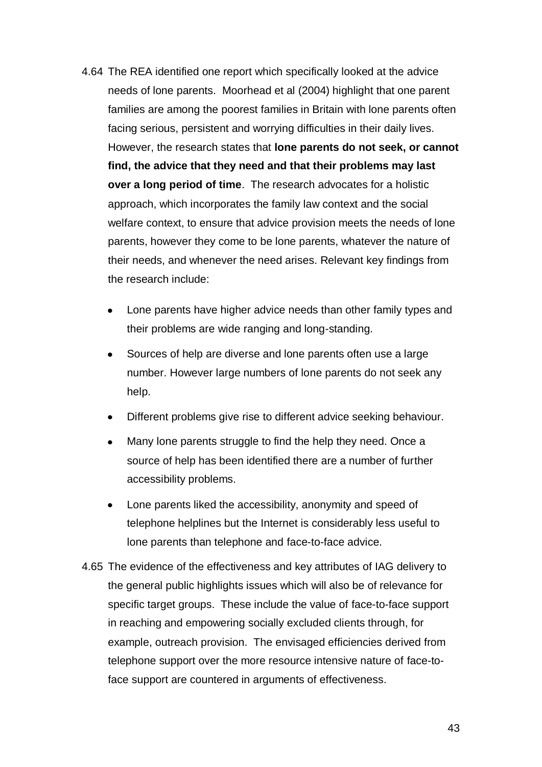4.64 The REA identified one report which specifically looked at the advice needs of lone parents. Moorhead et al (2004) highlight that one parent families are among the poorest families in Britain with lone parents often facing serious, persistent and worrying difficulties in their daily lives. However, the research states that **lone parents do not seek, or cannot find, the advice that they need and that their problems may last over a long period of time**. The research advocates for a holistic approach, which incorporates the family law context and the social welfare context, to ensure that advice provision meets the needs of lone parents, however they come to be lone parents, whatever the nature of their needs, and whenever the need arises. Relevant key findings from the research include:

- Lone parents have higher advice needs than other family types and their problems are wide ranging and long-standing.
- Sources of help are diverse and lone parents often use a large number. However large numbers of lone parents do not seek any help.
- Different problems give rise to different advice seeking behaviour.
- Many lone parents struggle to find the help they need. Once a source of help has been identified there are a number of further accessibility problems.
- Lone parents liked the accessibility, anonymity and speed of telephone helplines but the Internet is considerably less useful to lone parents than telephone and face-to-face advice.

4.65 The evidence of the effectiveness and key attributes of IAG delivery to the general public highlights issues which will also be of relevance for specific target groups. These include the value of face-to-face support in reaching and empowering socially excluded clients through, for example, outreach provision. The envisaged efficiencies derived from telephone support over the more resource intensive nature of face-to-face support are countered in arguments of effectiveness.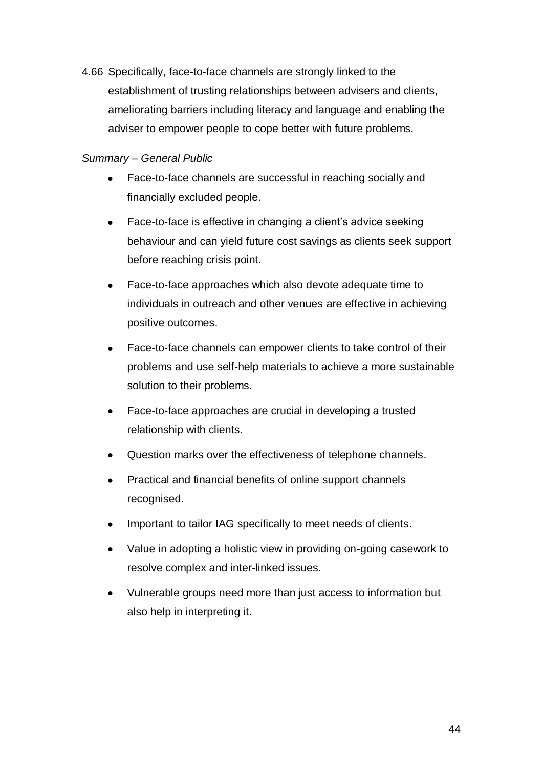4.66 Specifically, face-to-face channels are strongly linked to the establishment of trusting relationships between advisers and clients, ameliorating barriers including literacy and language and enabling the adviser to empower people to cope better with future problems.

*Summary – General Public*

- Face-to-face channels are successful in reaching socially and financially excluded people.
- Face-to-face is effective in changing a client's advice seeking behaviour and can yield future cost savings as clients seek support before reaching crisis point.
- Face-to-face approaches which also devote adequate time to individuals in outreach and other venues are effective in achieving positive outcomes.
- Face-to-face channels can empower clients to take control of their problems and use self-help materials to achieve a more sustainable solution to their problems.
- Face-to-face approaches are crucial in developing a trusted relationship with clients.
- Question marks over the effectiveness of telephone channels.
- Practical and financial benefits of online support channels recognised.
- Important to tailor IAG specifically to meet needs of clients.
- Value in adopting a holistic view in providing on-going casework to resolve complex and inter-linked issues.
- Vulnerable groups need more than just access to information but also help in interpreting it.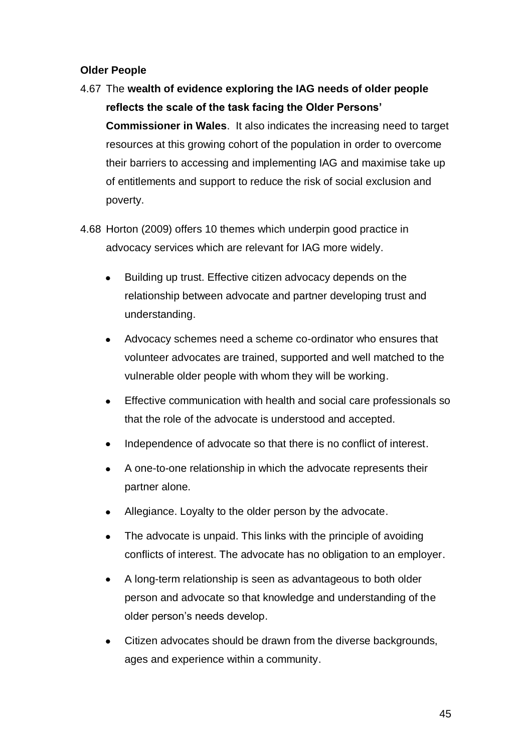**Older People**

4.67 The **wealth of evidence exploring the IAG needs of older people reflects the scale of the task facing the Older Persons' Commissioner in Wales**. It also indicates the increasing need to target resources at this growing cohort of the population in order to overcome their barriers to accessing and implementing IAG and maximise take up of entitlements and support to reduce the risk of social exclusion and poverty.

4.68 Horton (2009) offers 10 themes which underpin good practice in advocacy services which are relevant for IAG more widely.

- Building up trust. Effective citizen advocacy depends on the relationship between advocate and partner developing trust and understanding.
- Advocacy schemes need a scheme co-ordinator who ensures that volunteer advocates are trained, supported and well matched to the vulnerable older people with whom they will be working.
- Effective communication with health and social care professionals so that the role of the advocate is understood and accepted.
- Independence of advocate so that there is no conflict of interest.
- A one-to-one relationship in which the advocate represents their partner alone.
- Allegiance. Loyalty to the older person by the advocate.
- The advocate is unpaid. This links with the principle of avoiding conflicts of interest. The advocate has no obligation to an employer.
- A long-term relationship is seen as advantageous to both older person and advocate so that knowledge and understanding of the older person's needs develop.
- Citizen advocates should be drawn from the diverse backgrounds, ages and experience within a community.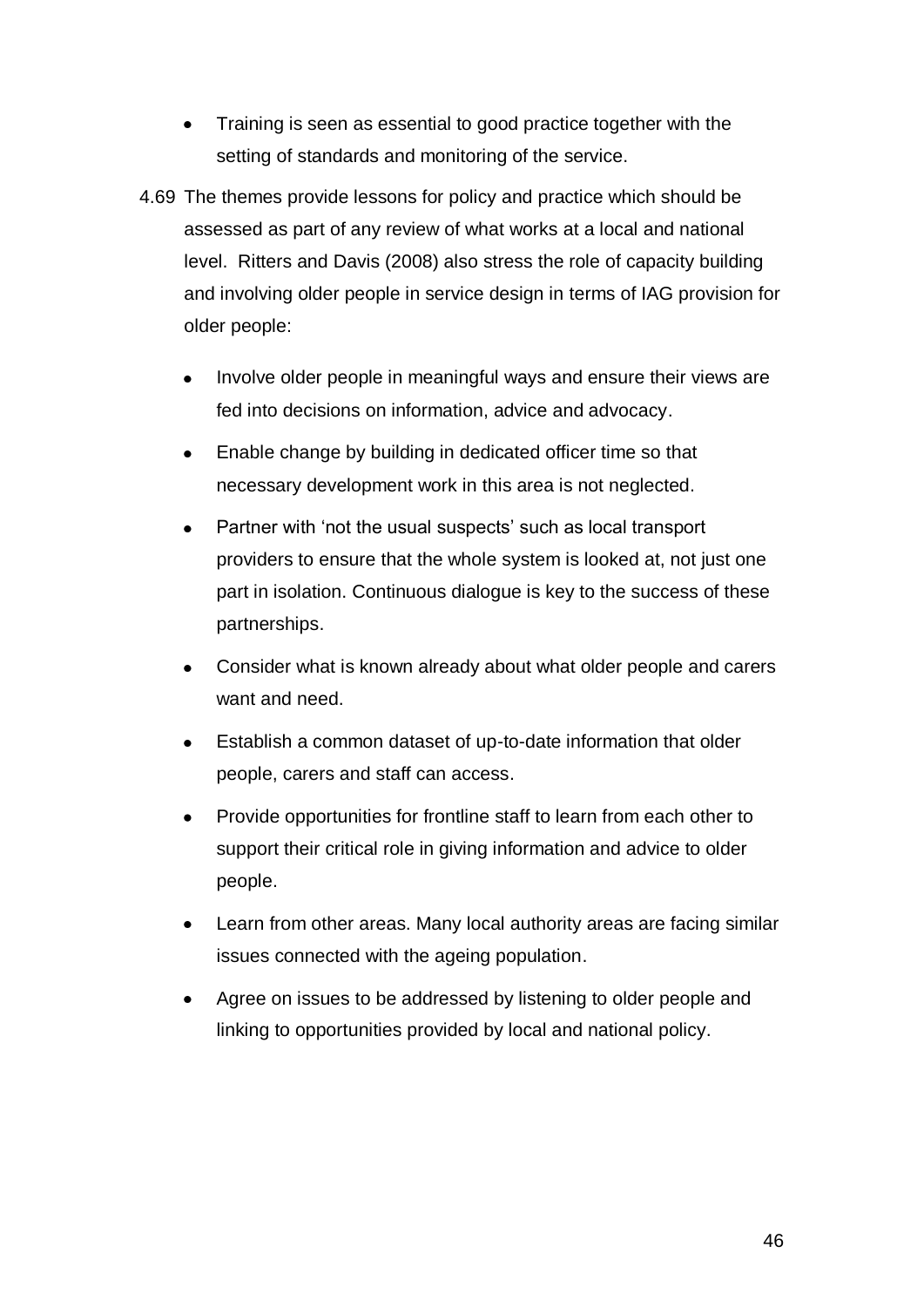- Training is seen as essential to good practice together with the setting of standards and monitoring of the service.

4.69 The themes provide lessons for policy and practice which should be assessed as part of any review of what works at a local and national level. Ritters and Davis (2008) also stress the role of capacity building and involving older people in service design in terms of IAG provision for older people:

- Involve older people in meaningful ways and ensure their views are fed into decisions on information, advice and advocacy.
- Enable change by building in dedicated officer time so that necessary development work in this area is not neglected.
- Partner with 'not the usual suspects' such as local transport providers to ensure that the whole system is looked at, not just one part in isolation. Continuous dialogue is key to the success of these partnerships.
- Consider what is known already about what older people and carers want and need.
- Establish a common dataset of up-to-date information that older people, carers and staff can access.
- Provide opportunities for frontline staff to learn from each other to support their critical role in giving information and advice to older people.
- Learn from other areas. Many local authority areas are facing similar issues connected with the ageing population.
- Agree on issues to be addressed by listening to older people and linking to opportunities provided by local and national policy.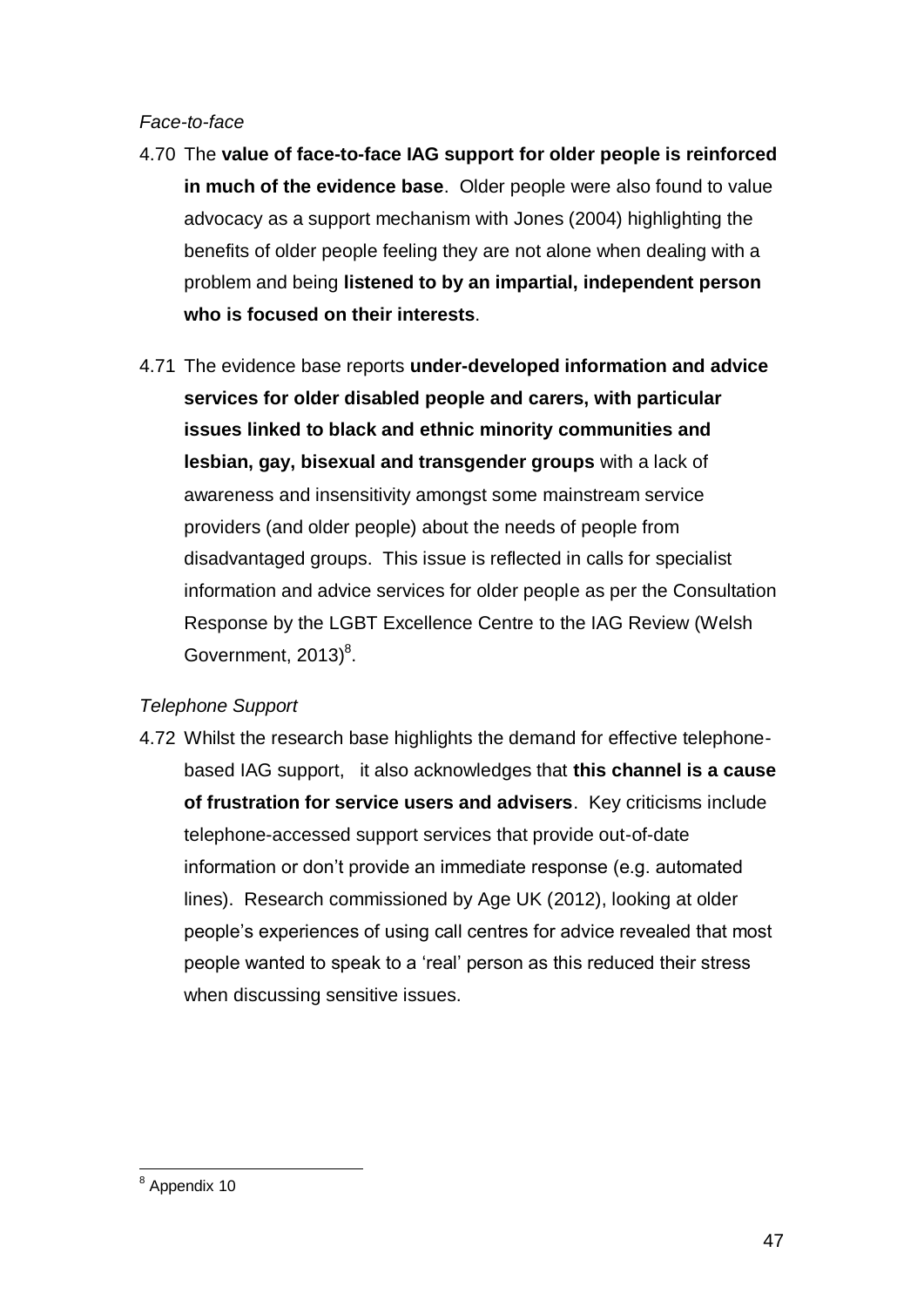*Face-to-face*

4.70 The **value of face-to-face IAG support for older people is reinforced in much of the evidence base**. Older people were also found to value advocacy as a support mechanism with Jones (2004) highlighting the benefits of older people feeling they are not alone when dealing with a problem and being **listened to by an impartial, independent person who is focused on their interests**.

4.71 The evidence base reports **under-developed information and advice services for older disabled people and carers, with particular issues linked to black and ethnic minority communities and lesbian, gay, bisexual and transgender groups** with a lack of awareness and insensitivity amongst some mainstream service providers (and older people) about the needs of people from disadvantaged groups. This issue is reflected in calls for specialist information and advice services for older people as per the Consultation Response by the LGBT Excellence Centre to the IAG Review (Welsh Government, 2013)[8].

*Telephone Support*

4.72 Whilst the research base highlights the demand for effective telephone-based IAG support, it also acknowledges that **this channel is a cause of frustration for service users and advisers**. Key criticisms include telephone-accessed support services that provide out-of-date information or don't provide an immediate response (e.g. automated lines). Research commissioned by Age UK (2012), looking at older people's experiences of using call centres for advice revealed that most people wanted to speak to a 'real' person as this reduced their stress when discussing sensitive issues.

[8] Appendix 10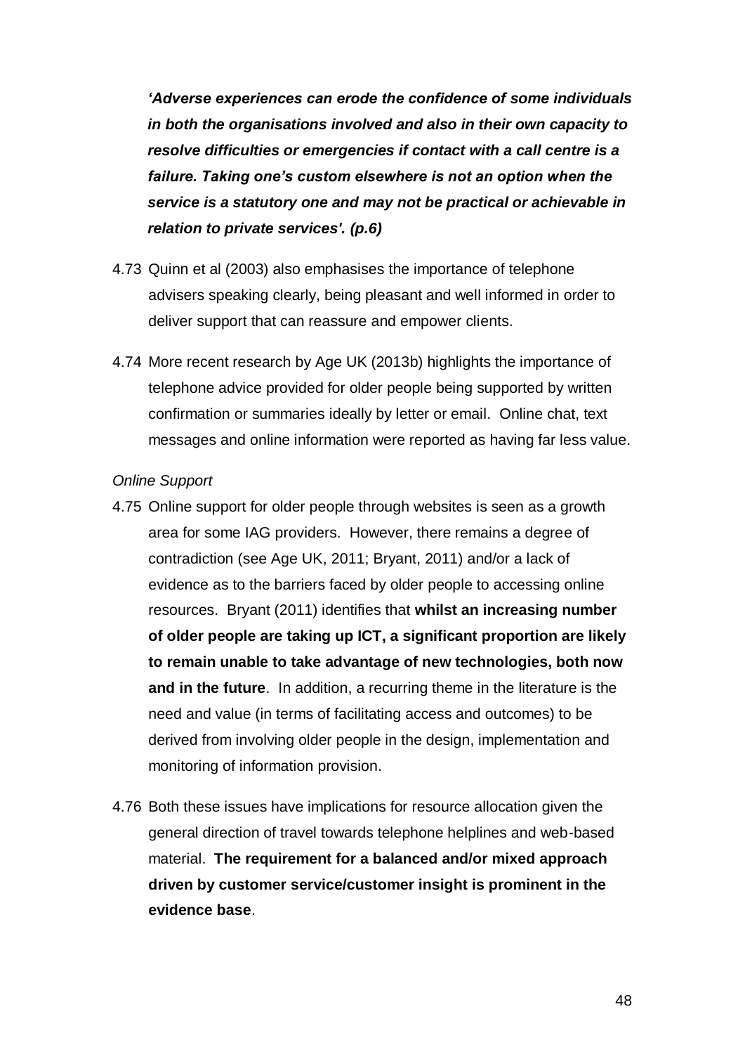***'Adverse experiences can erode the confidence of some individuals in both the organisations involved and also in their own capacity to resolve difficulties or emergencies if contact with a call centre is a failure. Taking one's custom elsewhere is not an option when the service is a statutory one and may not be practical or achievable in relation to private services'. (p.6)***

4.73 Quinn et al (2003) also emphasises the importance of telephone advisers speaking clearly, being pleasant and well informed in order to deliver support that can reassure and empower clients.

4.74 More recent research by Age UK (2013b) highlights the importance of telephone advice provided for older people being supported by written confirmation or summaries ideally by letter or email. Online chat, text messages and online information were reported as having far less value.

*Online Support*

4.75 Online support for older people through websites is seen as a growth area for some IAG providers. However, there remains a degree of contradiction (see Age UK, 2011; Bryant, 2011) and/or a lack of evidence as to the barriers faced by older people to accessing online resources. Bryant (2011) identifies that **whilst an increasing number of older people are taking up ICT, a significant proportion are likely to remain unable to take advantage of new technologies, both now and in the future**. In addition, a recurring theme in the literature is the need and value (in terms of facilitating access and outcomes) to be derived from involving older people in the design, implementation and monitoring of information provision.

4.76 Both these issues have implications for resource allocation given the general direction of travel towards telephone helplines and web-based material. **The requirement for a balanced and/or mixed approach driven by customer service/customer insight is prominent in the evidence base**.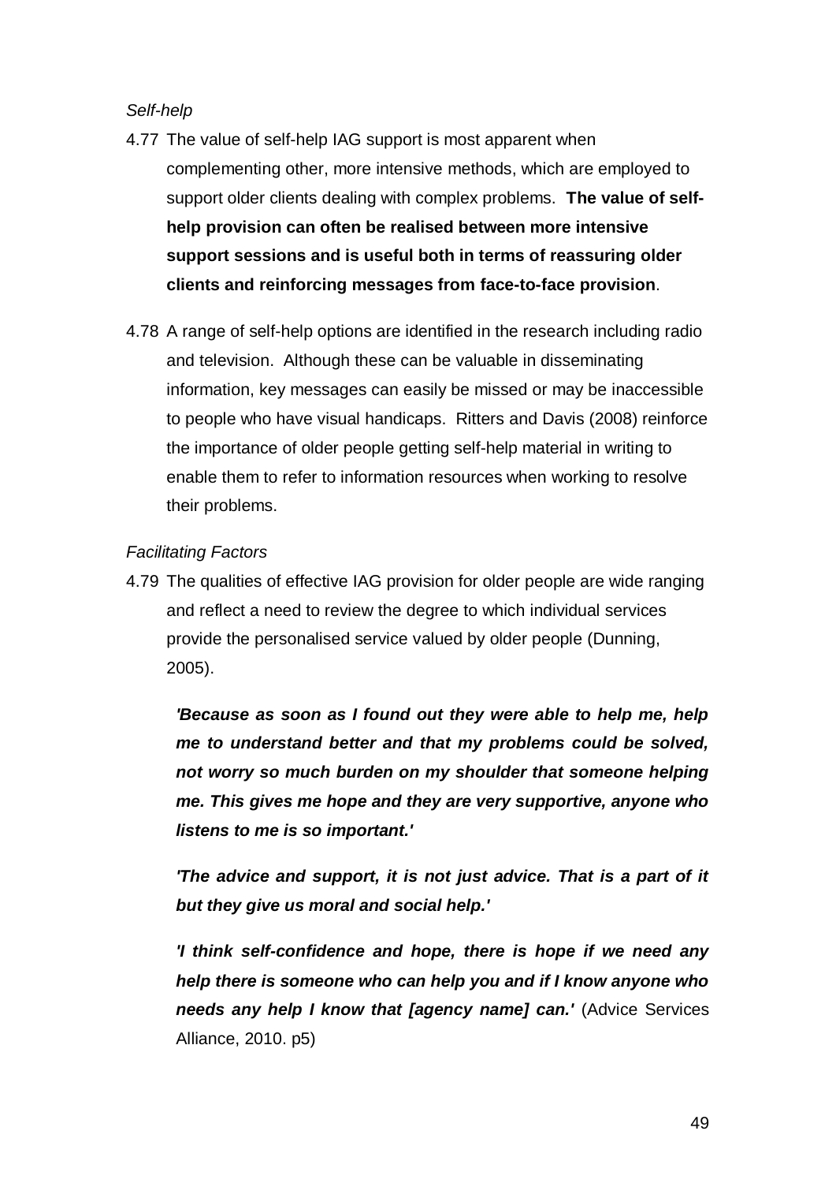*Self-help*

4.77 The value of self-help IAG support is most apparent when complementing other, more intensive methods, which are employed to support older clients dealing with complex problems. **The value of self-help provision can often be realised between more intensive support sessions and is useful both in terms of reassuring older clients and reinforcing messages from face-to-face provision**.

4.78 A range of self-help options are identified in the research including radio and television. Although these can be valuable in disseminating information, key messages can easily be missed or may be inaccessible to people who have visual handicaps. Ritters and Davis (2008) reinforce the importance of older people getting self-help material in writing to enable them to refer to information resources when working to resolve their problems.

*Facilitating Factors*

4.79 The qualities of effective IAG provision for older people are wide ranging and reflect a need to review the degree to which individual services provide the personalised service valued by older people (Dunning, 2005).

> ***'Because as soon as I found out they were able to help me, help me to understand better and that my problems could be solved, not worry so much burden on my shoulder that someone helping me. This gives me hope and they are very supportive, anyone who listens to me is so important.'***
>
> ***'The advice and support, it is not just advice. That is a part of it but they give us moral and social help.'***
>
> ***'I think self-confidence and hope, there is hope if we need any help there is someone who can help you and if I know anyone who needs any help I know that [agency name] can.'*** (Advice Services Alliance, 2010. p5)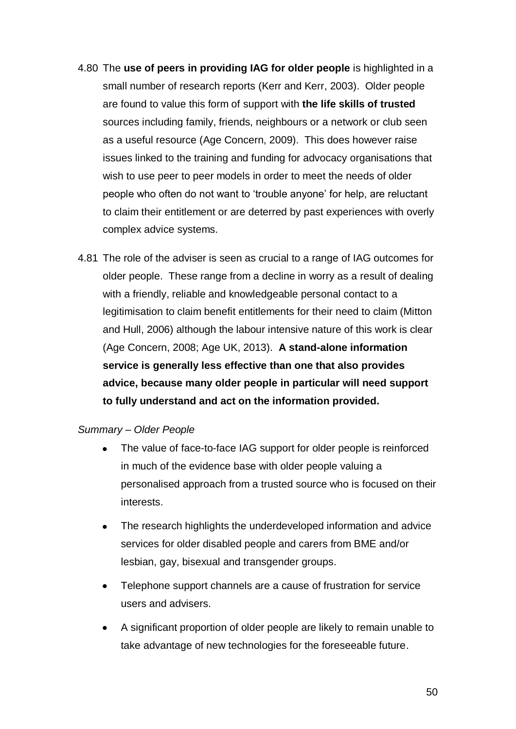4.80 The **use of peers in providing IAG for older people** is highlighted in a small number of research reports (Kerr and Kerr, 2003). Older people are found to value this form of support with **the life skills of trusted** sources including family, friends, neighbours or a network or club seen as a useful resource (Age Concern, 2009). This does however raise issues linked to the training and funding for advocacy organisations that wish to use peer to peer models in order to meet the needs of older people who often do not want to 'trouble anyone' for help, are reluctant to claim their entitlement or are deterred by past experiences with overly complex advice systems.

4.81 The role of the adviser is seen as crucial to a range of IAG outcomes for older people. These range from a decline in worry as a result of dealing with a friendly, reliable and knowledgeable personal contact to a legitimisation to claim benefit entitlements for their need to claim (Mitton and Hull, 2006) although the labour intensive nature of this work is clear (Age Concern, 2008; Age UK, 2013). **A stand-alone information service is generally less effective than one that also provides advice, because many older people in particular will need support to fully understand and act on the information provided.**

*Summary – Older People*

- The value of face-to-face IAG support for older people is reinforced in much of the evidence base with older people valuing a personalised approach from a trusted source who is focused on their interests.
- The research highlights the underdeveloped information and advice services for older disabled people and carers from BME and/or lesbian, gay, bisexual and transgender groups.
- Telephone support channels are a cause of frustration for service users and advisers.
- A significant proportion of older people are likely to remain unable to take advantage of new technologies for the foreseeable future.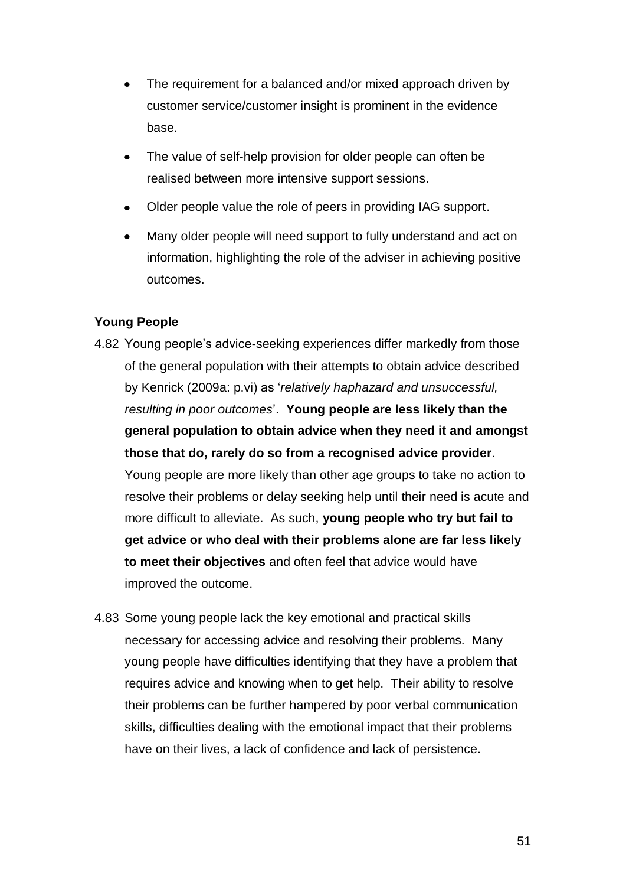- The requirement for a balanced and/or mixed approach driven by customer service/customer insight is prominent in the evidence base.
- The value of self-help provision for older people can often be realised between more intensive support sessions.
- Older people value the role of peers in providing IAG support.
- Many older people will need support to fully understand and act on information, highlighting the role of the adviser in achieving positive outcomes.

**Young People**

4.82 Young people's advice-seeking experiences differ markedly from those of the general population with their attempts to obtain advice described by Kenrick (2009a: p.vi) as '*relatively haphazard and unsuccessful, resulting in poor outcomes*'. **Young people are less likely than the general population to obtain advice when they need it and amongst those that do, rarely do so from a recognised advice provider**. Young people are more likely than other age groups to take no action to resolve their problems or delay seeking help until their need is acute and more difficult to alleviate. As such, **young people who try but fail to get advice or who deal with their problems alone are far less likely to meet their objectives** and often feel that advice would have improved the outcome.

4.83 Some young people lack the key emotional and practical skills necessary for accessing advice and resolving their problems. Many young people have difficulties identifying that they have a problem that requires advice and knowing when to get help. Their ability to resolve their problems can be further hampered by poor verbal communication skills, difficulties dealing with the emotional impact that their problems have on their lives, a lack of confidence and lack of persistence.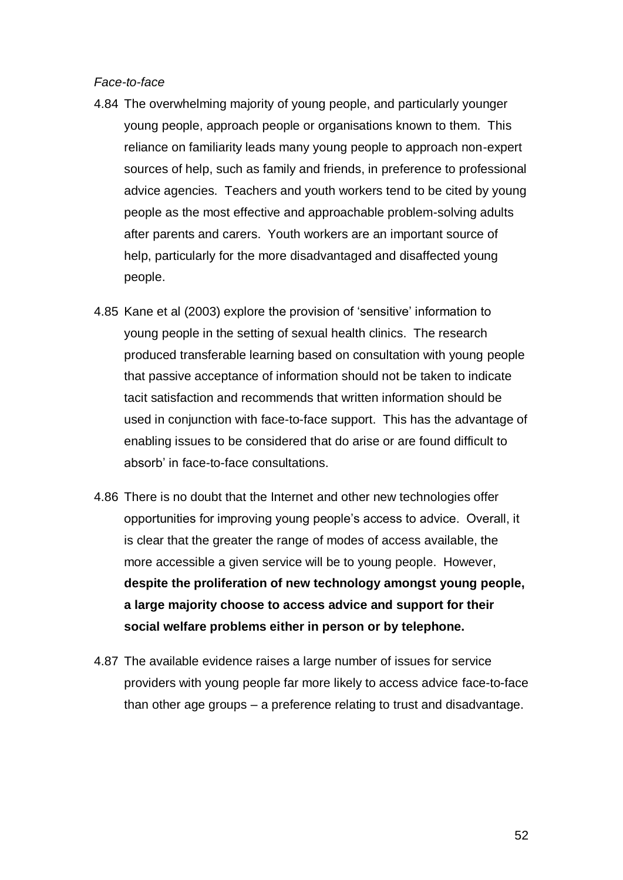*Face-to-face*

4.84 The overwhelming majority of young people, and particularly younger young people, approach people or organisations known to them. This reliance on familiarity leads many young people to approach non-expert sources of help, such as family and friends, in preference to professional advice agencies. Teachers and youth workers tend to be cited by young people as the most effective and approachable problem-solving adults after parents and carers. Youth workers are an important source of help, particularly for the more disadvantaged and disaffected young people.

4.85 Kane et al (2003) explore the provision of 'sensitive' information to young people in the setting of sexual health clinics. The research produced transferable learning based on consultation with young people that passive acceptance of information should not be taken to indicate tacit satisfaction and recommends that written information should be used in conjunction with face-to-face support. This has the advantage of enabling issues to be considered that do arise or are found difficult to absorb' in face-to-face consultations.

4.86 There is no doubt that the Internet and other new technologies offer opportunities for improving young people's access to advice. Overall, it is clear that the greater the range of modes of access available, the more accessible a given service will be to young people. However, **despite the proliferation of new technology amongst young people, a large majority choose to access advice and support for their social welfare problems either in person or by telephone.**

4.87 The available evidence raises a large number of issues for service providers with young people far more likely to access advice face-to-face than other age groups – a preference relating to trust and disadvantage.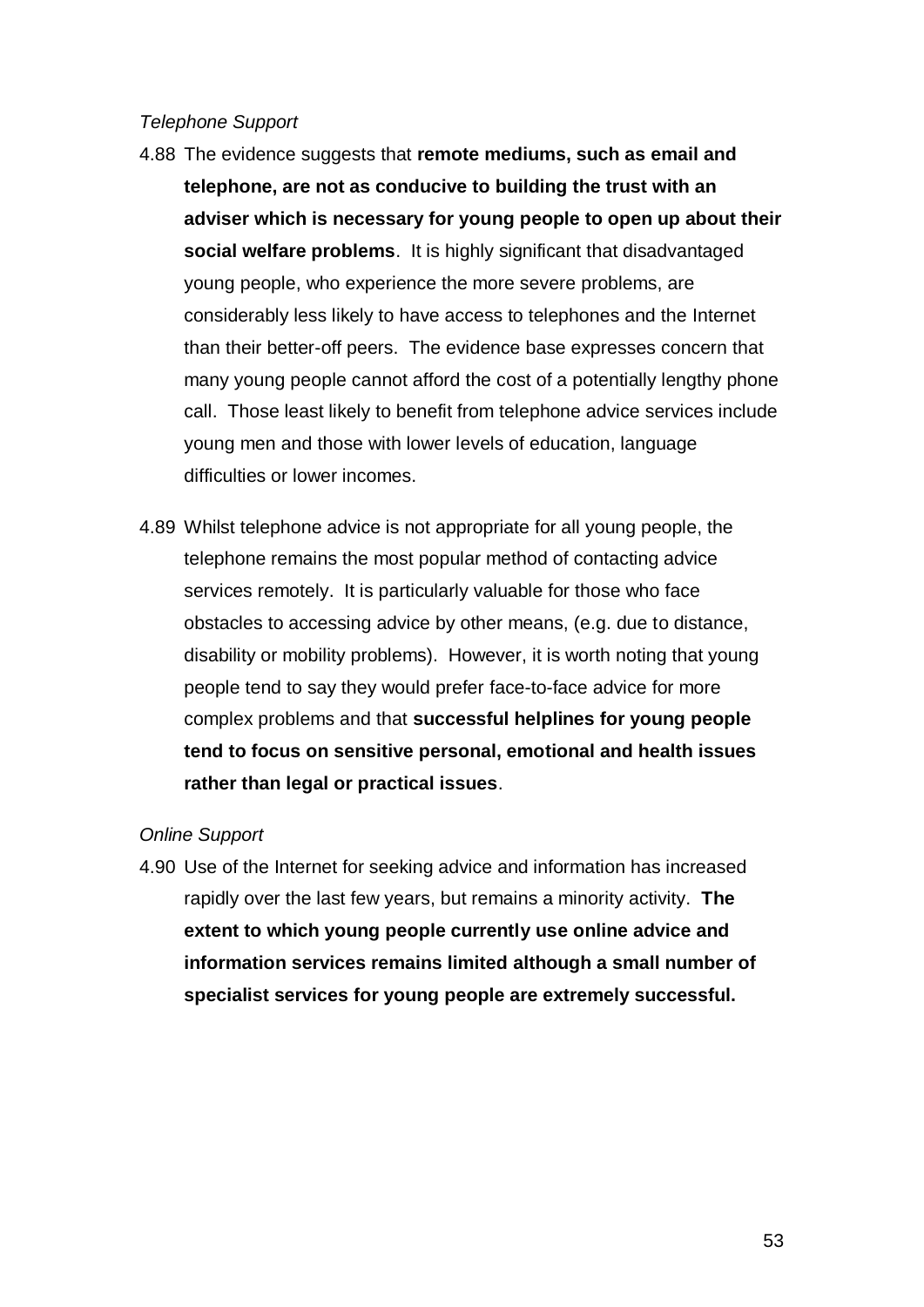*Telephone Support*

4.88 The evidence suggests that **remote mediums, such as email and telephone, are not as conducive to building the trust with an adviser which is necessary for young people to open up about their social welfare problems**. It is highly significant that disadvantaged young people, who experience the more severe problems, are considerably less likely to have access to telephones and the Internet than their better-off peers. The evidence base expresses concern that many young people cannot afford the cost of a potentially lengthy phone call. Those least likely to benefit from telephone advice services include young men and those with lower levels of education, language difficulties or lower incomes.

4.89 Whilst telephone advice is not appropriate for all young people, the telephone remains the most popular method of contacting advice services remotely. It is particularly valuable for those who face obstacles to accessing advice by other means, (e.g. due to distance, disability or mobility problems). However, it is worth noting that young people tend to say they would prefer face-to-face advice for more complex problems and that **successful helplines for young people tend to focus on sensitive personal, emotional and health issues rather than legal or practical issues**.

*Online Support*

4.90 Use of the Internet for seeking advice and information has increased rapidly over the last few years, but remains a minority activity. **The extent to which young people currently use online advice and information services remains limited although a small number of specialist services for young people are extremely successful.**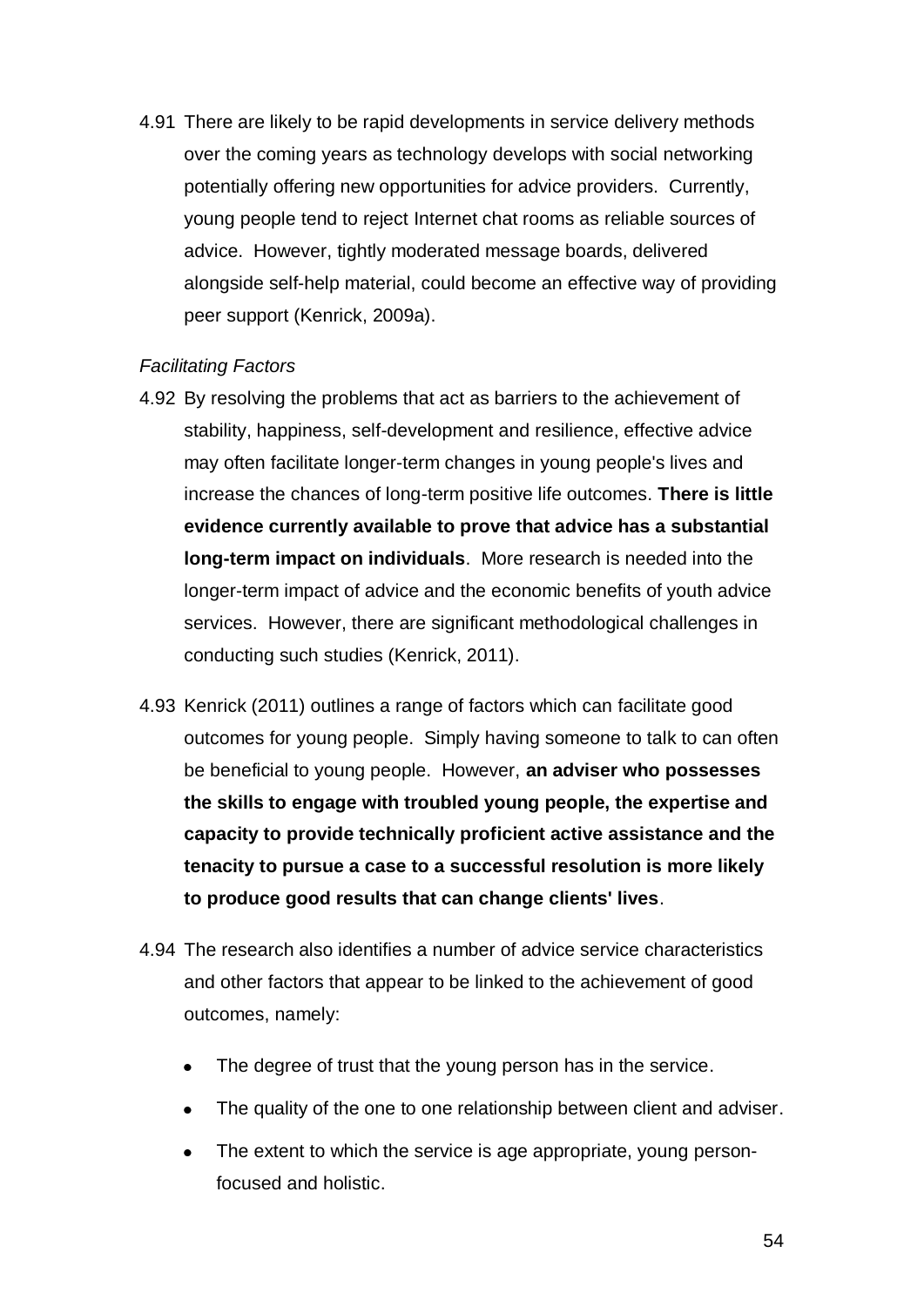4.91 There are likely to be rapid developments in service delivery methods over the coming years as technology develops with social networking potentially offering new opportunities for advice providers. Currently, young people tend to reject Internet chat rooms as reliable sources of advice. However, tightly moderated message boards, delivered alongside self-help material, could become an effective way of providing peer support (Kenrick, 2009a).

*Facilitating Factors*

4.92 By resolving the problems that act as barriers to the achievement of stability, happiness, self-development and resilience, effective advice may often facilitate longer-term changes in young people's lives and increase the chances of long-term positive life outcomes. **There is little evidence currently available to prove that advice has a substantial long-term impact on individuals**. More research is needed into the longer-term impact of advice and the economic benefits of youth advice services. However, there are significant methodological challenges in conducting such studies (Kenrick, 2011).

4.93 Kenrick (2011) outlines a range of factors which can facilitate good outcomes for young people. Simply having someone to talk to can often be beneficial to young people. However, **an adviser who possesses the skills to engage with troubled young people, the expertise and capacity to provide technically proficient active assistance and the tenacity to pursue a case to a successful resolution is more likely to produce good results that can change clients' lives**.

4.94 The research also identifies a number of advice service characteristics and other factors that appear to be linked to the achievement of good outcomes, namely:

- The degree of trust that the young person has in the service.
- The quality of the one to one relationship between client and adviser.
- The extent to which the service is age appropriate, young person-focused and holistic.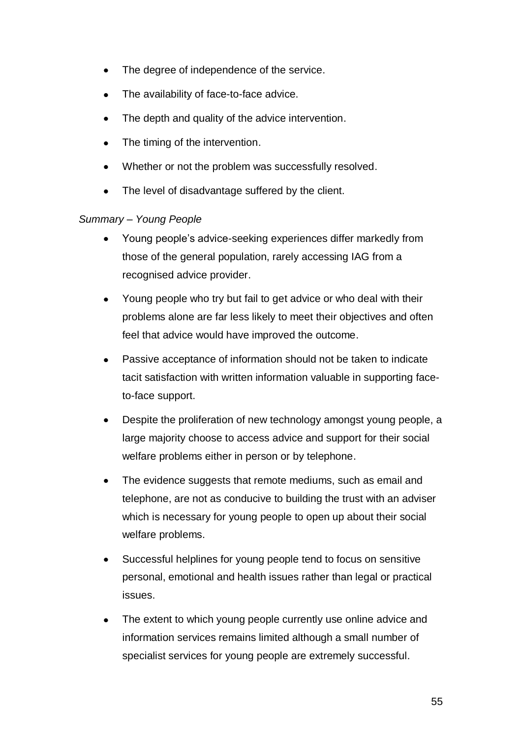- The degree of independence of the service.
- The availability of face-to-face advice.
- The depth and quality of the advice intervention.
- The timing of the intervention.
- Whether or not the problem was successfully resolved.
- The level of disadvantage suffered by the client.

*Summary – Young People*

- Young people's advice-seeking experiences differ markedly from those of the general population, rarely accessing IAG from a recognised advice provider.
- Young people who try but fail to get advice or who deal with their problems alone are far less likely to meet their objectives and often feel that advice would have improved the outcome.
- Passive acceptance of information should not be taken to indicate tacit satisfaction with written information valuable in supporting face-to-face support.
- Despite the proliferation of new technology amongst young people, a large majority choose to access advice and support for their social welfare problems either in person or by telephone.
- The evidence suggests that remote mediums, such as email and telephone, are not as conducive to building the trust with an adviser which is necessary for young people to open up about their social welfare problems.
- Successful helplines for young people tend to focus on sensitive personal, emotional and health issues rather than legal or practical issues.
- The extent to which young people currently use online advice and information services remains limited although a small number of specialist services for young people are extremely successful.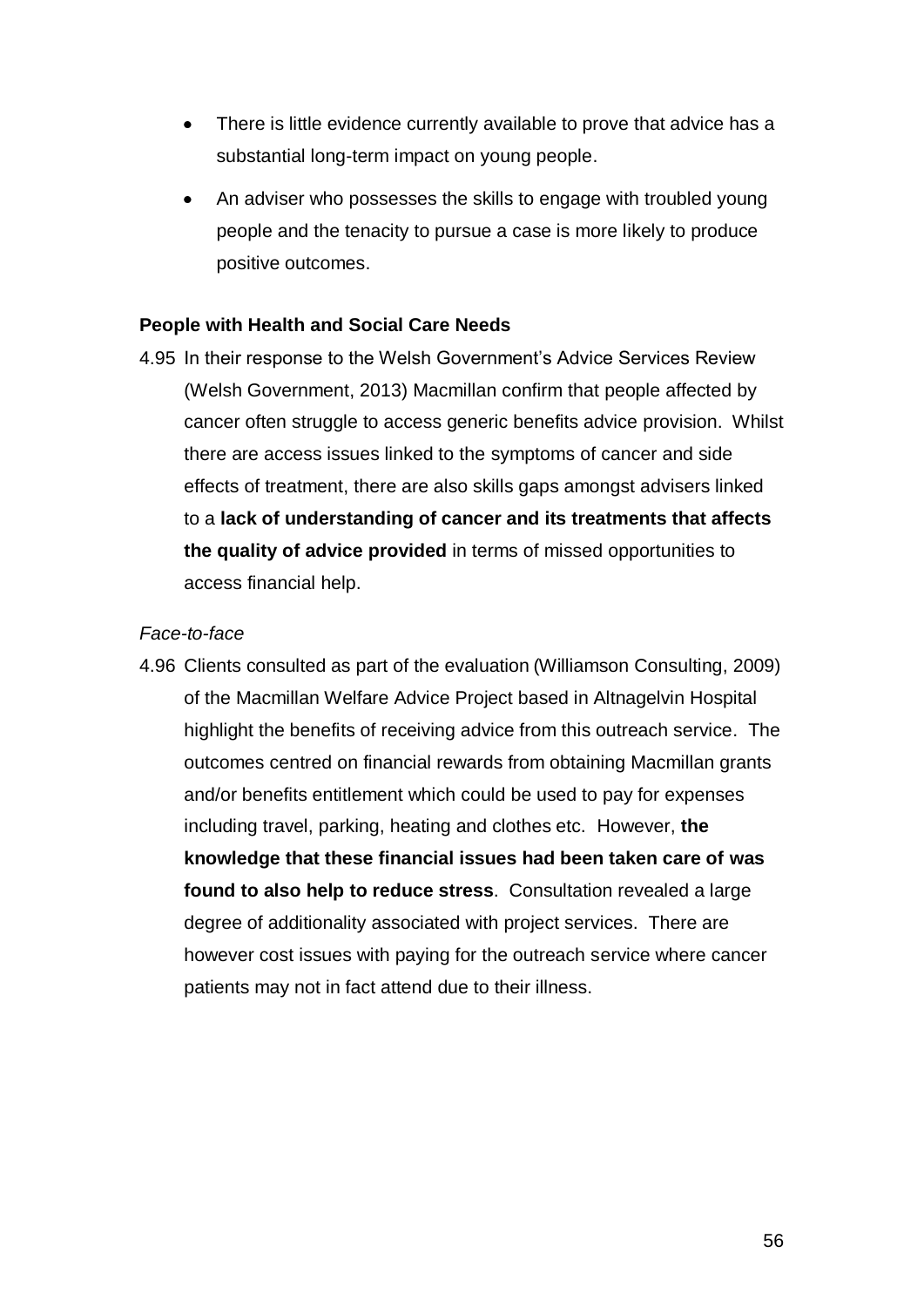- There is little evidence currently available to prove that advice has a substantial long-term impact on young people.
- An adviser who possesses the skills to engage with troubled young people and the tenacity to pursue a case is more likely to produce positive outcomes.

**People with Health and Social Care Needs**

4.95 In their response to the Welsh Government's Advice Services Review (Welsh Government, 2013) Macmillan confirm that people affected by cancer often struggle to access generic benefits advice provision. Whilst there are access issues linked to the symptoms of cancer and side effects of treatment, there are also skills gaps amongst advisers linked to a **lack of understanding of cancer and its treatments that affects the quality of advice provided** in terms of missed opportunities to access financial help.

*Face-to-face*

4.96 Clients consulted as part of the evaluation (Williamson Consulting, 2009) of the Macmillan Welfare Advice Project based in Altnagelvin Hospital highlight the benefits of receiving advice from this outreach service. The outcomes centred on financial rewards from obtaining Macmillan grants and/or benefits entitlement which could be used to pay for expenses including travel, parking, heating and clothes etc. However, **the knowledge that these financial issues had been taken care of was found to also help to reduce stress**. Consultation revealed a large degree of additionality associated with project services. There are however cost issues with paying for the outreach service where cancer patients may not in fact attend due to their illness.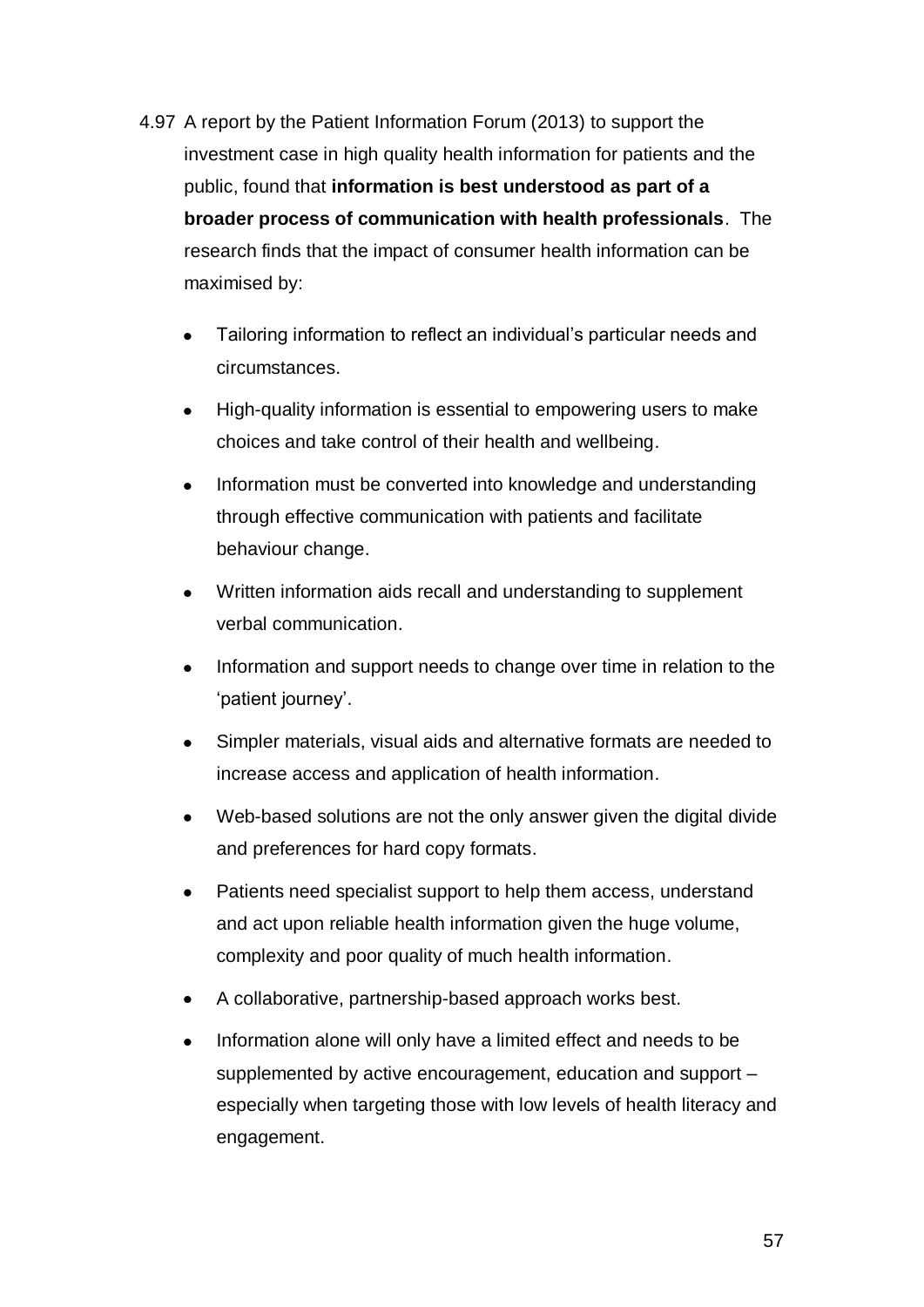4.97 A report by the Patient Information Forum (2013) to support the investment case in high quality health information for patients and the public, found that **information is best understood as part of a broader process of communication with health professionals**. The research finds that the impact of consumer health information can be maximised by:

- Tailoring information to reflect an individual's particular needs and circumstances.
- High-quality information is essential to empowering users to make choices and take control of their health and wellbeing.
- Information must be converted into knowledge and understanding through effective communication with patients and facilitate behaviour change.
- Written information aids recall and understanding to supplement verbal communication.
- Information and support needs to change over time in relation to the 'patient journey'.
- Simpler materials, visual aids and alternative formats are needed to increase access and application of health information.
- Web-based solutions are not the only answer given the digital divide and preferences for hard copy formats.
- Patients need specialist support to help them access, understand and act upon reliable health information given the huge volume, complexity and poor quality of much health information.
- A collaborative, partnership-based approach works best.
- Information alone will only have a limited effect and needs to be supplemented by active encouragement, education and support – especially when targeting those with low levels of health literacy and engagement.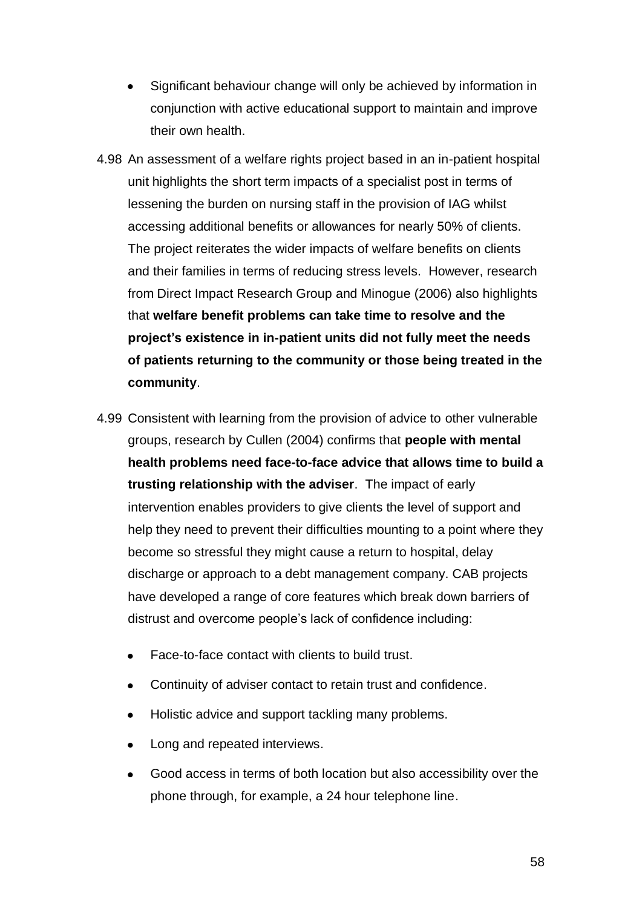- Significant behaviour change will only be achieved by information in conjunction with active educational support to maintain and improve their own health.

4.98 An assessment of a welfare rights project based in an in-patient hospital unit highlights the short term impacts of a specialist post in terms of lessening the burden on nursing staff in the provision of IAG whilst accessing additional benefits or allowances for nearly 50% of clients. The project reiterates the wider impacts of welfare benefits on clients and their families in terms of reducing stress levels. However, research from Direct Impact Research Group and Minogue (2006) also highlights that **welfare benefit problems can take time to resolve and the project's existence in in-patient units did not fully meet the needs of patients returning to the community or those being treated in the community**.

4.99 Consistent with learning from the provision of advice to other vulnerable groups, research by Cullen (2004) confirms that **people with mental health problems need face-to-face advice that allows time to build a trusting relationship with the adviser**. The impact of early intervention enables providers to give clients the level of support and help they need to prevent their difficulties mounting to a point where they become so stressful they might cause a return to hospital, delay discharge or approach to a debt management company. CAB projects have developed a range of core features which break down barriers of distrust and overcome people's lack of confidence including:

- Face-to-face contact with clients to build trust.
- Continuity of adviser contact to retain trust and confidence.
- Holistic advice and support tackling many problems.
- Long and repeated interviews.
- Good access in terms of both location but also accessibility over the phone through, for example, a 24 hour telephone line.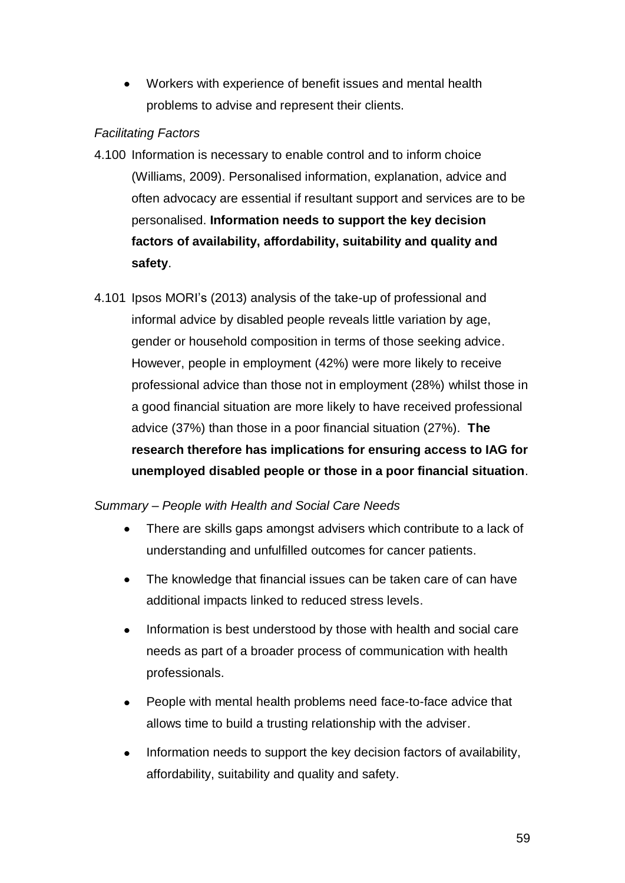- Workers with experience of benefit issues and mental health problems to advise and represent their clients.

*Facilitating Factors*

4.100 Information is necessary to enable control and to inform choice (Williams, 2009). Personalised information, explanation, advice and often advocacy are essential if resultant support and services are to be personalised. **Information needs to support the key decision factors of availability, affordability, suitability and quality and safety**.

4.101 Ipsos MORI's (2013) analysis of the take-up of professional and informal advice by disabled people reveals little variation by age, gender or household composition in terms of those seeking advice. However, people in employment (42%) were more likely to receive professional advice than those not in employment (28%) whilst those in a good financial situation are more likely to have received professional advice (37%) than those in a poor financial situation (27%). **The research therefore has implications for ensuring access to IAG for unemployed disabled people or those in a poor financial situation**.

*Summary – People with Health and Social Care Needs*

- There are skills gaps amongst advisers which contribute to a lack of understanding and unfulfilled outcomes for cancer patients.
- The knowledge that financial issues can be taken care of can have additional impacts linked to reduced stress levels.
- Information is best understood by those with health and social care needs as part of a broader process of communication with health professionals.
- People with mental health problems need face-to-face advice that allows time to build a trusting relationship with the adviser.
- Information needs to support the key decision factors of availability, affordability, suitability and quality and safety.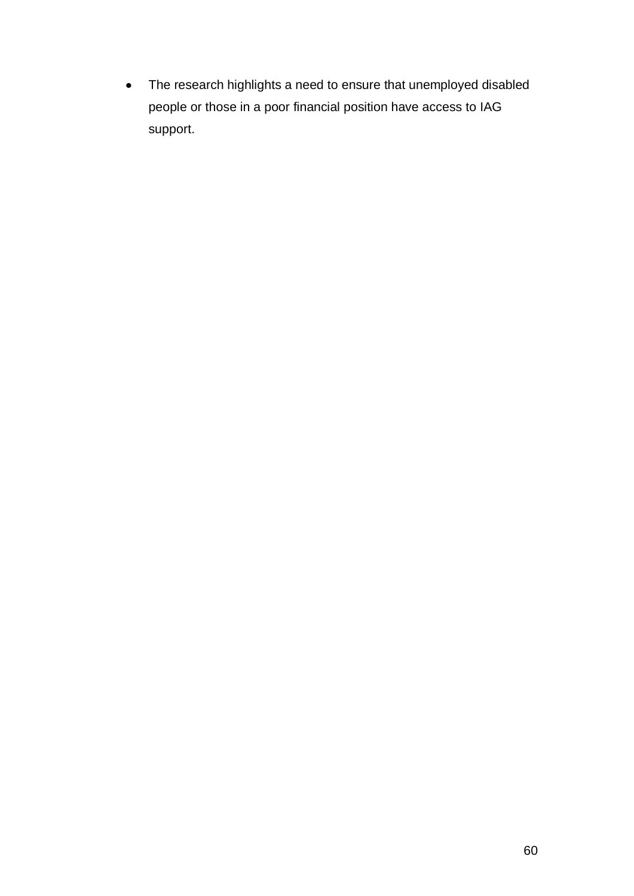- The research highlights a need to ensure that unemployed disabled people or those in a poor financial position have access to IAG support.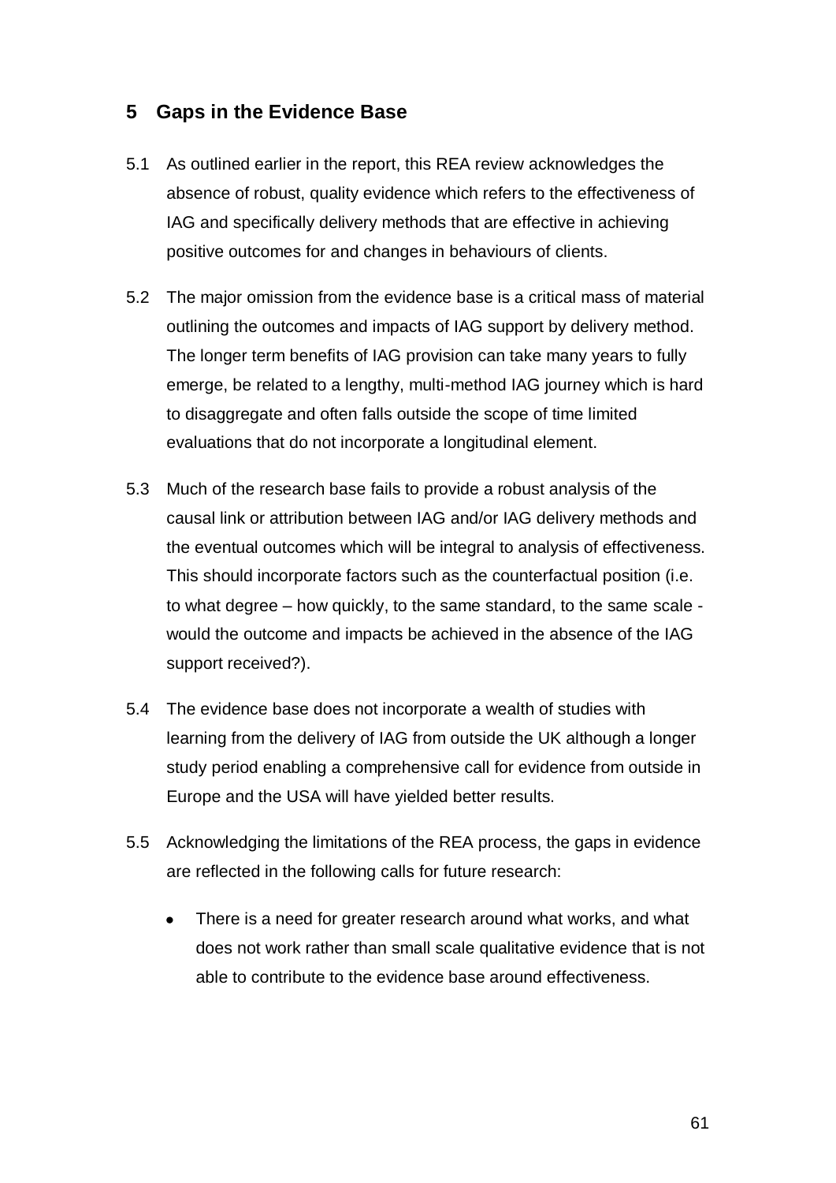## 5 Gaps in the Evidence Base

5.1 As outlined earlier in the report, this REA review acknowledges the absence of robust, quality evidence which refers to the effectiveness of IAG and specifically delivery methods that are effective in achieving positive outcomes for and changes in behaviours of clients.

5.2 The major omission from the evidence base is a critical mass of material outlining the outcomes and impacts of IAG support by delivery method. The longer term benefits of IAG provision can take many years to fully emerge, be related to a lengthy, multi-method IAG journey which is hard to disaggregate and often falls outside the scope of time limited evaluations that do not incorporate a longitudinal element.

5.3 Much of the research base fails to provide a robust analysis of the causal link or attribution between IAG and/or IAG delivery methods and the eventual outcomes which will be integral to analysis of effectiveness. This should incorporate factors such as the counterfactual position (i.e. to what degree – how quickly, to the same standard, to the same scale - would the outcome and impacts be achieved in the absence of the IAG support received?).

5.4 The evidence base does not incorporate a wealth of studies with learning from the delivery of IAG from outside the UK although a longer study period enabling a comprehensive call for evidence from outside in Europe and the USA will have yielded better results.

5.5 Acknowledging the limitations of the REA process, the gaps in evidence are reflected in the following calls for future research:

- There is a need for greater research around what works, and what does not work rather than small scale qualitative evidence that is not able to contribute to the evidence base around effectiveness.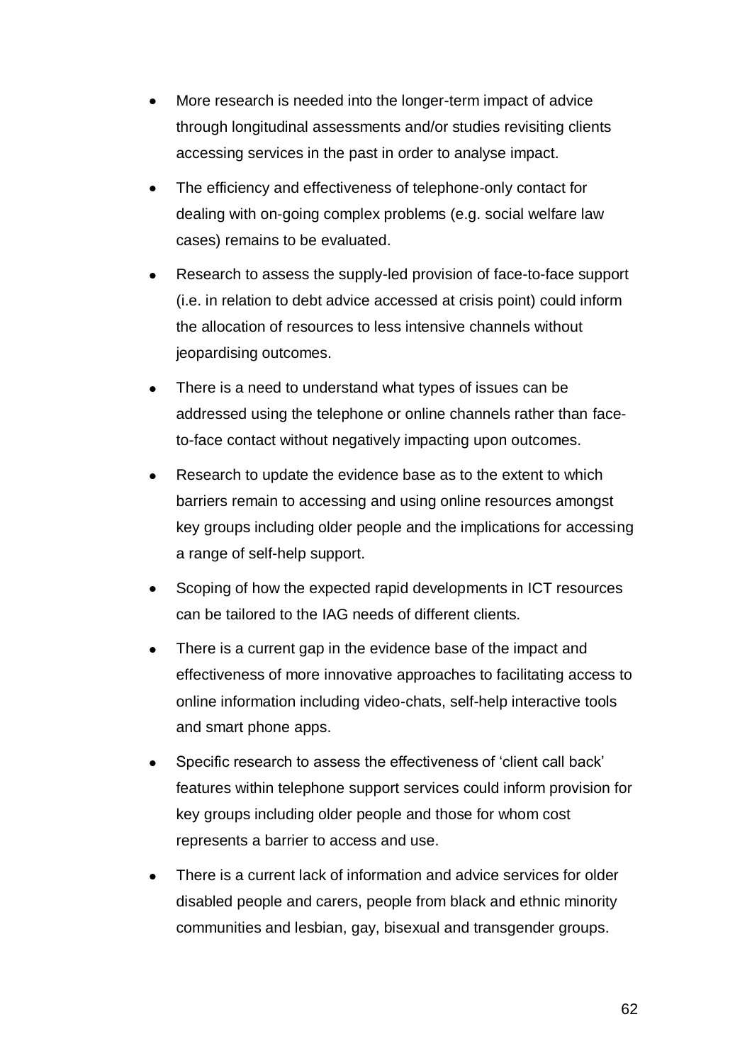- More research is needed into the longer-term impact of advice through longitudinal assessments and/or studies revisiting clients accessing services in the past in order to analyse impact.
- The efficiency and effectiveness of telephone-only contact for dealing with on-going complex problems (e.g. social welfare law cases) remains to be evaluated.
- Research to assess the supply-led provision of face-to-face support (i.e. in relation to debt advice accessed at crisis point) could inform the allocation of resources to less intensive channels without jeopardising outcomes.
- There is a need to understand what types of issues can be addressed using the telephone or online channels rather than face-to-face contact without negatively impacting upon outcomes.
- Research to update the evidence base as to the extent to which barriers remain to accessing and using online resources amongst key groups including older people and the implications for accessing a range of self-help support.
- Scoping of how the expected rapid developments in ICT resources can be tailored to the IAG needs of different clients.
- There is a current gap in the evidence base of the impact and effectiveness of more innovative approaches to facilitating access to online information including video-chats, self-help interactive tools and smart phone apps.
- Specific research to assess the effectiveness of 'client call back' features within telephone support services could inform provision for key groups including older people and those for whom cost represents a barrier to access and use.
- There is a current lack of information and advice services for older disabled people and carers, people from black and ethnic minority communities and lesbian, gay, bisexual and transgender groups.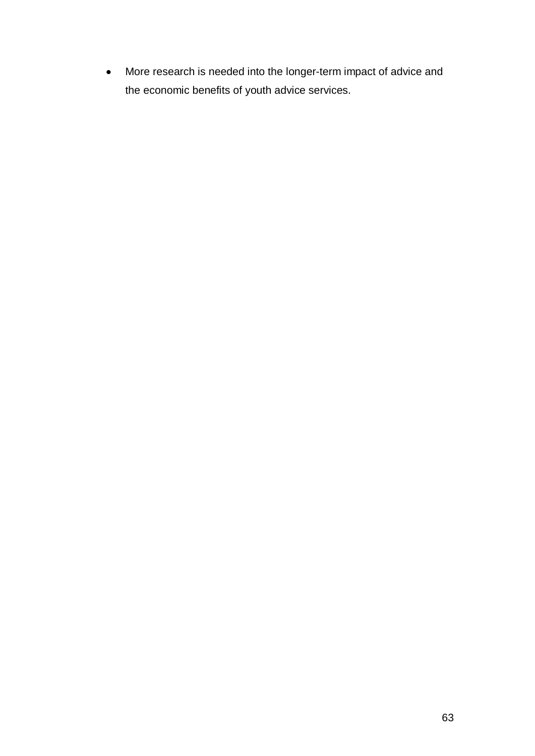- More research is needed into the longer-term impact of advice and the economic benefits of youth advice services.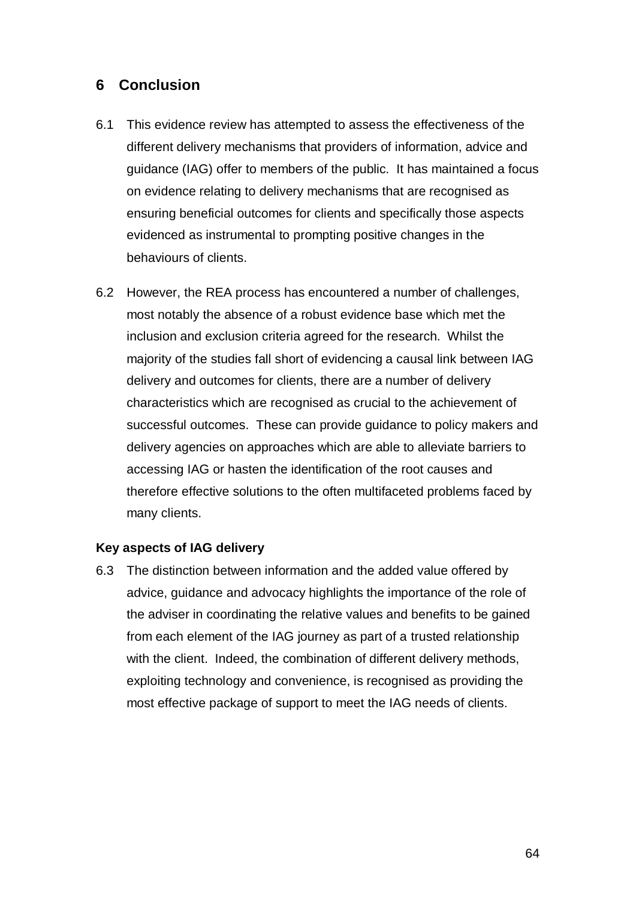## 6 Conclusion

6.1 This evidence review has attempted to assess the effectiveness of the different delivery mechanisms that providers of information, advice and guidance (IAG) offer to members of the public. It has maintained a focus on evidence relating to delivery mechanisms that are recognised as ensuring beneficial outcomes for clients and specifically those aspects evidenced as instrumental to prompting positive changes in the behaviours of clients.

6.2 However, the REA process has encountered a number of challenges, most notably the absence of a robust evidence base which met the inclusion and exclusion criteria agreed for the research. Whilst the majority of the studies fall short of evidencing a causal link between IAG delivery and outcomes for clients, there are a number of delivery characteristics which are recognised as crucial to the achievement of successful outcomes. These can provide guidance to policy makers and delivery agencies on approaches which are able to alleviate barriers to accessing IAG or hasten the identification of the root causes and therefore effective solutions to the often multifaceted problems faced by many clients.

**Key aspects of IAG delivery**

6.3 The distinction between information and the added value offered by advice, guidance and advocacy highlights the importance of the role of the adviser in coordinating the relative values and benefits to be gained from each element of the IAG journey as part of a trusted relationship with the client. Indeed, the combination of different delivery methods, exploiting technology and convenience, is recognised as providing the most effective package of support to meet the IAG needs of clients.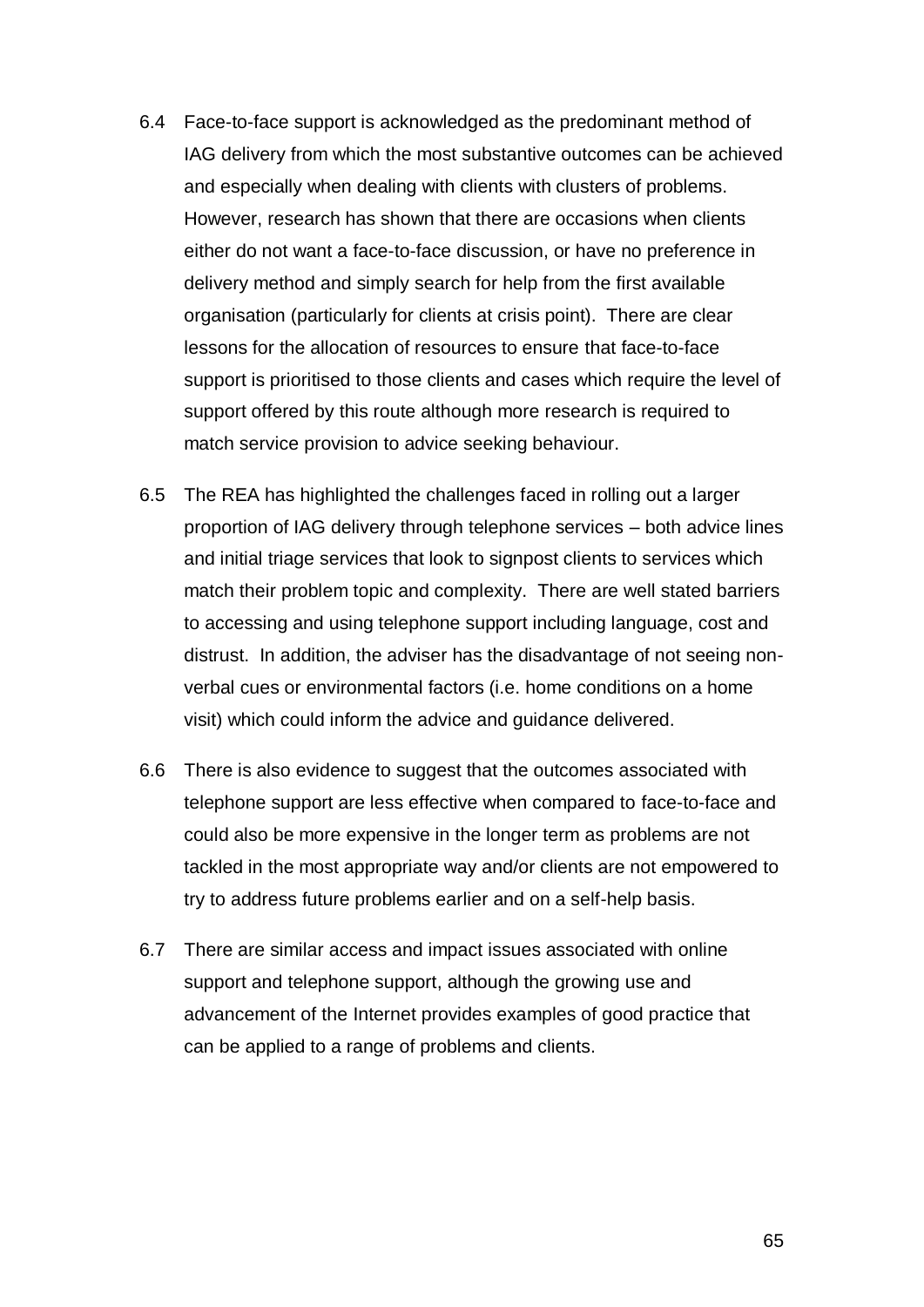6.4 Face-to-face support is acknowledged as the predominant method of IAG delivery from which the most substantive outcomes can be achieved and especially when dealing with clients with clusters of problems. However, research has shown that there are occasions when clients either do not want a face-to-face discussion, or have no preference in delivery method and simply search for help from the first available organisation (particularly for clients at crisis point). There are clear lessons for the allocation of resources to ensure that face-to-face support is prioritised to those clients and cases which require the level of support offered by this route although more research is required to match service provision to advice seeking behaviour.

6.5 The REA has highlighted the challenges faced in rolling out a larger proportion of IAG delivery through telephone services – both advice lines and initial triage services that look to signpost clients to services which match their problem topic and complexity. There are well stated barriers to accessing and using telephone support including language, cost and distrust. In addition, the adviser has the disadvantage of not seeing non-verbal cues or environmental factors (i.e. home conditions on a home visit) which could inform the advice and guidance delivered.

6.6 There is also evidence to suggest that the outcomes associated with telephone support are less effective when compared to face-to-face and could also be more expensive in the longer term as problems are not tackled in the most appropriate way and/or clients are not empowered to try to address future problems earlier and on a self-help basis.

6.7 There are similar access and impact issues associated with online support and telephone support, although the growing use and advancement of the Internet provides examples of good practice that can be applied to a range of problems and clients.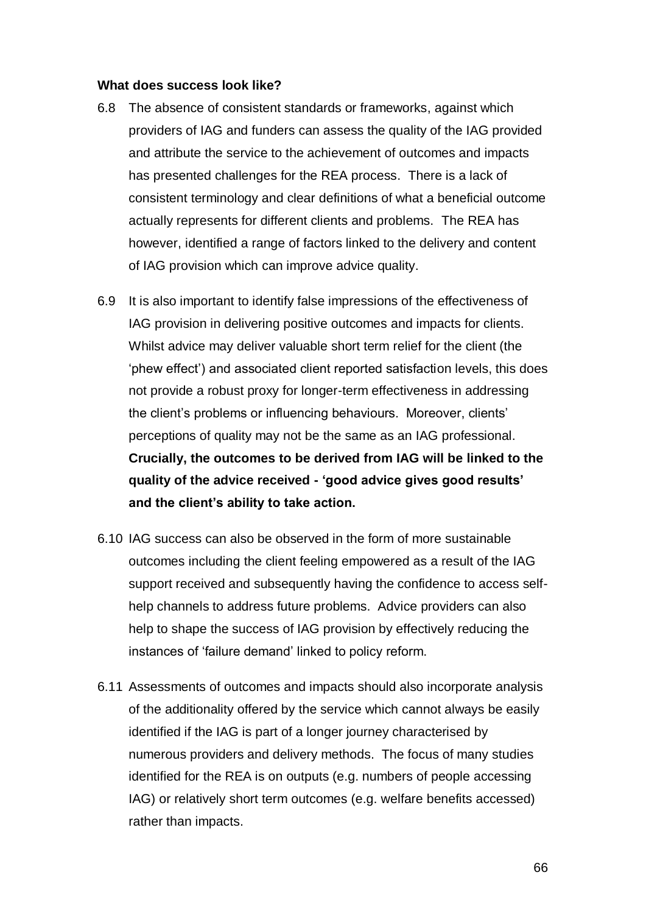**What does success look like?**

6.8 The absence of consistent standards or frameworks, against which providers of IAG and funders can assess the quality of the IAG provided and attribute the service to the achievement of outcomes and impacts has presented challenges for the REA process. There is a lack of consistent terminology and clear definitions of what a beneficial outcome actually represents for different clients and problems. The REA has however, identified a range of factors linked to the delivery and content of IAG provision which can improve advice quality.

6.9 It is also important to identify false impressions of the effectiveness of IAG provision in delivering positive outcomes and impacts for clients. Whilst advice may deliver valuable short term relief for the client (the 'phew effect') and associated client reported satisfaction levels, this does not provide a robust proxy for longer-term effectiveness in addressing the client's problems or influencing behaviours. Moreover, clients' perceptions of quality may not be the same as an IAG professional. **Crucially, the outcomes to be derived from IAG will be linked to the quality of the advice received - 'good advice gives good results' and the client's ability to take action.**

6.10 IAG success can also be observed in the form of more sustainable outcomes including the client feeling empowered as a result of the IAG support received and subsequently having the confidence to access self-help channels to address future problems. Advice providers can also help to shape the success of IAG provision by effectively reducing the instances of 'failure demand' linked to policy reform.

6.11 Assessments of outcomes and impacts should also incorporate analysis of the additionality offered by the service which cannot always be easily identified if the IAG is part of a longer journey characterised by numerous providers and delivery methods. The focus of many studies identified for the REA is on outputs (e.g. numbers of people accessing IAG) or relatively short term outcomes (e.g. welfare benefits accessed) rather than impacts.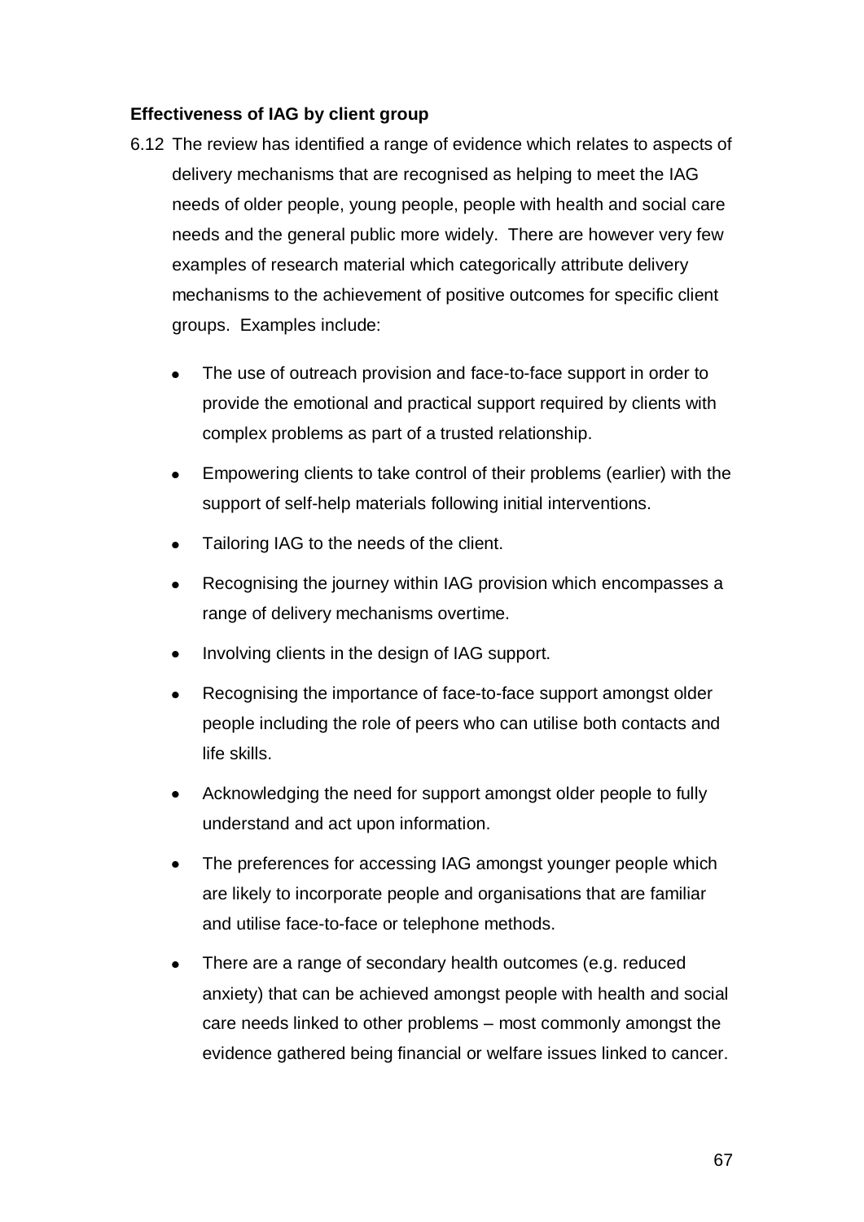**Effectiveness of IAG by client group**

6.12 The review has identified a range of evidence which relates to aspects of delivery mechanisms that are recognised as helping to meet the IAG needs of older people, young people, people with health and social care needs and the general public more widely. There are however very few examples of research material which categorically attribute delivery mechanisms to the achievement of positive outcomes for specific client groups. Examples include:

- The use of outreach provision and face-to-face support in order to provide the emotional and practical support required by clients with complex problems as part of a trusted relationship.
- Empowering clients to take control of their problems (earlier) with the support of self-help materials following initial interventions.
- Tailoring IAG to the needs of the client.
- Recognising the journey within IAG provision which encompasses a range of delivery mechanisms overtime.
- Involving clients in the design of IAG support.
- Recognising the importance of face-to-face support amongst older people including the role of peers who can utilise both contacts and life skills.
- Acknowledging the need for support amongst older people to fully understand and act upon information.
- The preferences for accessing IAG amongst younger people which are likely to incorporate people and organisations that are familiar and utilise face-to-face or telephone methods.
- There are a range of secondary health outcomes (e.g. reduced anxiety) that can be achieved amongst people with health and social care needs linked to other problems – most commonly amongst the evidence gathered being financial or welfare issues linked to cancer.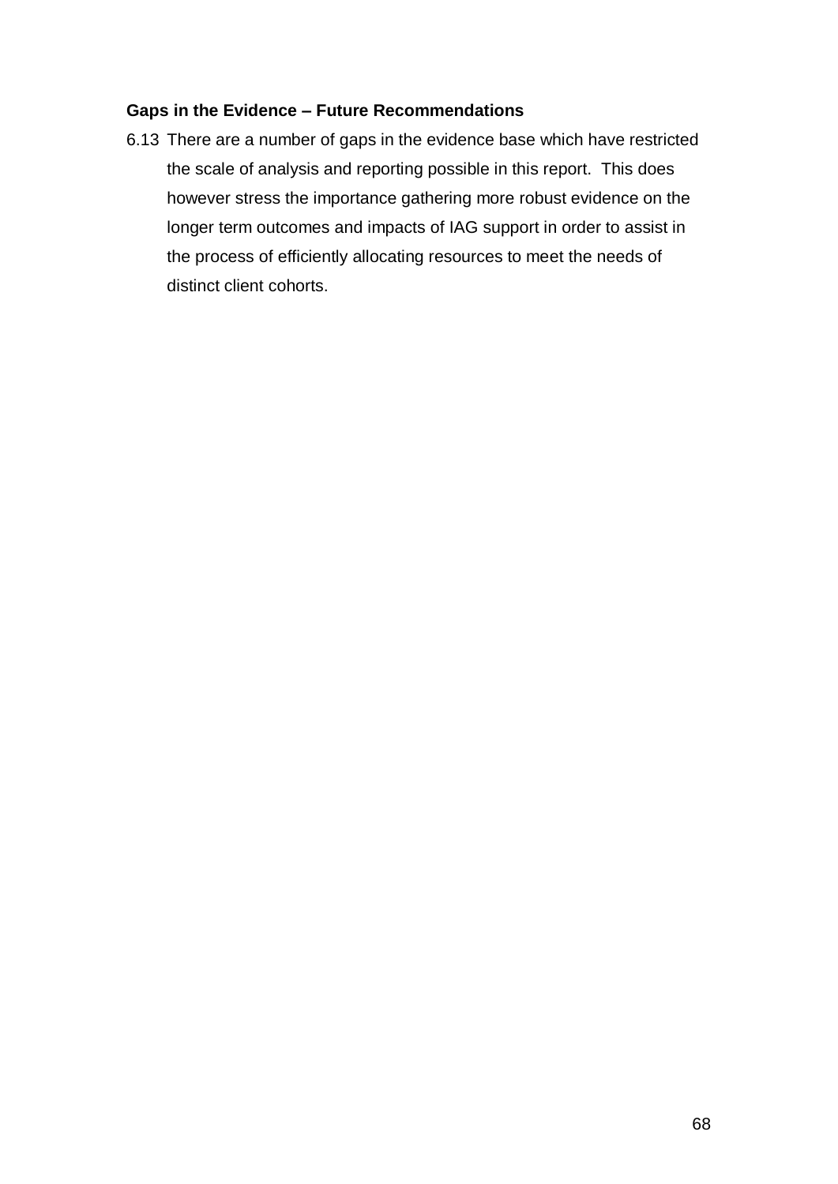**Gaps in the Evidence – Future Recommendations**

6.13 There are a number of gaps in the evidence base which have restricted the scale of analysis and reporting possible in this report. This does however stress the importance gathering more robust evidence on the longer term outcomes and impacts of IAG support in order to assist in the process of efficiently allocating resources to meet the needs of distinct client cohorts.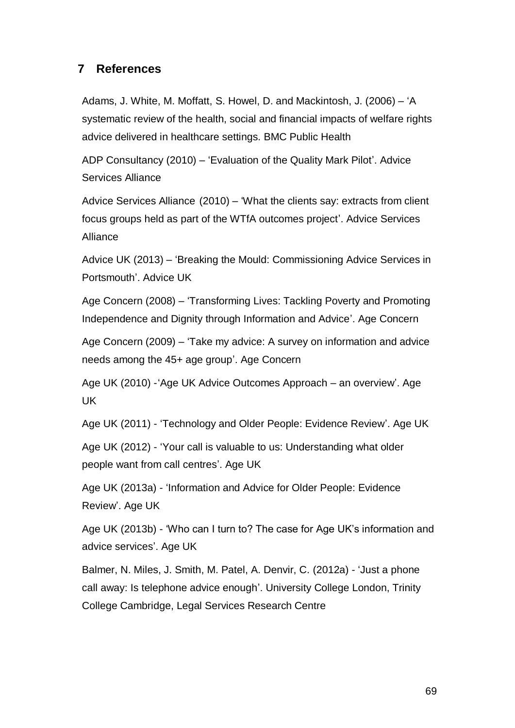## 7 References

Adams, J. White, M. Moffatt, S. Howel, D. and Mackintosh, J. (2006) – 'A systematic review of the health, social and financial impacts of welfare rights advice delivered in healthcare settings. BMC Public Health

ADP Consultancy (2010) – 'Evaluation of the Quality Mark Pilot'. Advice Services Alliance

Advice Services Alliance (2010) – 'What the clients say: extracts from client focus groups held as part of the WTfA outcomes project'. Advice Services Alliance

Advice UK (2013) – 'Breaking the Mould: Commissioning Advice Services in Portsmouth'. Advice UK

Age Concern (2008) – 'Transforming Lives: Tackling Poverty and Promoting Independence and Dignity through Information and Advice'. Age Concern

Age Concern (2009) – 'Take my advice: A survey on information and advice needs among the 45+ age group'. Age Concern

Age UK (2010) -'Age UK Advice Outcomes Approach – an overview'. Age UK

Age UK (2011) - 'Technology and Older People: Evidence Review'. Age UK

Age UK (2012) - 'Your call is valuable to us: Understanding what older people want from call centres'. Age UK

Age UK (2013a) - 'Information and Advice for Older People: Evidence Review'. Age UK

Age UK (2013b) - 'Who can I turn to? The case for Age UK's information and advice services'. Age UK

Balmer, N. Miles, J. Smith, M. Patel, A. Denvir, C. (2012a) - 'Just a phone call away: Is telephone advice enough'. University College London, Trinity College Cambridge, Legal Services Research Centre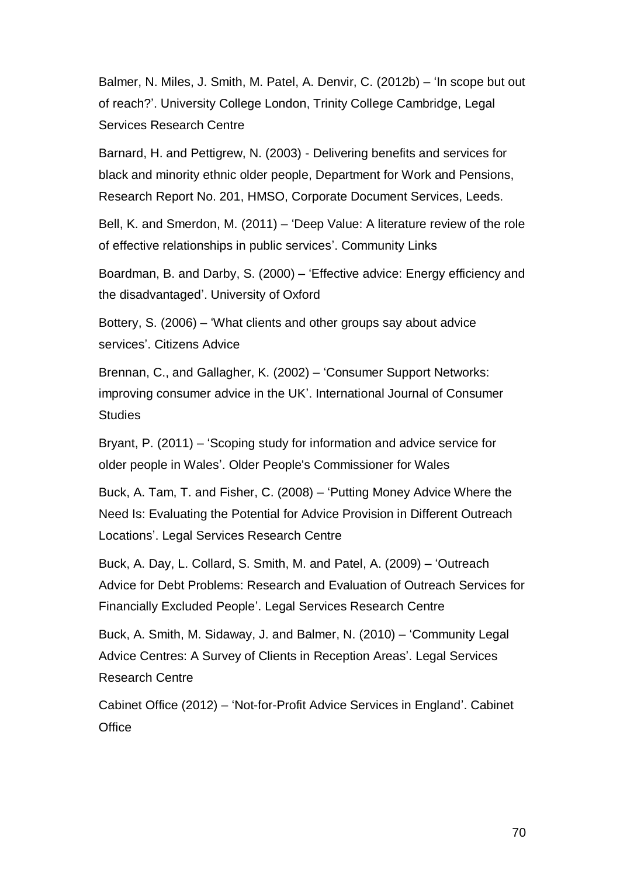Balmer, N. Miles, J. Smith, M. Patel, A. Denvir, C. (2012b) – 'In scope but out of reach?'. University College London, Trinity College Cambridge, Legal Services Research Centre

Barnard, H. and Pettigrew, N. (2003) - Delivering benefits and services for black and minority ethnic older people, Department for Work and Pensions, Research Report No. 201, HMSO, Corporate Document Services, Leeds.

Bell, K. and Smerdon, M. (2011) – 'Deep Value: A literature review of the role of effective relationships in public services'. Community Links

Boardman, B. and Darby, S. (2000) – 'Effective advice: Energy efficiency and the disadvantaged'. University of Oxford

Bottery, S. (2006) – 'What clients and other groups say about advice services'. Citizens Advice

Brennan, C., and Gallagher, K. (2002) – 'Consumer Support Networks: improving consumer advice in the UK'. International Journal of Consumer Studies

Bryant, P. (2011) – 'Scoping study for information and advice service for older people in Wales'. Older People's Commissioner for Wales

Buck, A. Tam, T. and Fisher, C. (2008) – 'Putting Money Advice Where the Need Is: Evaluating the Potential for Advice Provision in Different Outreach Locations'. Legal Services Research Centre

Buck, A. Day, L. Collard, S. Smith, M. and Patel, A. (2009) – 'Outreach Advice for Debt Problems: Research and Evaluation of Outreach Services for Financially Excluded People'. Legal Services Research Centre

Buck, A. Smith, M. Sidaway, J. and Balmer, N. (2010) – 'Community Legal Advice Centres: A Survey of Clients in Reception Areas'. Legal Services Research Centre

Cabinet Office (2012) – 'Not-for-Profit Advice Services in England'. Cabinet Office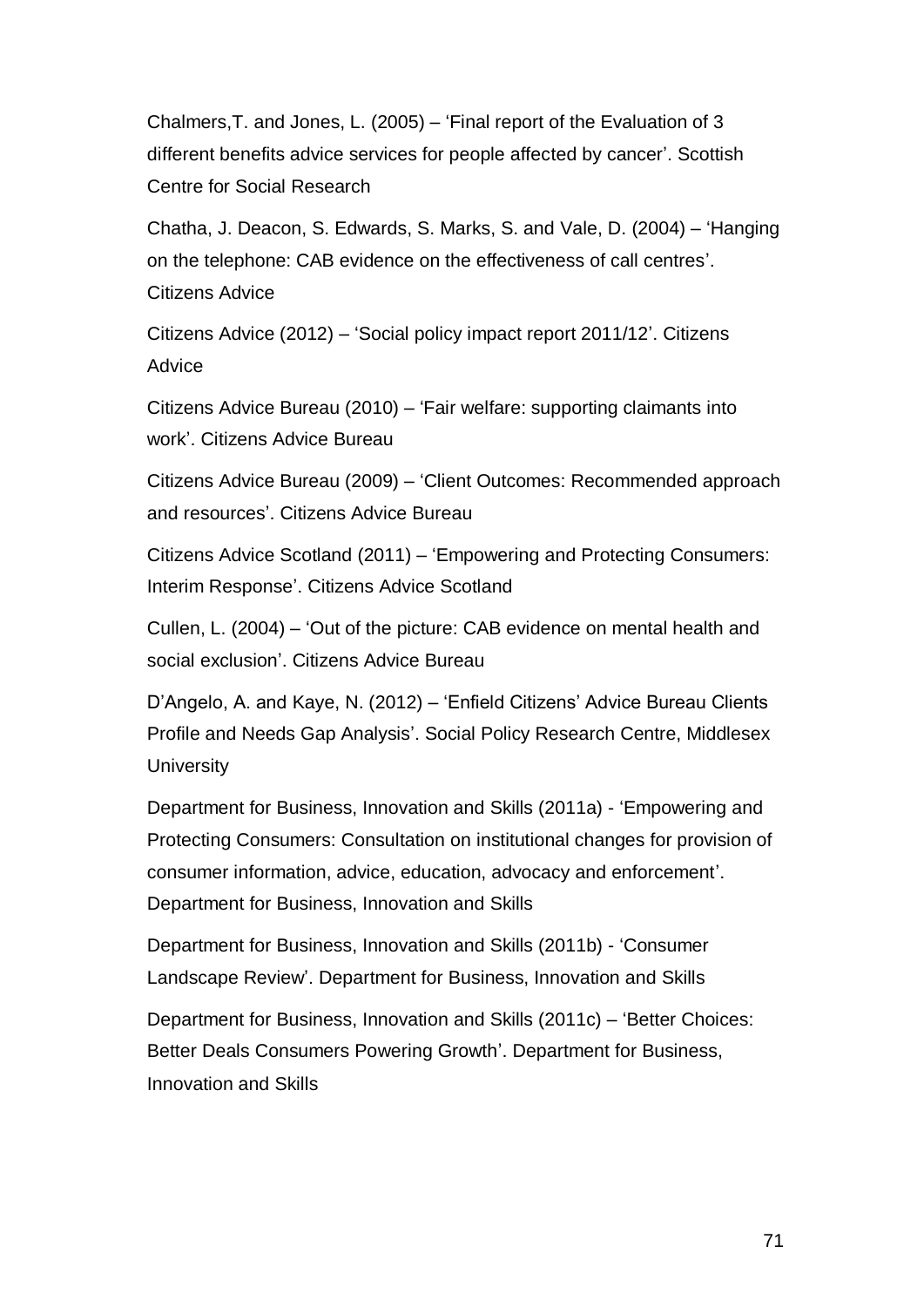Chalmers,T. and Jones, L. (2005) – 'Final report of the Evaluation of 3 different benefits advice services for people affected by cancer'. Scottish Centre for Social Research

Chatha, J. Deacon, S. Edwards, S. Marks, S. and Vale, D. (2004) – 'Hanging on the telephone: CAB evidence on the effectiveness of call centres'. Citizens Advice

Citizens Advice (2012) – 'Social policy impact report 2011/12'. Citizens Advice

Citizens Advice Bureau (2010) – 'Fair welfare: supporting claimants into work'. Citizens Advice Bureau

Citizens Advice Bureau (2009) – 'Client Outcomes: Recommended approach and resources'. Citizens Advice Bureau

Citizens Advice Scotland (2011) – 'Empowering and Protecting Consumers: Interim Response'. Citizens Advice Scotland

Cullen, L. (2004) – 'Out of the picture: CAB evidence on mental health and social exclusion'. Citizens Advice Bureau

D'Angelo, A. and Kaye, N. (2012) – 'Enfield Citizens' Advice Bureau Clients Profile and Needs Gap Analysis'. Social Policy Research Centre, Middlesex University

Department for Business, Innovation and Skills (2011a) - 'Empowering and Protecting Consumers: Consultation on institutional changes for provision of consumer information, advice, education, advocacy and enforcement'. Department for Business, Innovation and Skills

Department for Business, Innovation and Skills (2011b) - 'Consumer Landscape Review'. Department for Business, Innovation and Skills

Department for Business, Innovation and Skills (2011c) – 'Better Choices: Better Deals Consumers Powering Growth'. Department for Business, Innovation and Skills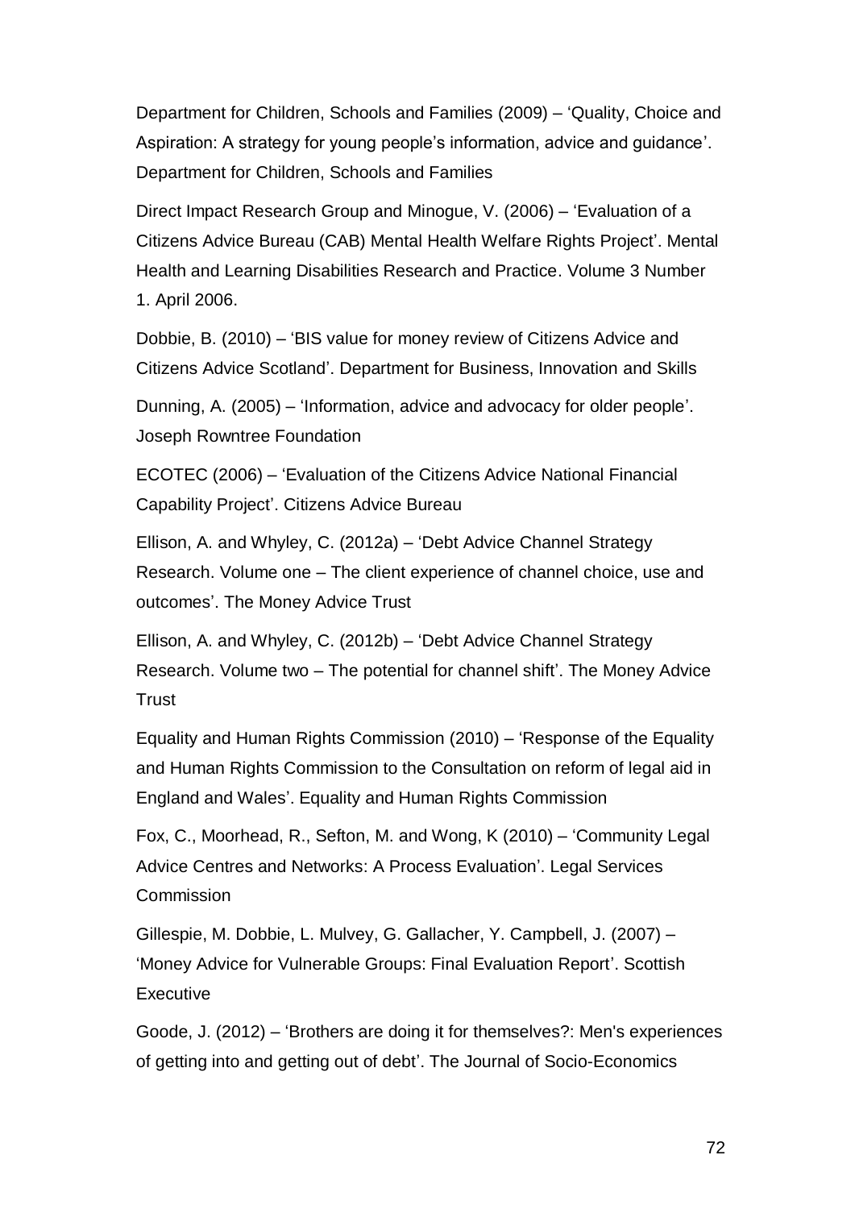Department for Children, Schools and Families (2009) – 'Quality, Choice and Aspiration: A strategy for young people's information, advice and guidance'. Department for Children, Schools and Families

Direct Impact Research Group and Minogue, V. (2006) – 'Evaluation of a Citizens Advice Bureau (CAB) Mental Health Welfare Rights Project'. Mental Health and Learning Disabilities Research and Practice. Volume 3 Number 1. April 2006.

Dobbie, B. (2010) – 'BIS value for money review of Citizens Advice and Citizens Advice Scotland'. Department for Business, Innovation and Skills

Dunning, A. (2005) – 'Information, advice and advocacy for older people'. Joseph Rowntree Foundation

ECOTEC (2006) – 'Evaluation of the Citizens Advice National Financial Capability Project'. Citizens Advice Bureau

Ellison, A. and Whyley, C. (2012a) – 'Debt Advice Channel Strategy Research. Volume one – The client experience of channel choice, use and outcomes'. The Money Advice Trust

Ellison, A. and Whyley, C. (2012b) – 'Debt Advice Channel Strategy Research. Volume two – The potential for channel shift'. The Money Advice Trust

Equality and Human Rights Commission (2010) – 'Response of the Equality and Human Rights Commission to the Consultation on reform of legal aid in England and Wales'. Equality and Human Rights Commission

Fox, C., Moorhead, R., Sefton, M. and Wong, K (2010) – 'Community Legal Advice Centres and Networks: A Process Evaluation'. Legal Services Commission

Gillespie, M. Dobbie, L. Mulvey, G. Gallacher, Y. Campbell, J. (2007) – 'Money Advice for Vulnerable Groups: Final Evaluation Report'. Scottish Executive

Goode, J. (2012) – 'Brothers are doing it for themselves?: Men's experiences of getting into and getting out of debt'. The Journal of Socio-Economics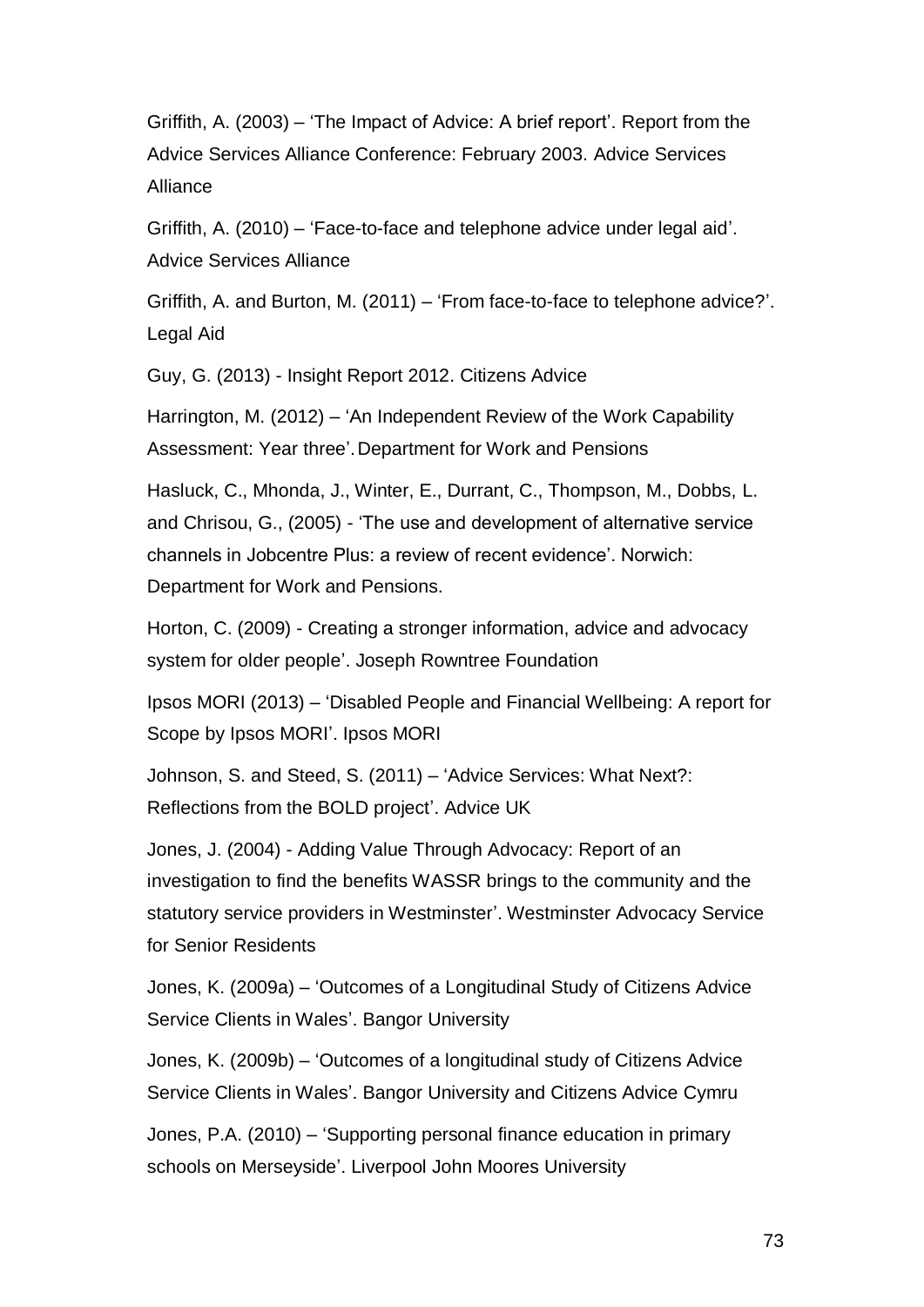Griffith, A. (2003) – 'The Impact of Advice: A brief report'. Report from the Advice Services Alliance Conference: February 2003. Advice Services Alliance

Griffith, A. (2010) – 'Face-to-face and telephone advice under legal aid'. Advice Services Alliance

Griffith, A. and Burton, M. (2011) – 'From face-to-face to telephone advice?'. Legal Aid

Guy, G. (2013) - Insight Report 2012. Citizens Advice

Harrington, M. (2012) – 'An Independent Review of the Work Capability Assessment: Year three'. Department for Work and Pensions

Hasluck, C., Mhonda, J., Winter, E., Durrant, C., Thompson, M., Dobbs, L. and Chrisou, G., (2005) - 'The use and development of alternative service channels in Jobcentre Plus: a review of recent evidence'. Norwich: Department for Work and Pensions.

Horton, C. (2009) - Creating a stronger information, advice and advocacy system for older people'. Joseph Rowntree Foundation

Ipsos MORI (2013) – 'Disabled People and Financial Wellbeing: A report for Scope by Ipsos MORI'. Ipsos MORI

Johnson, S. and Steed, S. (2011) – 'Advice Services: What Next?: Reflections from the BOLD project'. Advice UK

Jones, J. (2004) - Adding Value Through Advocacy: Report of an investigation to find the benefits WASSR brings to the community and the statutory service providers in Westminster'. Westminster Advocacy Service for Senior Residents

Jones, K. (2009a) – 'Outcomes of a Longitudinal Study of Citizens Advice Service Clients in Wales'. Bangor University

Jones, K. (2009b) – 'Outcomes of a longitudinal study of Citizens Advice Service Clients in Wales'. Bangor University and Citizens Advice Cymru

Jones, P.A. (2010) – 'Supporting personal finance education in primary schools on Merseyside'. Liverpool John Moores University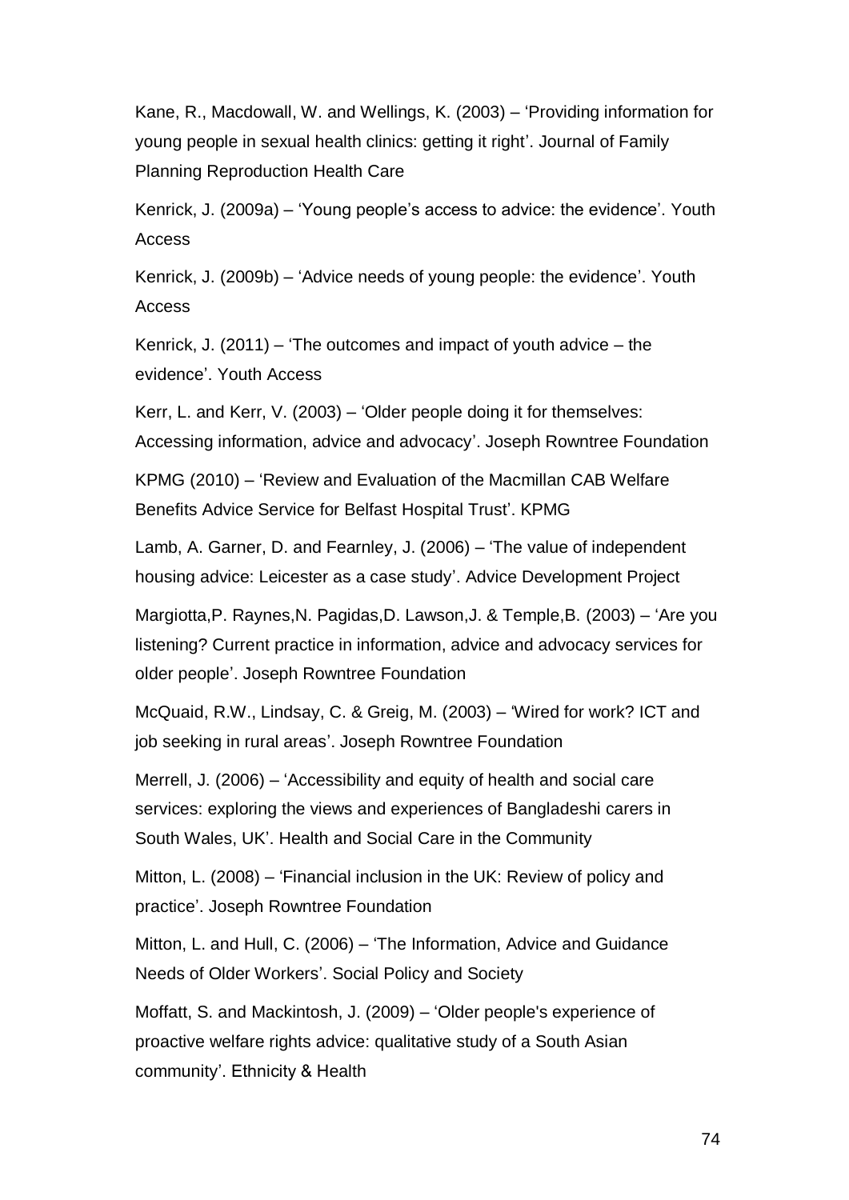Kane, R., Macdowall, W. and Wellings, K. (2003) – 'Providing information for young people in sexual health clinics: getting it right'. Journal of Family Planning Reproduction Health Care

Kenrick, J. (2009a) – 'Young people's access to advice: the evidence'. Youth Access

Kenrick, J. (2009b) – 'Advice needs of young people: the evidence'. Youth Access

Kenrick, J. (2011) – 'The outcomes and impact of youth advice – the evidence'. Youth Access

Kerr, L. and Kerr, V. (2003) – 'Older people doing it for themselves: Accessing information, advice and advocacy'. Joseph Rowntree Foundation

KPMG (2010) – 'Review and Evaluation of the Macmillan CAB Welfare Benefits Advice Service for Belfast Hospital Trust'. KPMG

Lamb, A. Garner, D. and Fearnley, J. (2006) – 'The value of independent housing advice: Leicester as a case study'. Advice Development Project

Margiotta,P. Raynes,N. Pagidas,D. Lawson,J. & Temple,B. (2003) – 'Are you listening? Current practice in information, advice and advocacy services for older people'. Joseph Rowntree Foundation

McQuaid, R.W., Lindsay, C. & Greig, M. (2003) – 'Wired for work? ICT and job seeking in rural areas'. Joseph Rowntree Foundation

Merrell, J. (2006) – 'Accessibility and equity of health and social care services: exploring the views and experiences of Bangladeshi carers in South Wales, UK'. Health and Social Care in the Community

Mitton, L. (2008) – 'Financial inclusion in the UK: Review of policy and practice'. Joseph Rowntree Foundation

Mitton, L. and Hull, C. (2006) – 'The Information, Advice and Guidance Needs of Older Workers'. Social Policy and Society

Moffatt, S. and Mackintosh, J. (2009) – 'Older people's experience of proactive welfare rights advice: qualitative study of a South Asian community'. Ethnicity & Health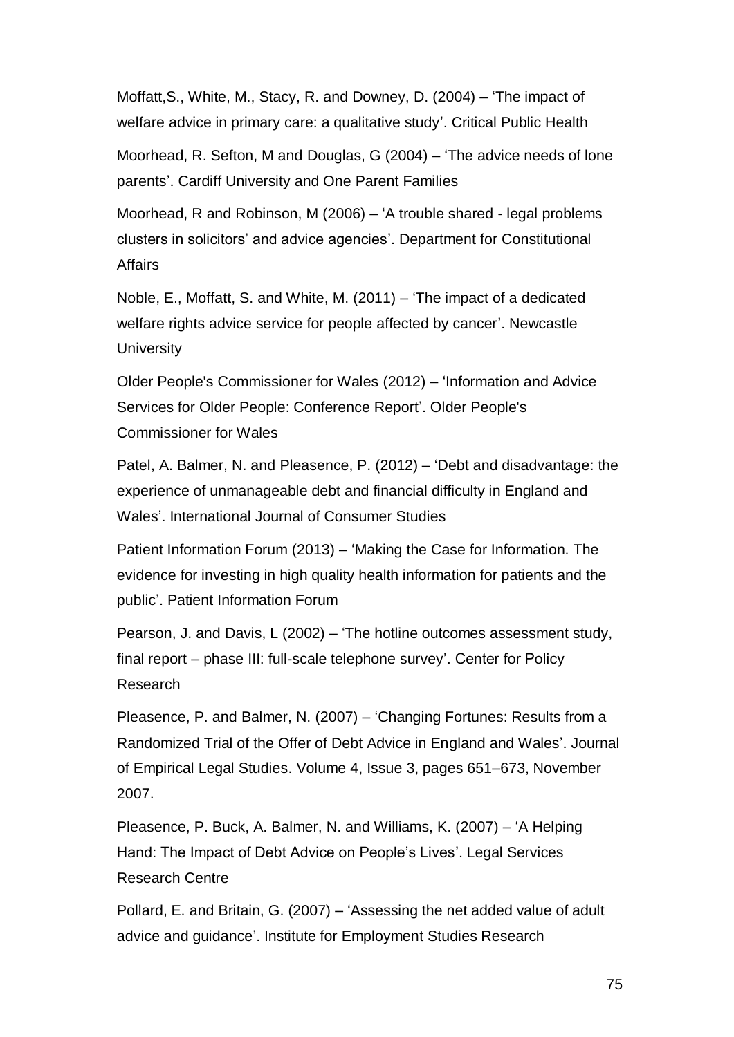Moffatt,S., White, M., Stacy, R. and Downey, D. (2004) – 'The impact of welfare advice in primary care: a qualitative study'. Critical Public Health

Moorhead, R. Sefton, M and Douglas, G (2004) – 'The advice needs of lone parents'. Cardiff University and One Parent Families

Moorhead, R and Robinson, M (2006) – 'A trouble shared - legal problems clusters in solicitors' and advice agencies'. Department for Constitutional Affairs

Noble, E., Moffatt, S. and White, M. (2011) – 'The impact of a dedicated welfare rights advice service for people affected by cancer'. Newcastle University

Older People's Commissioner for Wales (2012) – 'Information and Advice Services for Older People: Conference Report'. Older People's Commissioner for Wales

Patel, A. Balmer, N. and Pleasence, P. (2012) – 'Debt and disadvantage: the experience of unmanageable debt and financial difficulty in England and Wales'. International Journal of Consumer Studies

Patient Information Forum (2013) – 'Making the Case for Information. The evidence for investing in high quality health information for patients and the public'. Patient Information Forum

Pearson, J. and Davis, L (2002) – 'The hotline outcomes assessment study, final report – phase III: full-scale telephone survey'. Center for Policy Research

Pleasence, P. and Balmer, N. (2007) – 'Changing Fortunes: Results from a Randomized Trial of the Offer of Debt Advice in England and Wales'. Journal of Empirical Legal Studies. Volume 4, Issue 3, pages 651–673, November 2007.

Pleasence, P. Buck, A. Balmer, N. and Williams, K. (2007) – 'A Helping Hand: The Impact of Debt Advice on People's Lives'. Legal Services Research Centre

Pollard, E. and Britain, G. (2007) – 'Assessing the net added value of adult advice and guidance'. Institute for Employment Studies Research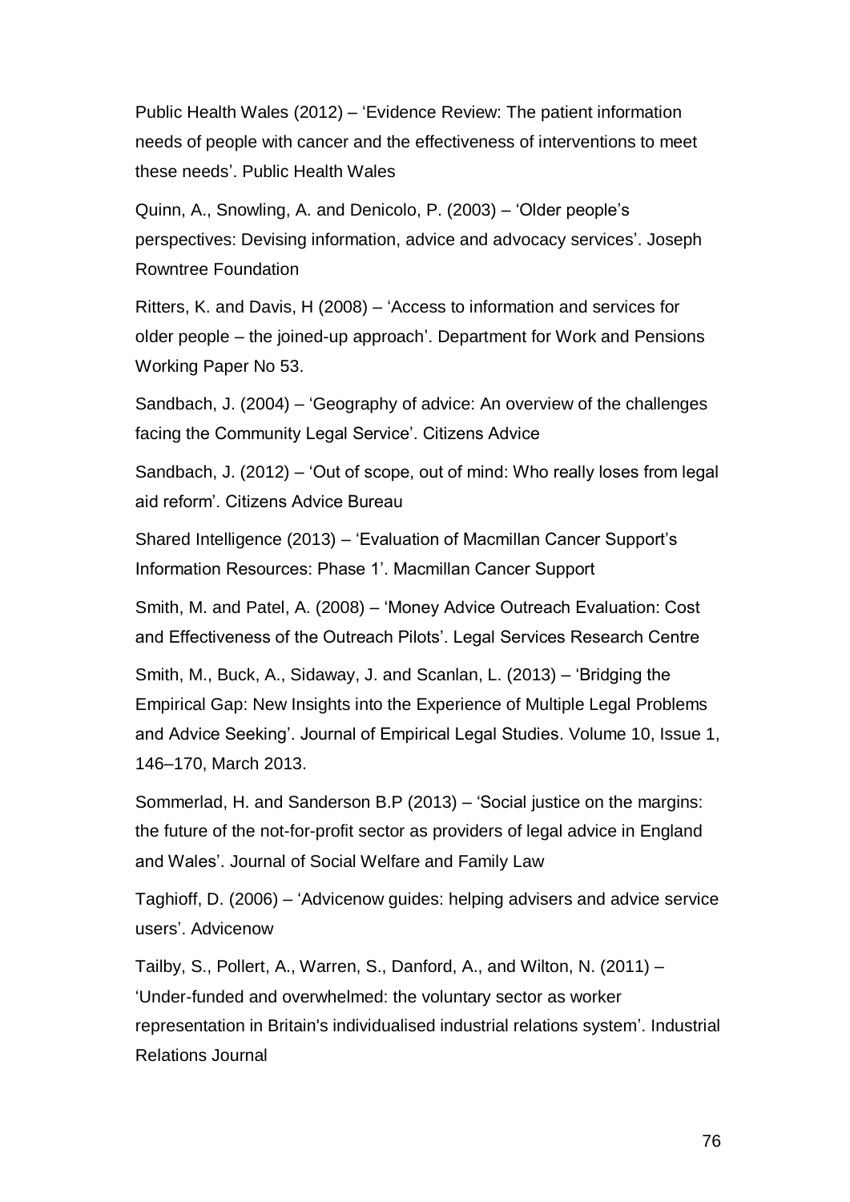Public Health Wales (2012) – 'Evidence Review: The patient information needs of people with cancer and the effectiveness of interventions to meet these needs'. Public Health Wales

Quinn, A., Snowling, A. and Denicolo, P. (2003) – 'Older people's perspectives: Devising information, advice and advocacy services'. Joseph Rowntree Foundation

Ritters, K. and Davis, H (2008) – 'Access to information and services for older people – the joined-up approach'. Department for Work and Pensions Working Paper No 53.

Sandbach, J. (2004) – 'Geography of advice: An overview of the challenges facing the Community Legal Service'. Citizens Advice

Sandbach, J. (2012) – 'Out of scope, out of mind: Who really loses from legal aid reform'. Citizens Advice Bureau

Shared Intelligence (2013) – 'Evaluation of Macmillan Cancer Support's Information Resources: Phase 1'. Macmillan Cancer Support

Smith, M. and Patel, A. (2008) – 'Money Advice Outreach Evaluation: Cost and Effectiveness of the Outreach Pilots'. Legal Services Research Centre

Smith, M., Buck, A., Sidaway, J. and Scanlan, L. (2013) – 'Bridging the Empirical Gap: New Insights into the Experience of Multiple Legal Problems and Advice Seeking'. Journal of Empirical Legal Studies. Volume 10, Issue 1, 146–170, March 2013.

Sommerlad, H. and Sanderson B.P (2013) – 'Social justice on the margins: the future of the not-for-profit sector as providers of legal advice in England and Wales'. Journal of Social Welfare and Family Law

Taghioff, D. (2006) – 'Advicenow guides: helping advisers and advice service users'. Advicenow

Tailby, S., Pollert, A., Warren, S., Danford, A., and Wilton, N. (2011) – 'Under-funded and overwhelmed: the voluntary sector as worker representation in Britain's individualised industrial relations system'. Industrial Relations Journal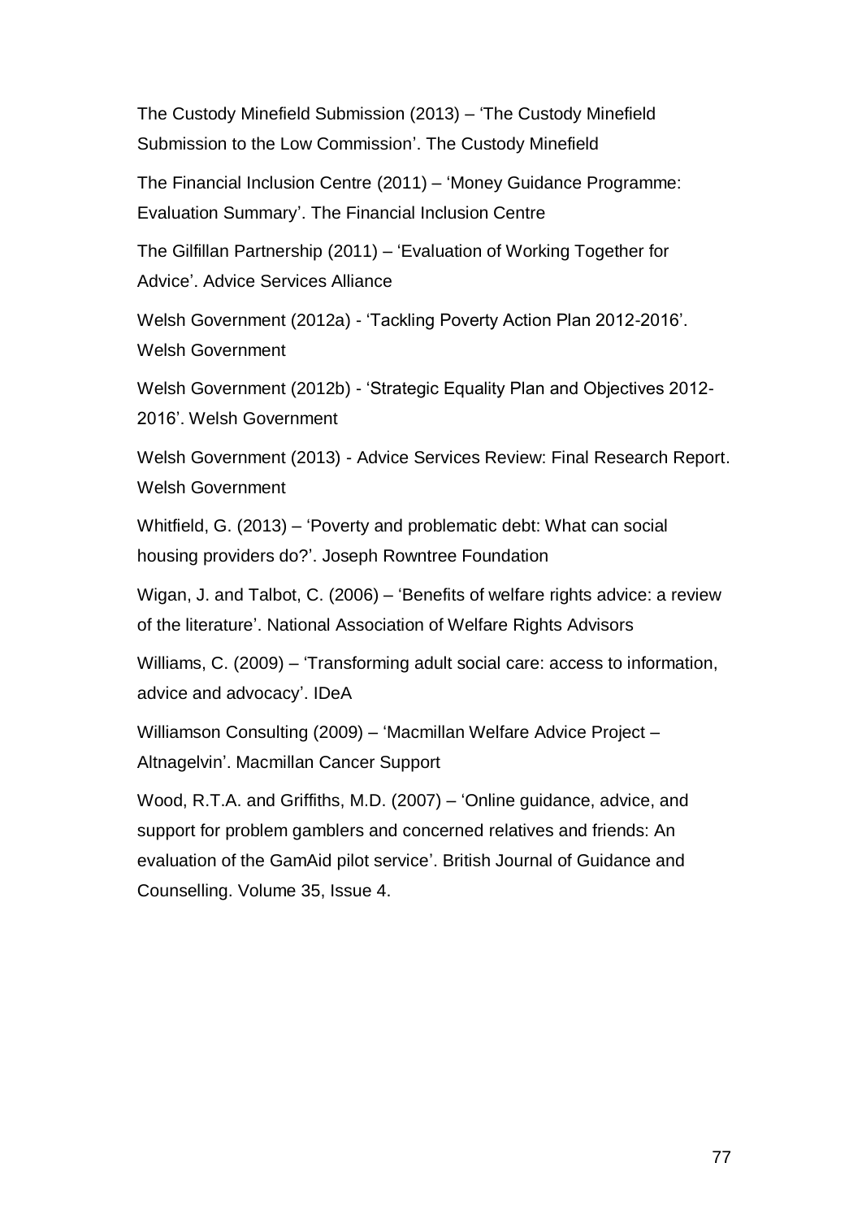The Custody Minefield Submission (2013) – 'The Custody Minefield Submission to the Low Commission'. The Custody Minefield

The Financial Inclusion Centre (2011) – 'Money Guidance Programme: Evaluation Summary'. The Financial Inclusion Centre

The Gilfillan Partnership (2011) – 'Evaluation of Working Together for Advice'. Advice Services Alliance

Welsh Government (2012a) - 'Tackling Poverty Action Plan 2012-2016'. Welsh Government

Welsh Government (2012b) - 'Strategic Equality Plan and Objectives 2012-2016'. Welsh Government

Welsh Government (2013) - Advice Services Review: Final Research Report. Welsh Government

Whitfield, G. (2013) – 'Poverty and problematic debt: What can social housing providers do?'. Joseph Rowntree Foundation

Wigan, J. and Talbot, C. (2006) – 'Benefits of welfare rights advice: a review of the literature'. National Association of Welfare Rights Advisors

Williams, C. (2009) – 'Transforming adult social care: access to information, advice and advocacy'. IDeA

Williamson Consulting (2009) – 'Macmillan Welfare Advice Project – Altnagelvin'. Macmillan Cancer Support

Wood, R.T.A. and Griffiths, M.D. (2007) – 'Online guidance, advice, and support for problem gamblers and concerned relatives and friends: An evaluation of the GamAid pilot service'. British Journal of Guidance and Counselling. Volume 35, Issue 4.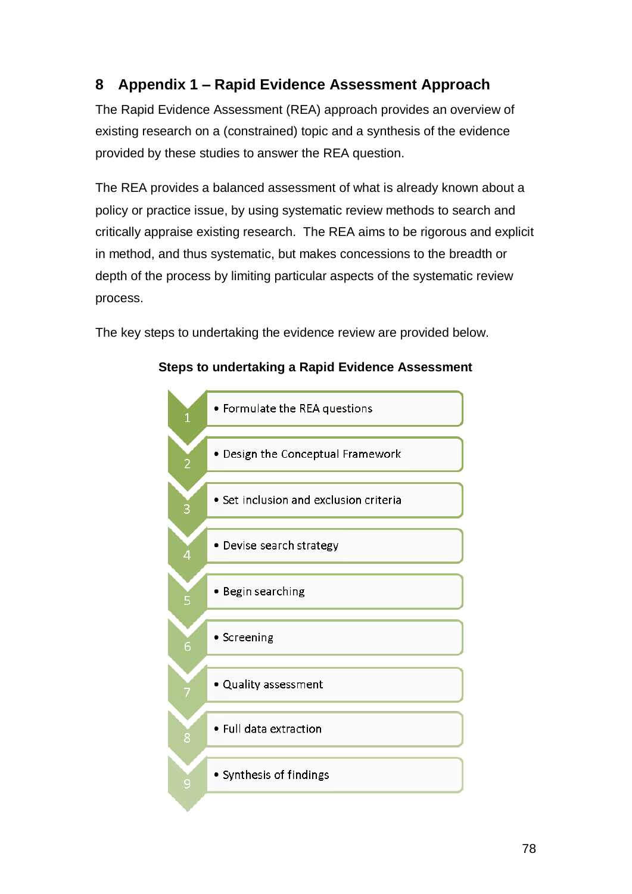# 8 Appendix 1 – Rapid Evidence Assessment Approach

The Rapid Evidence Assessment (REA) approach provides an overview of existing research on a (constrained) topic and a synthesis of the evidence provided by these studies to answer the REA question.

The REA provides a balanced assessment of what is already known about a policy or practice issue, by using systematic review methods to search and critically appraise existing research. The REA aims to be rigorous and explicit in method, and thus systematic, but makes concessions to the breadth or depth of the process by limiting particular aspects of the systematic review process.

The key steps to undertaking the evidence review are provided below.

**Steps to undertaking a Rapid Evidence Assessment**

1. Formulate the REA questions
2. Design the Conceptual Framework
3. Set inclusion and exclusion criteria
4. Devise search strategy
5. Begin searching
6. Screening
7. Quality assessment
8. Full data extraction
9. Synthesis of findings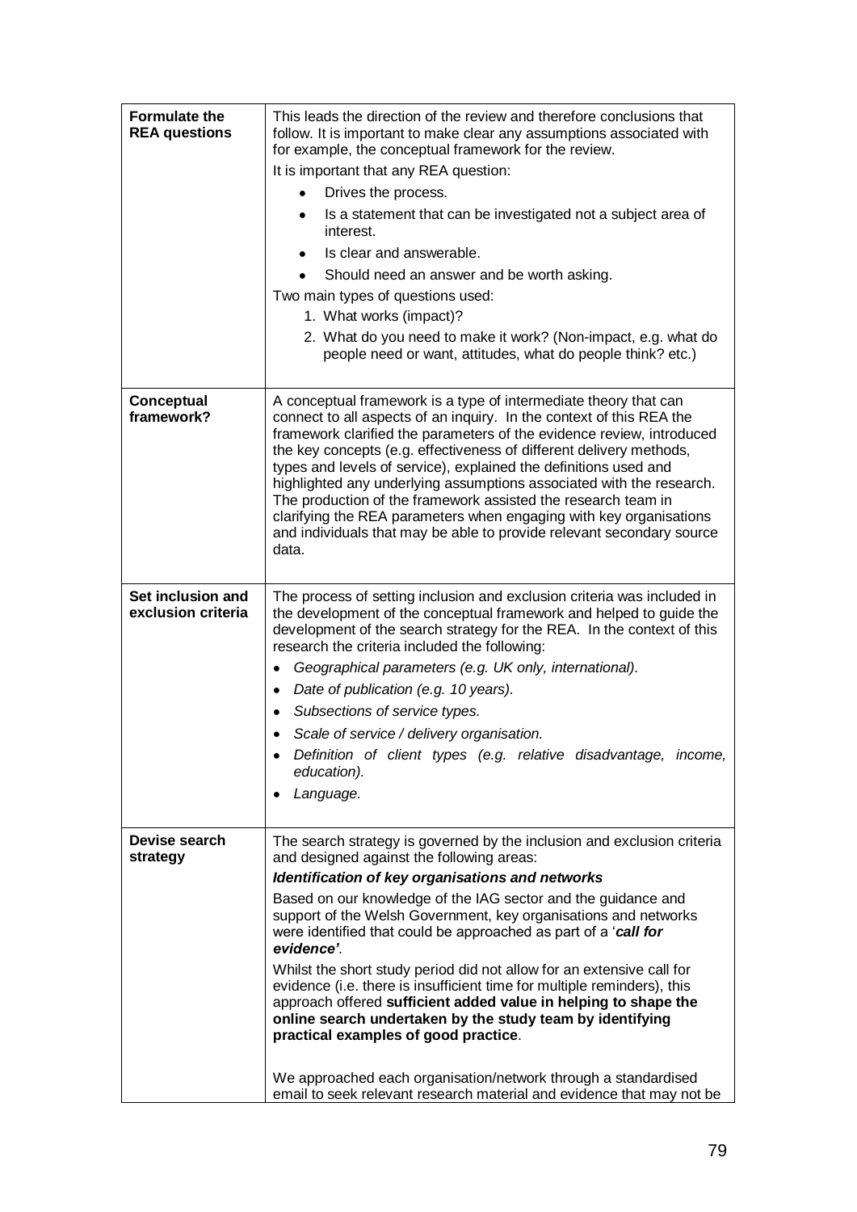| | |
|---|---|
| **Formulate the REA questions** | This leads the direction of the review and therefore conclusions that follow. It is important to make clear any assumptions associated with for example, the conceptual framework for the review.<br>It is important that any REA question:<br>• Drives the process.<br>• Is a statement that can be investigated not a subject area of interest.<br>• Is clear and answerable.<br>• Should need an answer and be worth asking.<br>Two main types of questions used:<br>1. What works (impact)?<br>2. What do you need to make it work? (Non-impact, e.g. what do people need or want, attitudes, what do people think? etc.) |
| **Conceptual framework?** | A conceptual framework is a type of intermediate theory that can connect to all aspects of an inquiry. In the context of this REA the framework clarified the parameters of the evidence review, introduced the key concepts (e.g. effectiveness of different delivery methods, types and levels of service), explained the definitions used and highlighted any underlying assumptions associated with the research. The production of the framework assisted the research team in clarifying the REA parameters when engaging with key organisations and individuals that may be able to provide relevant secondary source data. |
| **Set inclusion and exclusion criteria** | The process of setting inclusion and exclusion criteria was included in the development of the conceptual framework and helped to guide the development of the search strategy for the REA. In the context of this research the criteria included the following:<br>• *Geographical parameters (e.g. UK only, international).*<br>• *Date of publication (e.g. 10 years).*<br>• *Subsections of service types.*<br>• *Scale of service / delivery organisation.*<br>• *Definition of client types (e.g. relative disadvantage, income, education).*<br>• *Language.* |
| **Devise search strategy** | The search strategy is governed by the inclusion and exclusion criteria and designed against the following areas:<br>***Identification of key organisations and networks***<br>Based on our knowledge of the IAG sector and the guidance and support of the Welsh Government, key organisations and networks were identified that could be approached as part of a '***call for evidence'***.<br>Whilst the short study period did not allow for an extensive call for evidence (i.e. there is insufficient time for multiple reminders), this approach offered **sufficient added value in helping to shape the online search undertaken by the study team by identifying practical examples of good practice**.<br><br>We approached each organisation/network through a standardised email to seek relevant research material and evidence that may not be |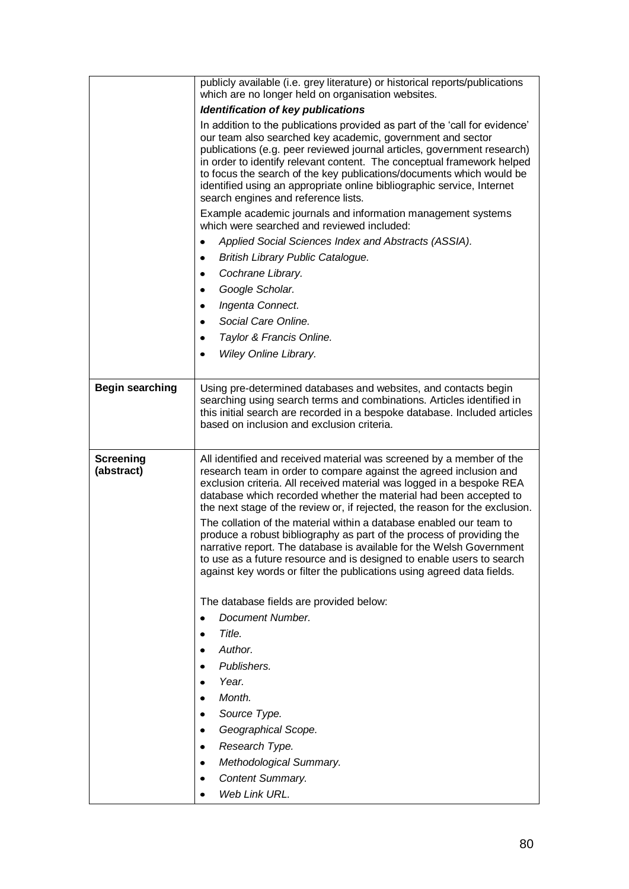| | |
|---|---|
| | publicly available (i.e. grey literature) or historical reports/publications which are no longer held on organisation websites.<br><br>***Identification of key publications***<br><br>In addition to the publications provided as part of the 'call for evidence' our team also searched key academic, government and sector publications (e.g. peer reviewed journal articles, government research) in order to identify relevant content. The conceptual framework helped to focus the search of the key publications/documents which would be identified using an appropriate online bibliographic service, Internet search engines and reference lists.<br><br>Example academic journals and information management systems which were searched and reviewed included:<br><br>• *Applied Social Sciences Index and Abstracts (ASSIA).*<br>• *British Library Public Catalogue.*<br>• *Cochrane Library.*<br>• *Google Scholar.*<br>• *Ingenta Connect.*<br>• *Social Care Online.*<br>• *Taylor & Francis Online.*<br>• *Wiley Online Library.* |
| **Begin searching** | Using pre-determined databases and websites, and contacts begin searching using search terms and combinations. Articles identified in this initial search are recorded in a bespoke database. Included articles based on inclusion and exclusion criteria. |
| **Screening (abstract)** | All identified and received material was screened by a member of the research team in order to compare against the agreed inclusion and exclusion criteria. All received material was logged in a bespoke REA database which recorded whether the material had been accepted to the next stage of the review or, if rejected, the reason for the exclusion.<br><br>The collation of the material within a database enabled our team to produce a robust bibliography as part of the process of providing the narrative report. The database is available for the Welsh Government to use as a future resource and is designed to enable users to search against key words or filter the publications using agreed data fields.<br><br>The database fields are provided below:<br><br>• *Document Number.*<br>• *Title.*<br>• *Author.*<br>• *Publishers.*<br>• *Year.*<br>• *Month.*<br>• *Source Type.*<br>• *Geographical Scope.*<br>• *Research Type.*<br>• *Methodological Summary.*<br>• *Content Summary.*<br>• *Web Link URL.* |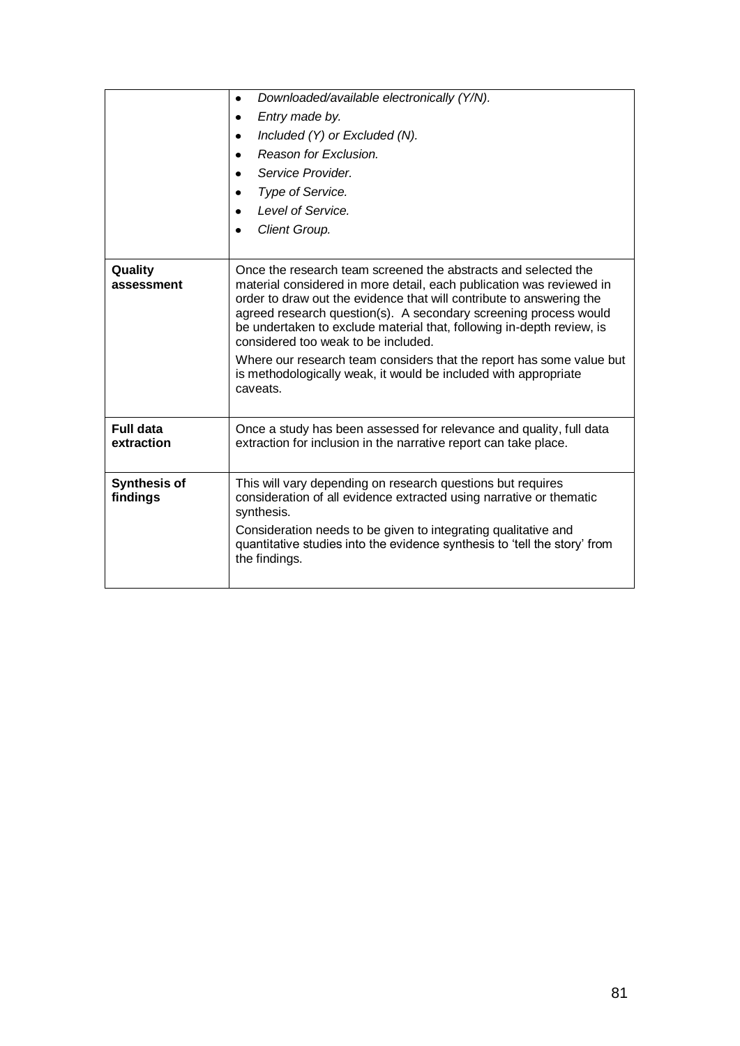|  |  |
|---|---|
|  | • *Downloaded/available electronically (Y/N).*<br>• *Entry made by.*<br>• *Included (Y) or Excluded (N).*<br>• *Reason for Exclusion.*<br>• *Service Provider.*<br>• *Type of Service.*<br>• *Level of Service.*<br>• *Client Group.* |
| **Quality assessment** | Once the research team screened the abstracts and selected the material considered in more detail, each publication was reviewed in order to draw out the evidence that will contribute to answering the agreed research question(s). A secondary screening process would be undertaken to exclude material that, following in-depth review, is considered too weak to be included.<br><br>Where our research team considers that the report has some value but is methodologically weak, it would be included with appropriate caveats. |
| **Full data extraction** | Once a study has been assessed for relevance and quality, full data extraction for inclusion in the narrative report can take place. |
| **Synthesis of findings** | This will vary depending on research questions but requires consideration of all evidence extracted using narrative or thematic synthesis.<br><br>Consideration needs to be given to integrating qualitative and quantitative studies into the evidence synthesis to 'tell the story' from the findings. |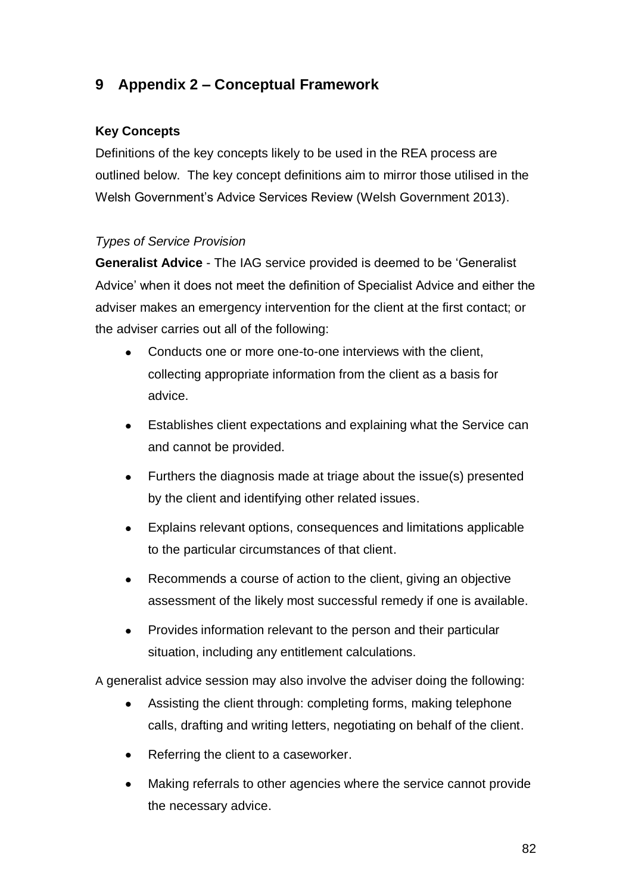## 9 Appendix 2 – Conceptual Framework

**Key Concepts**

Definitions of the key concepts likely to be used in the REA process are outlined below. The key concept definitions aim to mirror those utilised in the Welsh Government's Advice Services Review (Welsh Government 2013).

*Types of Service Provision*

**Generalist Advice** - The IAG service provided is deemed to be 'Generalist Advice' when it does not meet the definition of Specialist Advice and either the adviser makes an emergency intervention for the client at the first contact; or the adviser carries out all of the following:

- Conducts one or more one-to-one interviews with the client, collecting appropriate information from the client as a basis for advice.
- Establishes client expectations and explaining what the Service can and cannot be provided.
- Furthers the diagnosis made at triage about the issue(s) presented by the client and identifying other related issues.
- Explains relevant options, consequences and limitations applicable to the particular circumstances of that client.
- Recommends a course of action to the client, giving an objective assessment of the likely most successful remedy if one is available.
- Provides information relevant to the person and their particular situation, including any entitlement calculations.

A generalist advice session may also involve the adviser doing the following:

- Assisting the client through: completing forms, making telephone calls, drafting and writing letters, negotiating on behalf of the client.
- Referring the client to a caseworker.
- Making referrals to other agencies where the service cannot provide the necessary advice.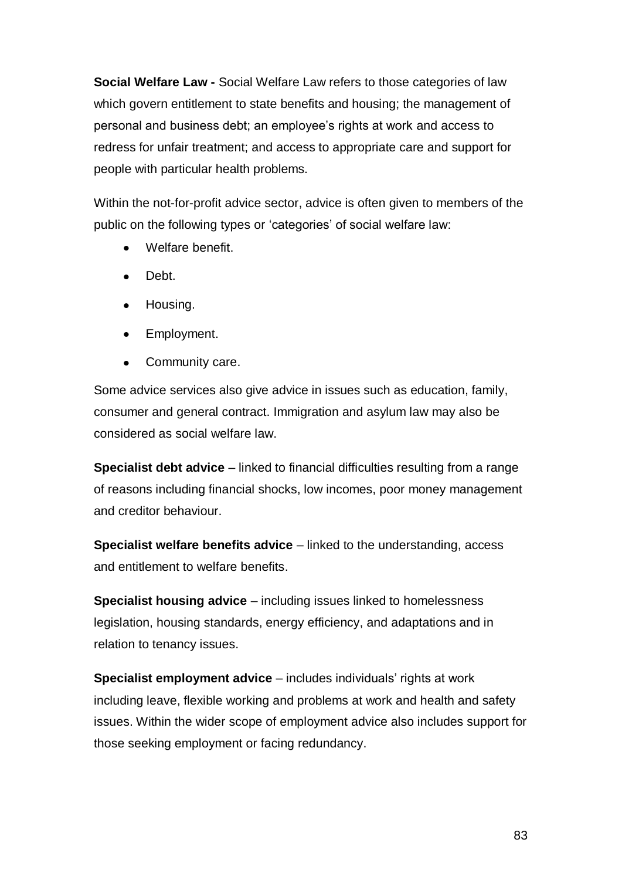**Social Welfare Law -** Social Welfare Law refers to those categories of law which govern entitlement to state benefits and housing; the management of personal and business debt; an employee's rights at work and access to redress for unfair treatment; and access to appropriate care and support for people with particular health problems.

Within the not-for-profit advice sector, advice is often given to members of the public on the following types or 'categories' of social welfare law:

- Welfare benefit.
- Debt.
- Housing.
- Employment.
- Community care.

Some advice services also give advice in issues such as education, family, consumer and general contract. Immigration and asylum law may also be considered as social welfare law.

**Specialist debt advice** – linked to financial difficulties resulting from a range of reasons including financial shocks, low incomes, poor money management and creditor behaviour.

**Specialist welfare benefits advice** – linked to the understanding, access and entitlement to welfare benefits.

**Specialist housing advice** – including issues linked to homelessness legislation, housing standards, energy efficiency, and adaptations and in relation to tenancy issues.

**Specialist employment advice** – includes individuals' rights at work including leave, flexible working and problems at work and health and safety issues. Within the wider scope of employment advice also includes support for those seeking employment or facing redundancy.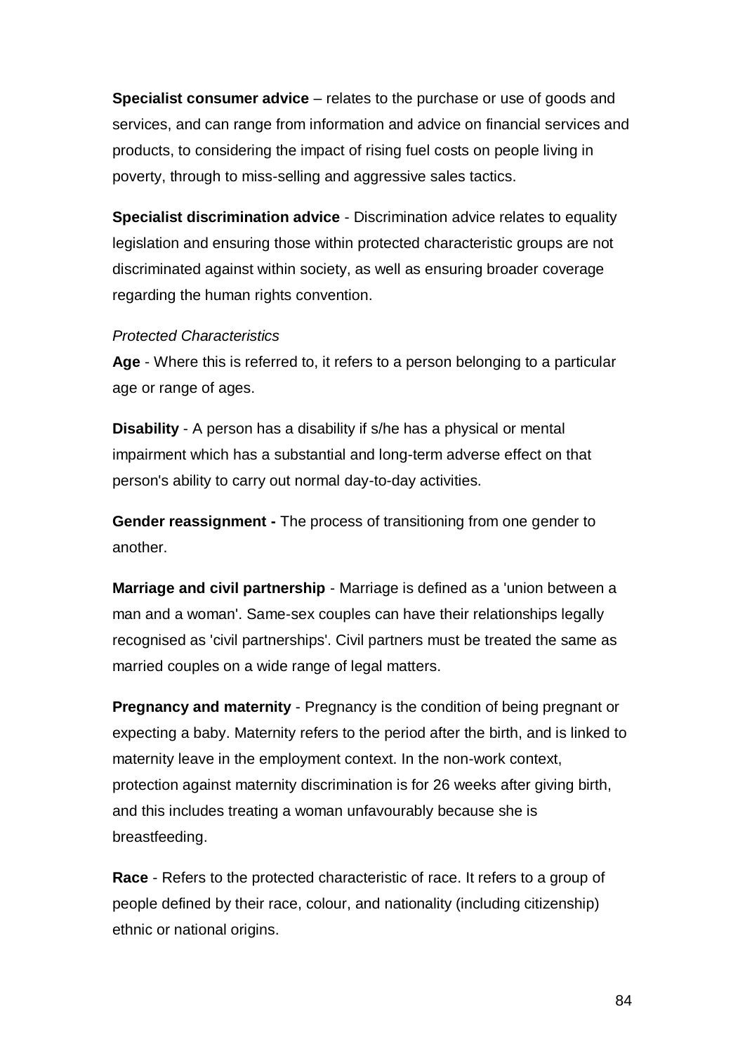**Specialist consumer advice** – relates to the purchase or use of goods and services, and can range from information and advice on financial services and products, to considering the impact of rising fuel costs on people living in poverty, through to miss-selling and aggressive sales tactics.

**Specialist discrimination advice** - Discrimination advice relates to equality legislation and ensuring those within protected characteristic groups are not discriminated against within society, as well as ensuring broader coverage regarding the human rights convention.

*Protected Characteristics*

**Age** - Where this is referred to, it refers to a person belonging to a particular age or range of ages.

**Disability** - A person has a disability if s/he has a physical or mental impairment which has a substantial and long-term adverse effect on that person's ability to carry out normal day-to-day activities.

**Gender reassignment -** The process of transitioning from one gender to another.

**Marriage and civil partnership** - Marriage is defined as a 'union between a man and a woman'. Same-sex couples can have their relationships legally recognised as 'civil partnerships'. Civil partners must be treated the same as married couples on a wide range of legal matters.

**Pregnancy and maternity** - Pregnancy is the condition of being pregnant or expecting a baby. Maternity refers to the period after the birth, and is linked to maternity leave in the employment context. In the non-work context, protection against maternity discrimination is for 26 weeks after giving birth, and this includes treating a woman unfavourably because she is breastfeeding.

**Race** - Refers to the protected characteristic of race. It refers to a group of people defined by their race, colour, and nationality (including citizenship) ethnic or national origins.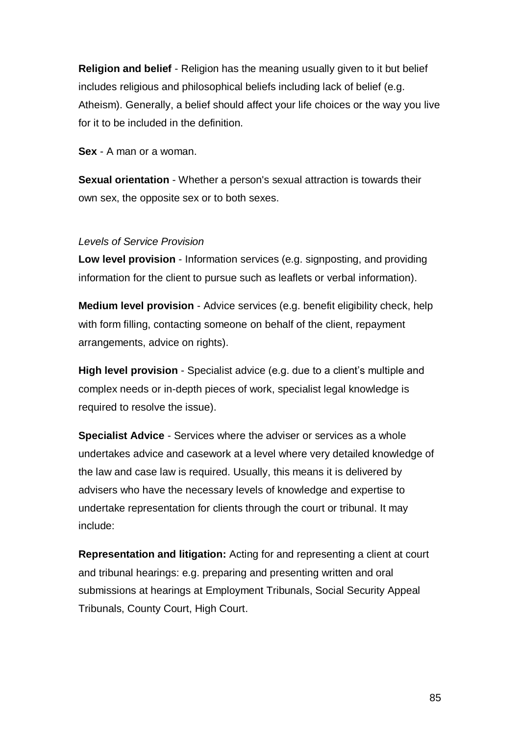**Religion and belief** - Religion has the meaning usually given to it but belief includes religious and philosophical beliefs including lack of belief (e.g. Atheism). Generally, a belief should affect your life choices or the way you live for it to be included in the definition.

**Sex** - A man or a woman.

**Sexual orientation** - Whether a person's sexual attraction is towards their own sex, the opposite sex or to both sexes.

*Levels of Service Provision*

**Low level provision** - Information services (e.g. signposting, and providing information for the client to pursue such as leaflets or verbal information).

**Medium level provision** - Advice services (e.g. benefit eligibility check, help with form filling, contacting someone on behalf of the client, repayment arrangements, advice on rights).

**High level provision** - Specialist advice (e.g. due to a client's multiple and complex needs or in-depth pieces of work, specialist legal knowledge is required to resolve the issue).

**Specialist Advice** - Services where the adviser or services as a whole undertakes advice and casework at a level where very detailed knowledge of the law and case law is required. Usually, this means it is delivered by advisers who have the necessary levels of knowledge and expertise to undertake representation for clients through the court or tribunal. It may include:

**Representation and litigation:** Acting for and representing a client at court and tribunal hearings: e.g. preparing and presenting written and oral submissions at hearings at Employment Tribunals, Social Security Appeal Tribunals, County Court, High Court.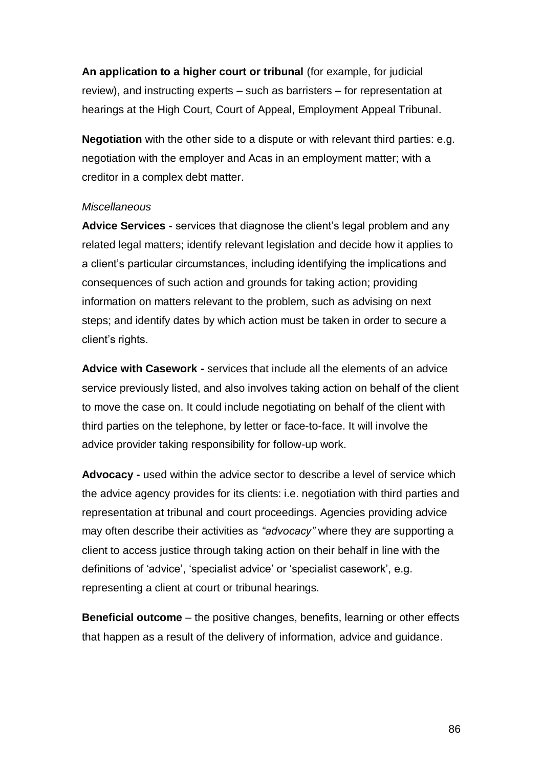**An application to a higher court or tribunal** (for example, for judicial review), and instructing experts – such as barristers – for representation at hearings at the High Court, Court of Appeal, Employment Appeal Tribunal.

**Negotiation** with the other side to a dispute or with relevant third parties: e.g. negotiation with the employer and Acas in an employment matter; with a creditor in a complex debt matter.

*Miscellaneous*

**Advice Services -** services that diagnose the client's legal problem and any related legal matters; identify relevant legislation and decide how it applies to a client's particular circumstances, including identifying the implications and consequences of such action and grounds for taking action; providing information on matters relevant to the problem, such as advising on next steps; and identify dates by which action must be taken in order to secure a client's rights.

**Advice with Casework -** services that include all the elements of an advice service previously listed, and also involves taking action on behalf of the client to move the case on. It could include negotiating on behalf of the client with third parties on the telephone, by letter or face-to-face. It will involve the advice provider taking responsibility for follow-up work.

**Advocacy -** used within the advice sector to describe a level of service which the advice agency provides for its clients: i.e. negotiation with third parties and representation at tribunal and court proceedings. Agencies providing advice may often describe their activities as *"advocacy"* where they are supporting a client to access justice through taking action on their behalf in line with the definitions of 'advice', 'specialist advice' or 'specialist casework', e.g. representing a client at court or tribunal hearings.

**Beneficial outcome** – the positive changes, benefits, learning or other effects that happen as a result of the delivery of information, advice and guidance.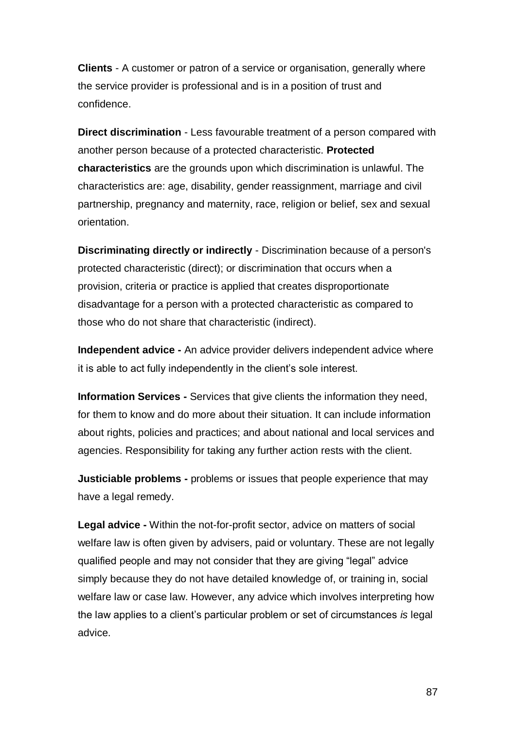**Clients** - A customer or patron of a service or organisation, generally where the service provider is professional and is in a position of trust and confidence.

**Direct discrimination** - Less favourable treatment of a person compared with another person because of a protected characteristic. **Protected characteristics** are the grounds upon which discrimination is unlawful. The characteristics are: age, disability, gender reassignment, marriage and civil partnership, pregnancy and maternity, race, religion or belief, sex and sexual orientation.

**Discriminating directly or indirectly** - Discrimination because of a person's protected characteristic (direct); or discrimination that occurs when a provision, criteria or practice is applied that creates disproportionate disadvantage for a person with a protected characteristic as compared to those who do not share that characteristic (indirect).

**Independent advice -** An advice provider delivers independent advice where it is able to act fully independently in the client's sole interest.

**Information Services -** Services that give clients the information they need, for them to know and do more about their situation. It can include information about rights, policies and practices; and about national and local services and agencies. Responsibility for taking any further action rests with the client.

**Justiciable problems -** problems or issues that people experience that may have a legal remedy.

**Legal advice -** Within the not-for-profit sector, advice on matters of social welfare law is often given by advisers, paid or voluntary. These are not legally qualified people and may not consider that they are giving "legal" advice simply because they do not have detailed knowledge of, or training in, social welfare law or case law. However, any advice which involves interpreting how the law applies to a client's particular problem or set of circumstances *is* legal advice.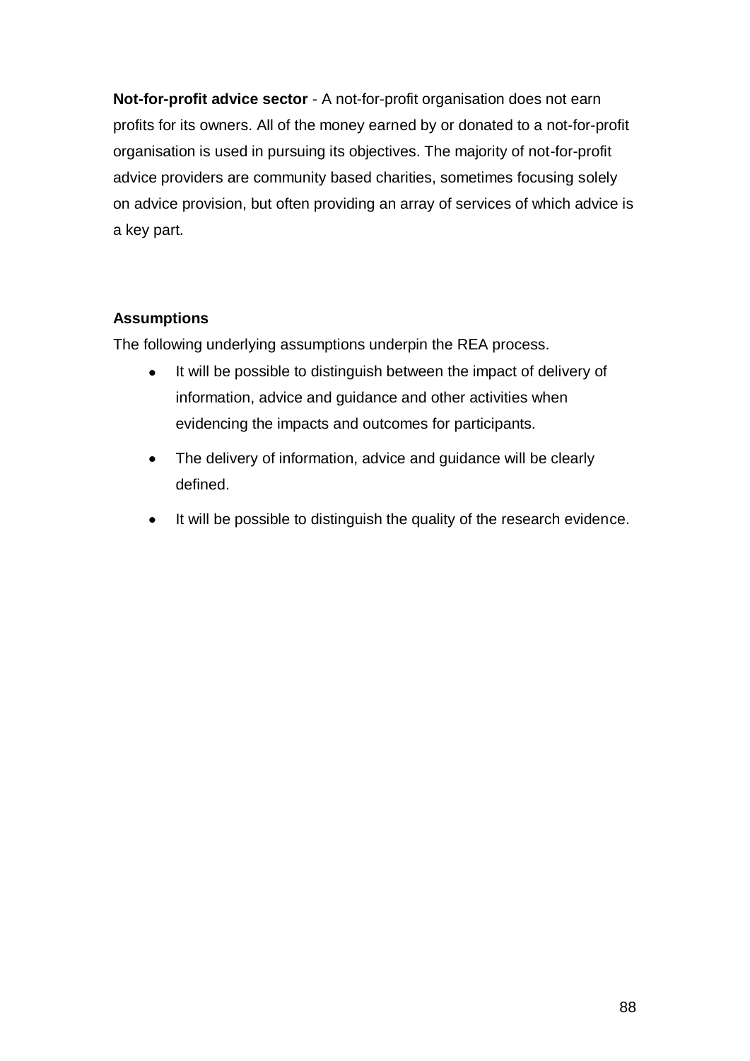**Not-for-profit advice sector** - A not-for-profit organisation does not earn profits for its owners. All of the money earned by or donated to a not-for-profit organisation is used in pursuing its objectives. The majority of not-for-profit advice providers are community based charities, sometimes focusing solely on advice provision, but often providing an array of services of which advice is a key part.

**Assumptions**

The following underlying assumptions underpin the REA process.

- It will be possible to distinguish between the impact of delivery of information, advice and guidance and other activities when evidencing the impacts and outcomes for participants.
- The delivery of information, advice and guidance will be clearly defined.
- It will be possible to distinguish the quality of the research evidence.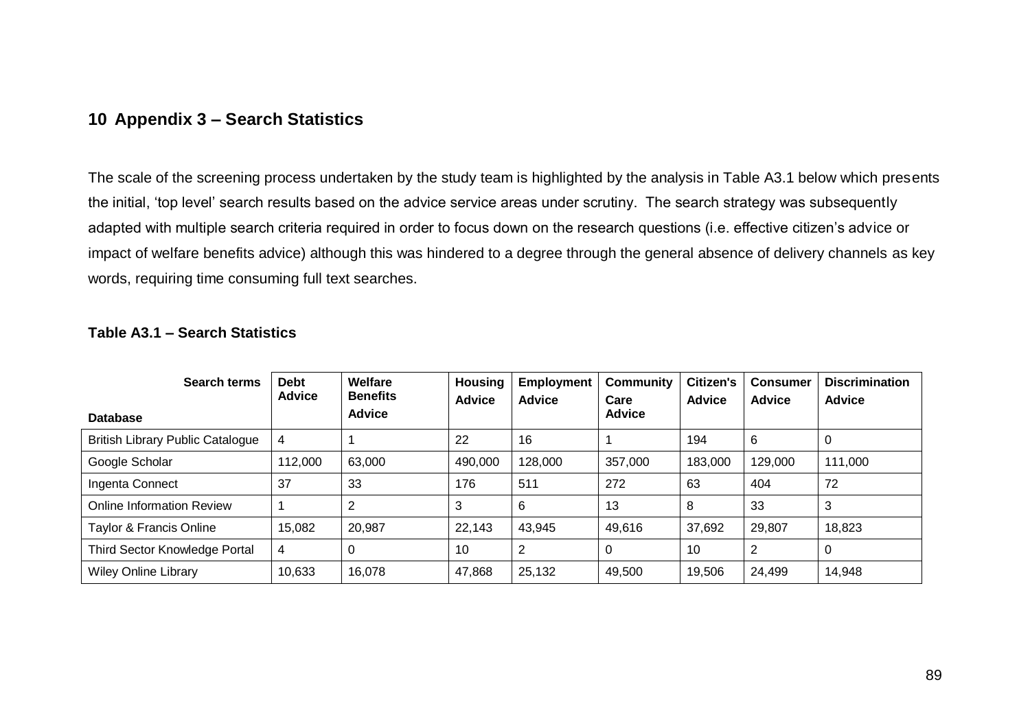## 10 Appendix 3 – Search Statistics

The scale of the screening process undertaken by the study team is highlighted by the analysis in Table A3.1 below which presents the initial, 'top level' search results based on the advice service areas under scrutiny. The search strategy was subsequently adapted with multiple search criteria required in order to focus down on the research questions (i.e. effective citizen's advice or impact of welfare benefits advice) although this was hindered to a degree through the general absence of delivery channels as key words, requiring time consuming full text searches.

**Table A3.1 – Search Statistics**

| Search terms / Database | Debt Advice | Welfare Benefits Advice | Housing Advice | Employment Advice | Community Care Advice | Citizen's Advice | Consumer Advice | Discrimination Advice |
|---|---|---|---|---|---|---|---|---|
| British Library Public Catalogue | 4 | 1 | 22 | 16 | 1 | 194 | 6 | 0 |
| Google Scholar | 112,000 | 63,000 | 490,000 | 128,000 | 357,000 | 183,000 | 129,000 | 111,000 |
| Ingenta Connect | 37 | 33 | 176 | 511 | 272 | 63 | 404 | 72 |
| Online Information Review | 1 | 2 | 3 | 6 | 13 | 8 | 33 | 3 |
| Taylor & Francis Online | 15,082 | 20,987 | 22,143 | 43,945 | 49,616 | 37,692 | 29,807 | 18,823 |
| Third Sector Knowledge Portal | 4 | 0 | 10 | 2 | 0 | 10 | 2 | 0 |
| Wiley Online Library | 10,633 | 16,078 | 47,868 | 25,132 | 49,500 | 19,506 | 24,499 | 14,948 |